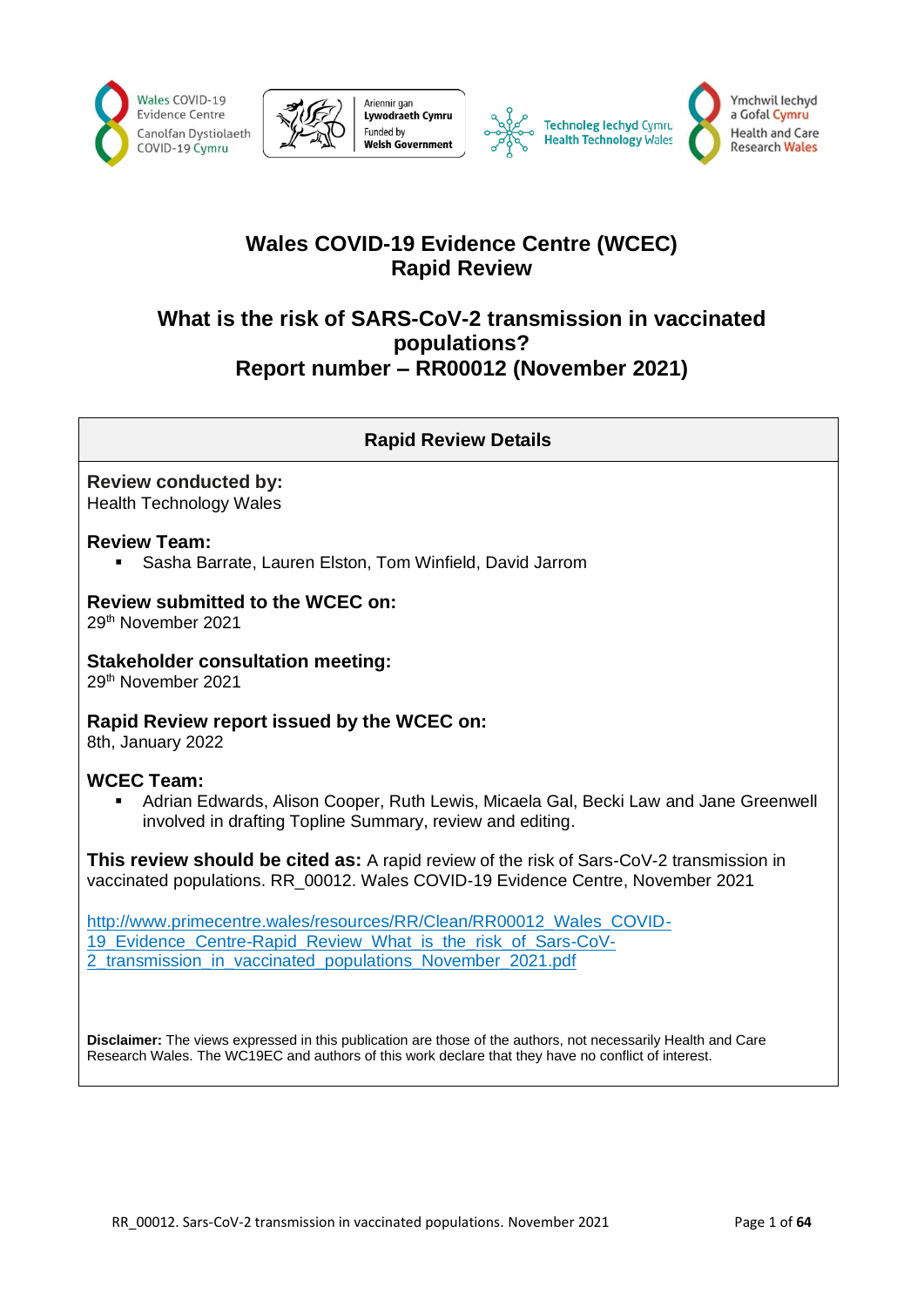# Wales COVID-19 Evidence Centre (WCEC) Rapid Review

## What is the risk of SARS-CoV-2 transmission in vaccinated populations?
## Report number – RR00012 (November 2021)

### Rapid Review Details

**Review conducted by:**
Health Technology Wales

**Review Team:**
- Sasha Barrate, Lauren Elston, Tom Winfield, David Jarrom

**Review submitted to the WCEC on:**
29th November 2021

**Stakeholder consultation meeting:**
29th November 2021

**Rapid Review report issued by the WCEC on:**
8th, January 2022

**WCEC Team:**
- Adrian Edwards, Alison Cooper, Ruth Lewis, Micaela Gal, Becki Law and Jane Greenwell involved in drafting Topline Summary, review and editing.

**This review should be cited as:** A rapid review of the risk of Sars-CoV-2 transmission in vaccinated populations. RR_00012. Wales COVID-19 Evidence Centre, November 2021

http://www.primecentre.wales/resources/RR/Clean/RR00012_Wales_COVID-19_Evidence_Centre-Rapid_Review_What_is_the_risk_of_Sars-CoV-2_transmission_in_vaccinated_populations_November_2021.pdf

**Disclaimer:** The views expressed in this publication are those of the authors, not necessarily Health and Care Research Wales. The WC19EC and authors of this work declare that they have no conflict of interest.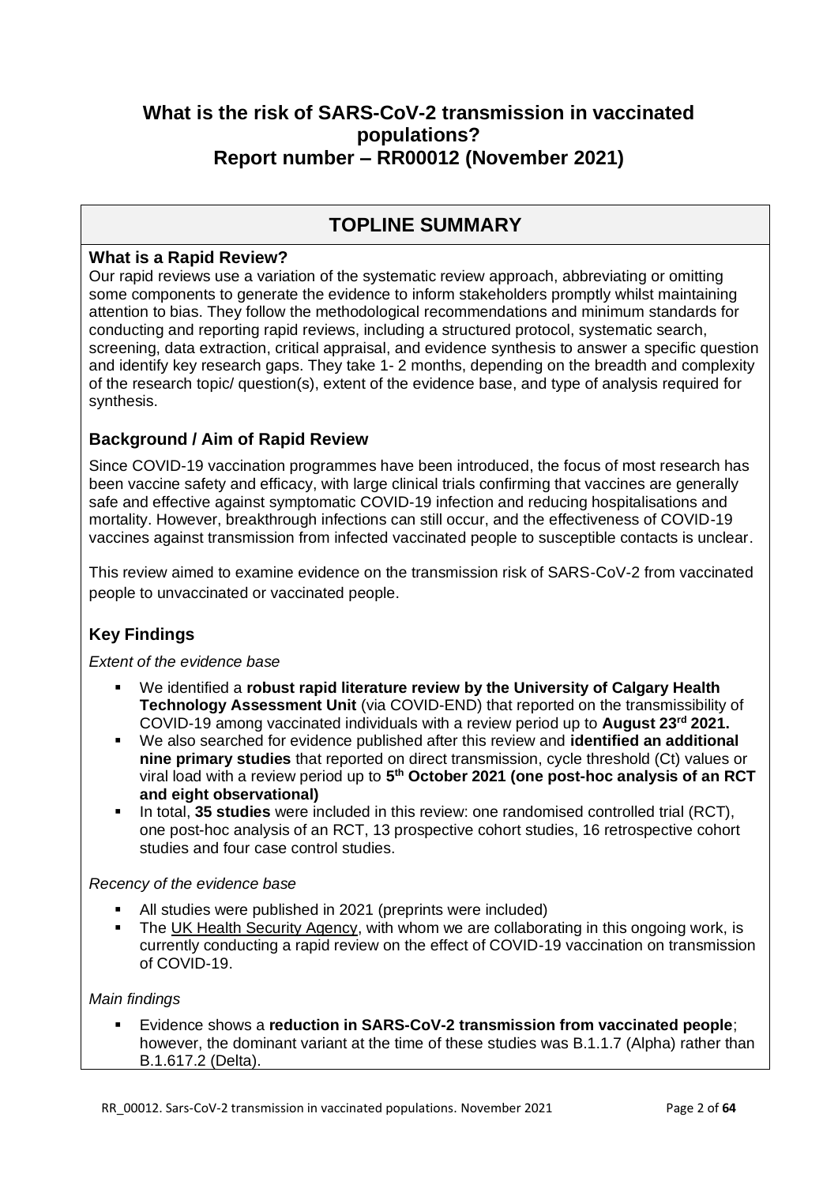# What is the risk of SARS-CoV-2 transmission in vaccinated populations?

# Report number – RR00012 (November 2021)

## TOPLINE SUMMARY

### What is a Rapid Review?

Our rapid reviews use a variation of the systematic review approach, abbreviating or omitting some components to generate the evidence to inform stakeholders promptly whilst maintaining attention to bias. They follow the methodological recommendations and minimum standards for conducting and reporting rapid reviews, including a structured protocol, systematic search, screening, data extraction, critical appraisal, and evidence synthesis to answer a specific question and identify key research gaps. They take 1- 2 months, depending on the breadth and complexity of the research topic/ question(s), extent of the evidence base, and type of analysis required for synthesis.

### Background / Aim of Rapid Review

Since COVID-19 vaccination programmes have been introduced, the focus of most research has been vaccine safety and efficacy, with large clinical trials confirming that vaccines are generally safe and effective against symptomatic COVID-19 infection and reducing hospitalisations and mortality. However, breakthrough infections can still occur, and the effectiveness of COVID-19 vaccines against transmission from infected vaccinated people to susceptible contacts is unclear.

This review aimed to examine evidence on the transmission risk of SARS-CoV-2 from vaccinated people to unvaccinated or vaccinated people.

### Key Findings

*Extent of the evidence base*

- We identified a **robust rapid literature review by the University of Calgary Health Technology Assessment Unit** (via COVID-END) that reported on the transmissibility of COVID-19 among vaccinated individuals with a review period up to **August 23rd 2021.**
- We also searched for evidence published after this review and **identified an additional nine primary studies** that reported on direct transmission, cycle threshold (Ct) values or viral load with a review period up to **5th October 2021 (one post-hoc analysis of an RCT and eight observational)**
- In total, **35 studies** were included in this review: one randomised controlled trial (RCT), one post-hoc analysis of an RCT, 13 prospective cohort studies, 16 retrospective cohort studies and four case control studies.

*Recency of the evidence base*

- All studies were published in 2021 (preprints were included)
- The UK Health Security Agency, with whom we are collaborating in this ongoing work, is currently conducting a rapid review on the effect of COVID-19 vaccination on transmission of COVID-19.

*Main findings*

- Evidence shows a **reduction in SARS-CoV-2 transmission from vaccinated people**; however, the dominant variant at the time of these studies was B.1.1.7 (Alpha) rather than B.1.617.2 (Delta).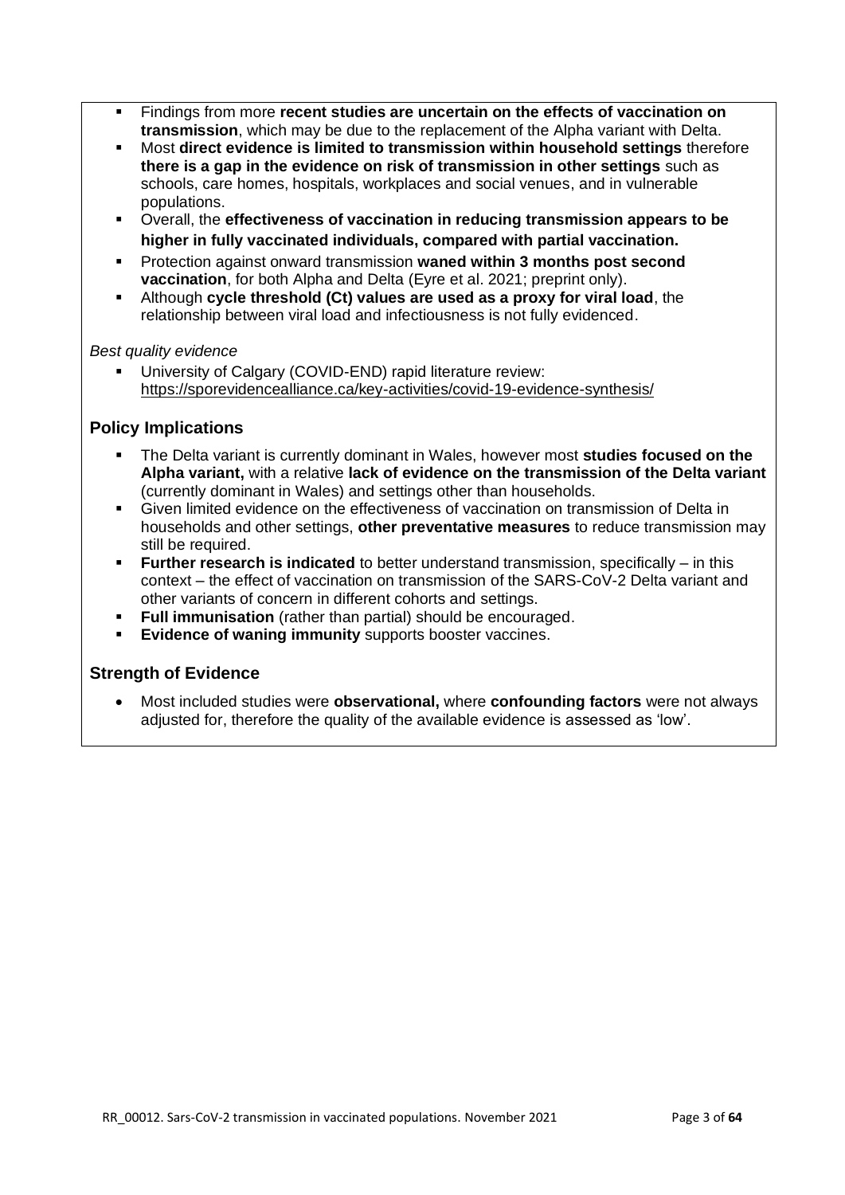- Findings from more **recent studies are uncertain on the effects of vaccination on transmission**, which may be due to the replacement of the Alpha variant with Delta.
- Most **direct evidence is limited to transmission within household settings** therefore **there is a gap in the evidence on risk of transmission in other settings** such as schools, care homes, hospitals, workplaces and social venues, and in vulnerable populations.
- Overall, the **effectiveness of vaccination in reducing transmission appears to be higher in fully vaccinated individuals, compared with partial vaccination.**
- Protection against onward transmission **waned within 3 months post second vaccination**, for both Alpha and Delta (Eyre et al. 2021; preprint only).
- Although **cycle threshold (Ct) values are used as a proxy for viral load**, the relationship between viral load and infectiousness is not fully evidenced.

*Best quality evidence*

- University of Calgary (COVID-END) rapid literature review: https://sporevidencealliance.ca/key-activities/covid-19-evidence-synthesis/

## Policy Implications

- The Delta variant is currently dominant in Wales, however most **studies focused on the Alpha variant,** with a relative **lack of evidence on the transmission of the Delta variant** (currently dominant in Wales) and settings other than households.
- Given limited evidence on the effectiveness of vaccination on transmission of Delta in households and other settings, **other preventative measures** to reduce transmission may still be required.
- **Further research is indicated** to better understand transmission, specifically – in this context – the effect of vaccination on transmission of the SARS-CoV-2 Delta variant and other variants of concern in different cohorts and settings.
- **Full immunisation** (rather than partial) should be encouraged.
- **Evidence of waning immunity** supports booster vaccines.

## Strength of Evidence

- Most included studies were **observational,** where **confounding factors** were not always adjusted for, therefore the quality of the available evidence is assessed as 'low'.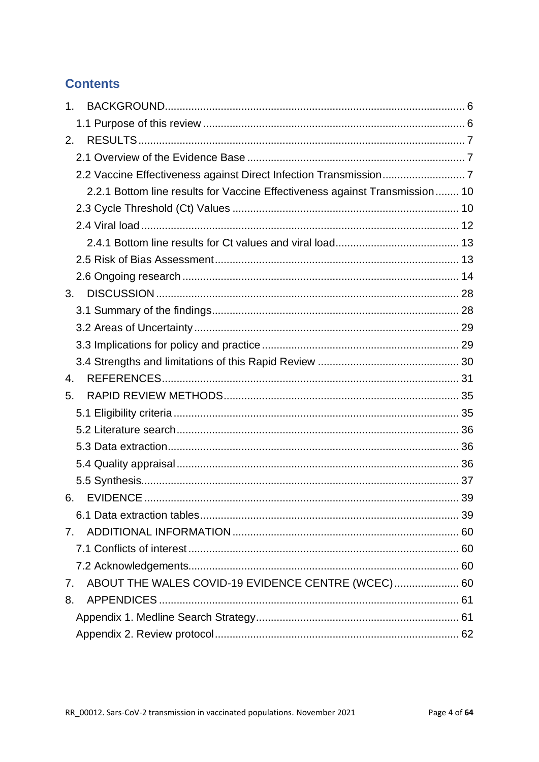## Contents

1. BACKGROUND .......... 6
   - 1.1 Purpose of this review .......... 6
2. RESULTS .......... 7
   - 2.1 Overview of the Evidence Base .......... 7
   - 2.2 Vaccine Effectiveness against Direct Infection Transmission .......... 7
     - 2.2.1 Bottom line results for Vaccine Effectiveness against Transmission .......... 10
   - 2.3 Cycle Threshold (Ct) Values .......... 10
   - 2.4 Viral load .......... 12
     - 2.4.1 Bottom line results for Ct values and viral load .......... 13
   - 2.5 Risk of Bias Assessment .......... 13
   - 2.6 Ongoing research .......... 14
3. DISCUSSION .......... 28
   - 3.1 Summary of the findings .......... 28
   - 3.2 Areas of Uncertainty .......... 29
   - 3.3 Implications for policy and practice .......... 29
   - 3.4 Strengths and limitations of this Rapid Review .......... 30
4. REFERENCES .......... 31
5. RAPID REVIEW METHODS .......... 35
   - 5.1 Eligibility criteria .......... 35
   - 5.2 Literature search .......... 36
   - 5.3 Data extraction .......... 36
   - 5.4 Quality appraisal .......... 36
   - 5.5 Synthesis .......... 37
6. EVIDENCE .......... 39
   - 6.1 Data extraction tables .......... 39
7. ADDITIONAL INFORMATION .......... 60
   - 7.1 Conflicts of interest .......... 60
   - 7.2 Acknowledgements .......... 60
7. ABOUT THE WALES COVID-19 EVIDENCE CENTRE (WCEC) .......... 60
8. APPENDICES .......... 61
   - Appendix 1. Medline Search Strategy .......... 61
   - Appendix 2. Review protocol .......... 62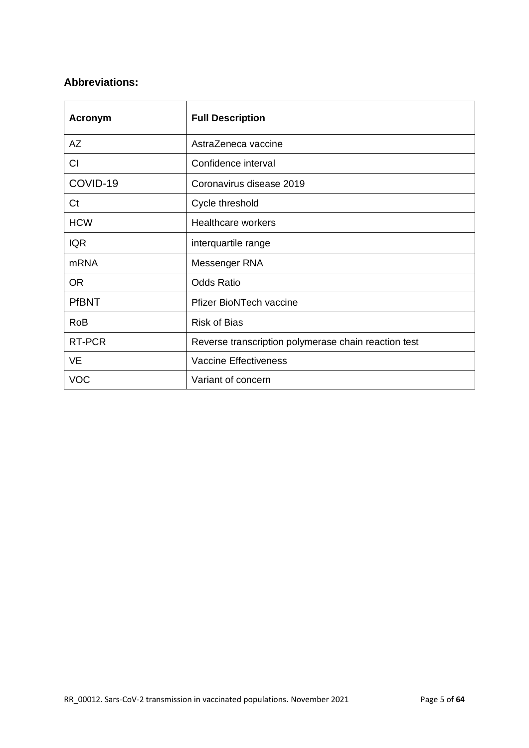## Abbreviations:

| Acronym | Full Description |
|---|---|
| AZ | AstraZeneca vaccine |
| CI | Confidence interval |
| COVID-19 | Coronavirus disease 2019 |
| Ct | Cycle threshold |
| HCW | Healthcare workers |
| IQR | interquartile range |
| mRNA | Messenger RNA |
| OR | Odds Ratio |
| PfBNT | Pfizer BioNTech vaccine |
| RoB | Risk of Bias |
| RT-PCR | Reverse transcription polymerase chain reaction test |
| VE | Vaccine Effectiveness |
| VOC | Variant of concern |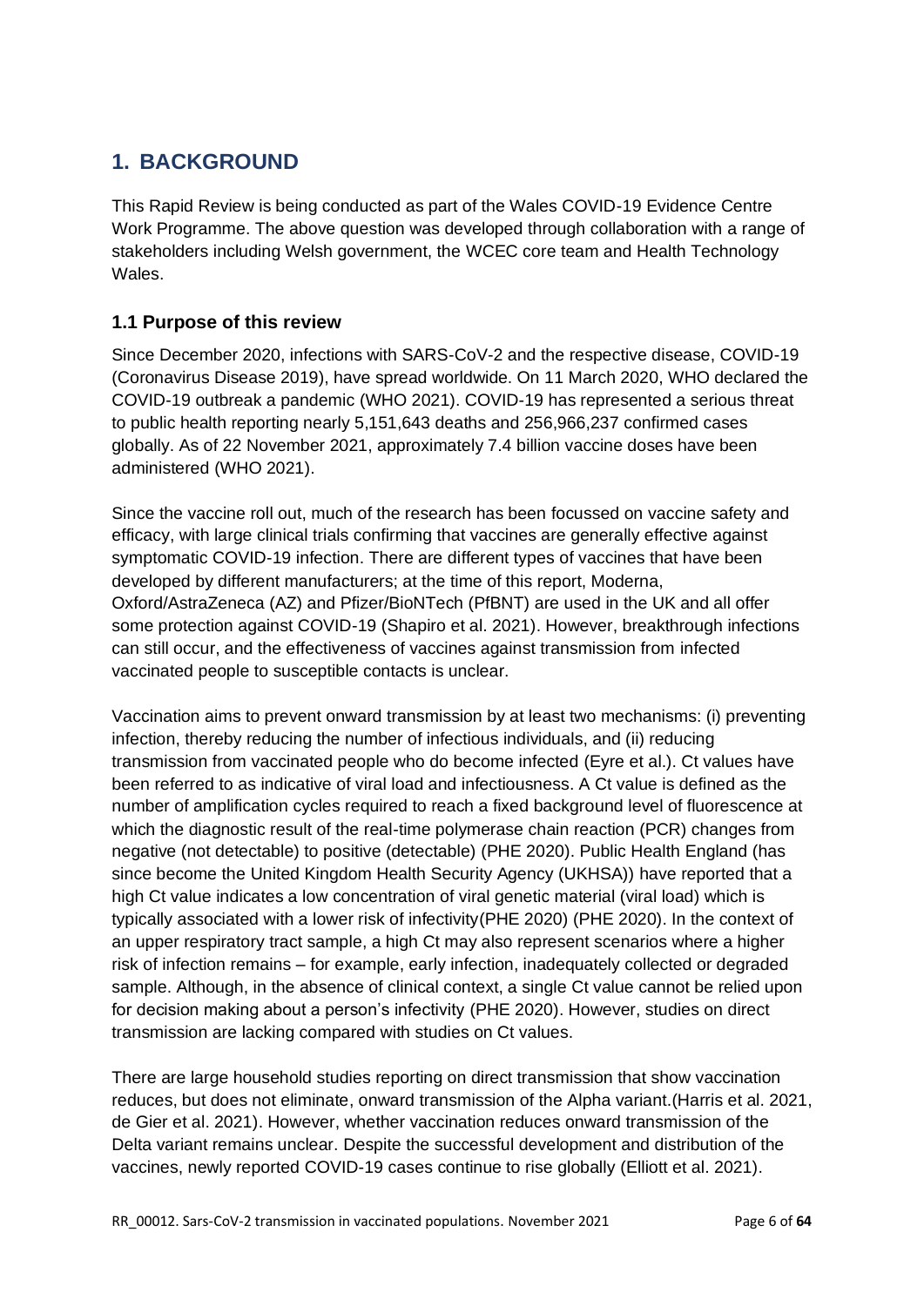# 1. BACKGROUND

This Rapid Review is being conducted as part of the Wales COVID-19 Evidence Centre Work Programme. The above question was developed through collaboration with a range of stakeholders including Welsh government, the WCEC core team and Health Technology Wales.

## 1.1 Purpose of this review

Since December 2020, infections with SARS-CoV-2 and the respective disease, COVID-19 (Coronavirus Disease 2019), have spread worldwide. On 11 March 2020, WHO declared the COVID-19 outbreak a pandemic (WHO 2021). COVID-19 has represented a serious threat to public health reporting nearly 5,151,643 deaths and 256,966,237 confirmed cases globally. As of 22 November 2021, approximately 7.4 billion vaccine doses have been administered (WHO 2021).

Since the vaccine roll out, much of the research has been focussed on vaccine safety and efficacy, with large clinical trials confirming that vaccines are generally effective against symptomatic COVID-19 infection. There are different types of vaccines that have been developed by different manufacturers; at the time of this report, Moderna, Oxford/AstraZeneca (AZ) and Pfizer/BioNTech (PfBNT) are used in the UK and all offer some protection against COVID-19 (Shapiro et al. 2021). However, breakthrough infections can still occur, and the effectiveness of vaccines against transmission from infected vaccinated people to susceptible contacts is unclear.

Vaccination aims to prevent onward transmission by at least two mechanisms: (i) preventing infection, thereby reducing the number of infectious individuals, and (ii) reducing transmission from vaccinated people who do become infected (Eyre et al.). Ct values have been referred to as indicative of viral load and infectiousness. A Ct value is defined as the number of amplification cycles required to reach a fixed background level of fluorescence at which the diagnostic result of the real-time polymerase chain reaction (PCR) changes from negative (not detectable) to positive (detectable) (PHE 2020). Public Health England (has since become the United Kingdom Health Security Agency (UKHSA)) have reported that a high Ct value indicates a low concentration of viral genetic material (viral load) which is typically associated with a lower risk of infectivity(PHE 2020) (PHE 2020). In the context of an upper respiratory tract sample, a high Ct may also represent scenarios where a higher risk of infection remains – for example, early infection, inadequately collected or degraded sample. Although, in the absence of clinical context, a single Ct value cannot be relied upon for decision making about a person's infectivity (PHE 2020). However, studies on direct transmission are lacking compared with studies on Ct values.

There are large household studies reporting on direct transmission that show vaccination reduces, but does not eliminate, onward transmission of the Alpha variant.(Harris et al. 2021, de Gier et al. 2021). However, whether vaccination reduces onward transmission of the Delta variant remains unclear. Despite the successful development and distribution of the vaccines, newly reported COVID-19 cases continue to rise globally (Elliott et al. 2021).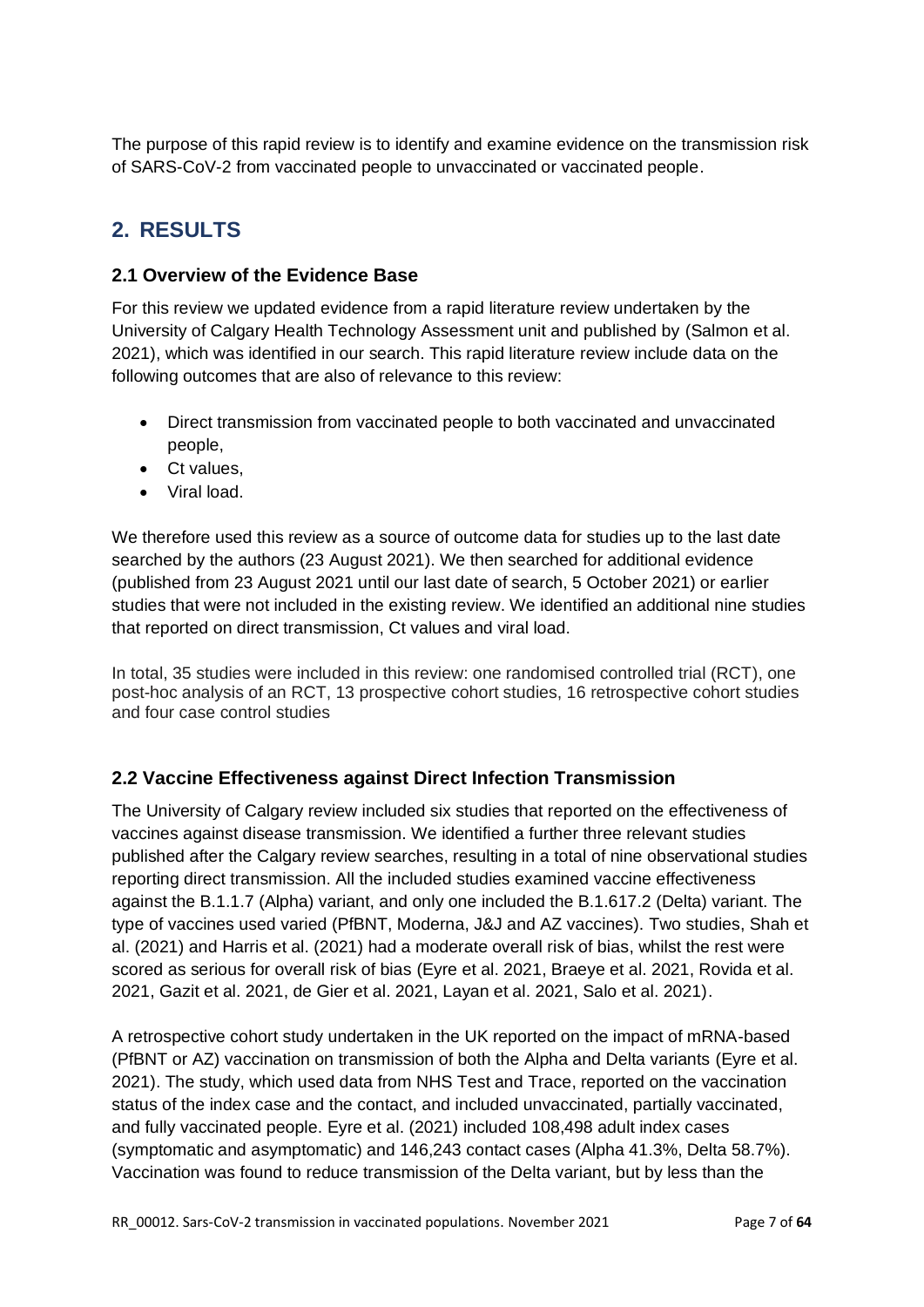The purpose of this rapid review is to identify and examine evidence on the transmission risk of SARS-CoV-2 from vaccinated people to unvaccinated or vaccinated people.

## 2. RESULTS

### 2.1 Overview of the Evidence Base

For this review we updated evidence from a rapid literature review undertaken by the University of Calgary Health Technology Assessment unit and published by (Salmon et al. 2021), which was identified in our search. This rapid literature review include data on the following outcomes that are also of relevance to this review:

- Direct transmission from vaccinated people to both vaccinated and unvaccinated people,
- Ct values,
- Viral load.

We therefore used this review as a source of outcome data for studies up to the last date searched by the authors (23 August 2021). We then searched for additional evidence (published from 23 August 2021 until our last date of search, 5 October 2021) or earlier studies that were not included in the existing review. We identified an additional nine studies that reported on direct transmission, Ct values and viral load.

In total, 35 studies were included in this review: one randomised controlled trial (RCT), one post-hoc analysis of an RCT, 13 prospective cohort studies, 16 retrospective cohort studies and four case control studies

### 2.2 Vaccine Effectiveness against Direct Infection Transmission

The University of Calgary review included six studies that reported on the effectiveness of vaccines against disease transmission. We identified a further three relevant studies published after the Calgary review searches, resulting in a total of nine observational studies reporting direct transmission. All the included studies examined vaccine effectiveness against the B.1.1.7 (Alpha) variant, and only one included the B.1.617.2 (Delta) variant. The type of vaccines used varied (PfBNT, Moderna, J&J and AZ vaccines). Two studies, Shah et al. (2021) and Harris et al. (2021) had a moderate overall risk of bias, whilst the rest were scored as serious for overall risk of bias (Eyre et al. 2021, Braeye et al. 2021, Rovida et al. 2021, Gazit et al. 2021, de Gier et al. 2021, Layan et al. 2021, Salo et al. 2021).

A retrospective cohort study undertaken in the UK reported on the impact of mRNA-based (PfBNT or AZ) vaccination on transmission of both the Alpha and Delta variants (Eyre et al. 2021). The study, which used data from NHS Test and Trace, reported on the vaccination status of the index case and the contact, and included unvaccinated, partially vaccinated, and fully vaccinated people. Eyre et al. (2021) included 108,498 adult index cases (symptomatic and asymptomatic) and 146,243 contact cases (Alpha 41.3%, Delta 58.7%). Vaccination was found to reduce transmission of the Delta variant, but by less than the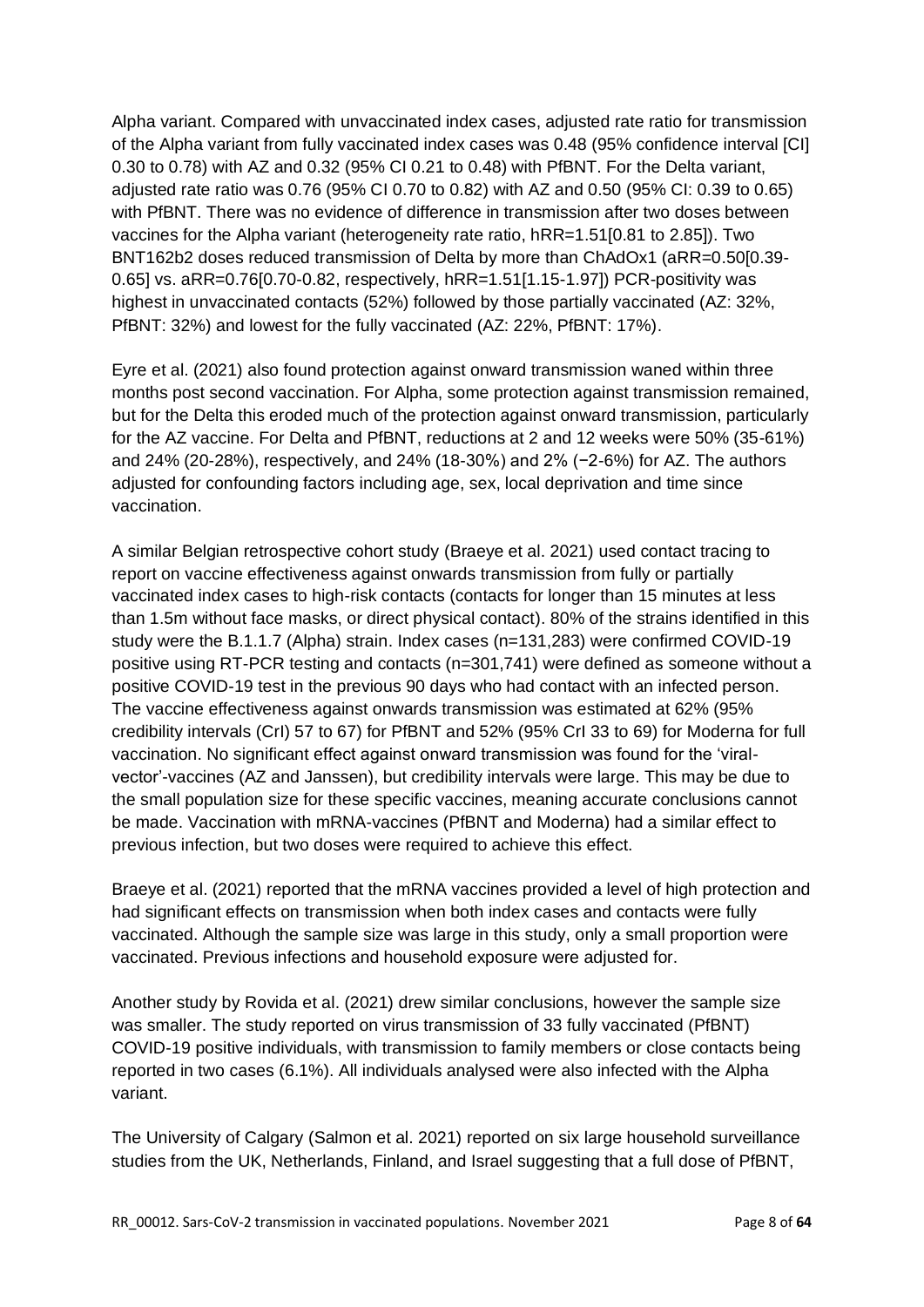Alpha variant. Compared with unvaccinated index cases, adjusted rate ratio for transmission of the Alpha variant from fully vaccinated index cases was 0.48 (95% confidence interval [CI] 0.30 to 0.78) with AZ and 0.32 (95% CI 0.21 to 0.48) with PfBNT. For the Delta variant, adjusted rate ratio was 0.76 (95% CI 0.70 to 0.82) with AZ and 0.50 (95% CI: 0.39 to 0.65) with PfBNT. There was no evidence of difference in transmission after two doses between vaccines for the Alpha variant (heterogeneity rate ratio, hRR=1.51[0.81 to 2.85]). Two BNT162b2 doses reduced transmission of Delta by more than ChAdOx1 (aRR=0.50[0.39-0.65] vs. aRR=0.76[0.70-0.82, respectively, hRR=1.51[1.15-1.97]) PCR-positivity was highest in unvaccinated contacts (52%) followed by those partially vaccinated (AZ: 32%, PfBNT: 32%) and lowest for the fully vaccinated (AZ: 22%, PfBNT: 17%).

Eyre et al. (2021) also found protection against onward transmission waned within three months post second vaccination. For Alpha, some protection against transmission remained, but for the Delta this eroded much of the protection against onward transmission, particularly for the AZ vaccine. For Delta and PfBNT, reductions at 2 and 12 weeks were 50% (35-61%) and 24% (20-28%), respectively, and 24% (18-30%) and 2% (−2-6%) for AZ. The authors adjusted for confounding factors including age, sex, local deprivation and time since vaccination.

A similar Belgian retrospective cohort study (Braeye et al. 2021) used contact tracing to report on vaccine effectiveness against onwards transmission from fully or partially vaccinated index cases to high-risk contacts (contacts for longer than 15 minutes at less than 1.5m without face masks, or direct physical contact). 80% of the strains identified in this study were the B.1.1.7 (Alpha) strain. Index cases (n=131,283) were confirmed COVID-19 positive using RT-PCR testing and contacts (n=301,741) were defined as someone without a positive COVID-19 test in the previous 90 days who had contact with an infected person. The vaccine effectiveness against onwards transmission was estimated at 62% (95% credibility intervals (CrI) 57 to 67) for PfBNT and 52% (95% CrI 33 to 69) for Moderna for full vaccination. No significant effect against onward transmission was found for the 'viral-vector'-vaccines (AZ and Janssen), but credibility intervals were large. This may be due to the small population size for these specific vaccines, meaning accurate conclusions cannot be made. Vaccination with mRNA-vaccines (PfBNT and Moderna) had a similar effect to previous infection, but two doses were required to achieve this effect.

Braeye et al. (2021) reported that the mRNA vaccines provided a level of high protection and had significant effects on transmission when both index cases and contacts were fully vaccinated. Although the sample size was large in this study, only a small proportion were vaccinated. Previous infections and household exposure were adjusted for.

Another study by Rovida et al. (2021) drew similar conclusions, however the sample size was smaller. The study reported on virus transmission of 33 fully vaccinated (PfBNT) COVID-19 positive individuals, with transmission to family members or close contacts being reported in two cases (6.1%). All individuals analysed were also infected with the Alpha variant.

The University of Calgary (Salmon et al. 2021) reported on six large household surveillance studies from the UK, Netherlands, Finland, and Israel suggesting that a full dose of PfBNT,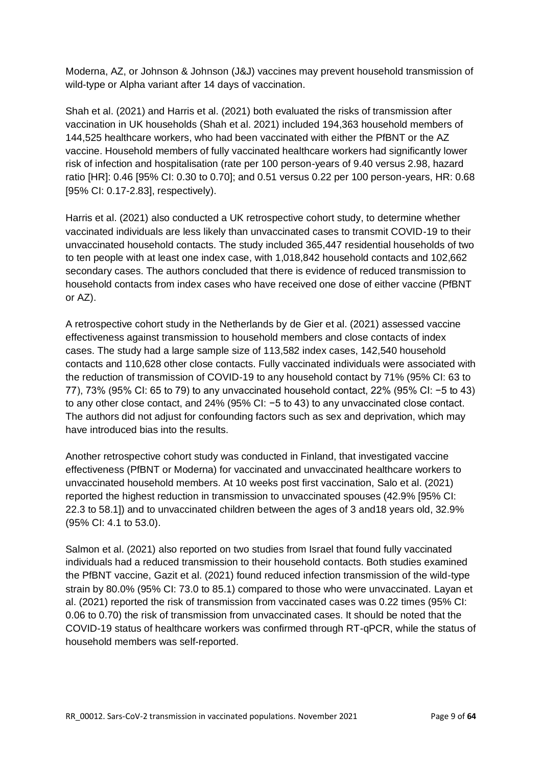Moderna, AZ, or Johnson & Johnson (J&J) vaccines may prevent household transmission of wild-type or Alpha variant after 14 days of vaccination.

Shah et al. (2021) and Harris et al. (2021) both evaluated the risks of transmission after vaccination in UK households (Shah et al. 2021) included 194,363 household members of 144,525 healthcare workers, who had been vaccinated with either the PfBNT or the AZ vaccine. Household members of fully vaccinated healthcare workers had significantly lower risk of infection and hospitalisation (rate per 100 person-years of 9.40 versus 2.98, hazard ratio [HR]: 0.46 [95% CI: 0.30 to 0.70]; and 0.51 versus 0.22 per 100 person-years, HR: 0.68 [95% CI: 0.17-2.83], respectively).

Harris et al. (2021) also conducted a UK retrospective cohort study, to determine whether vaccinated individuals are less likely than unvaccinated cases to transmit COVID-19 to their unvaccinated household contacts. The study included 365,447 residential households of two to ten people with at least one index case, with 1,018,842 household contacts and 102,662 secondary cases. The authors concluded that there is evidence of reduced transmission to household contacts from index cases who have received one dose of either vaccine (PfBNT or AZ).

A retrospective cohort study in the Netherlands by de Gier et al. (2021) assessed vaccine effectiveness against transmission to household members and close contacts of index cases. The study had a large sample size of 113,582 index cases, 142,540 household contacts and 110,628 other close contacts. Fully vaccinated individuals were associated with the reduction of transmission of COVID-19 to any household contact by 71% (95% CI: 63 to 77), 73% (95% CI: 65 to 79) to any unvaccinated household contact, 22% (95% CI: −5 to 43) to any other close contact, and 24% (95% CI: −5 to 43) to any unvaccinated close contact. The authors did not adjust for confounding factors such as sex and deprivation, which may have introduced bias into the results.

Another retrospective cohort study was conducted in Finland, that investigated vaccine effectiveness (PfBNT or Moderna) for vaccinated and unvaccinated healthcare workers to unvaccinated household members. At 10 weeks post first vaccination, Salo et al. (2021) reported the highest reduction in transmission to unvaccinated spouses (42.9% [95% CI: 22.3 to 58.1]) and to unvaccinated children between the ages of 3 and18 years old, 32.9% (95% CI: 4.1 to 53.0).

Salmon et al. (2021) also reported on two studies from Israel that found fully vaccinated individuals had a reduced transmission to their household contacts. Both studies examined the PfBNT vaccine, Gazit et al. (2021) found reduced infection transmission of the wild-type strain by 80.0% (95% CI: 73.0 to 85.1) compared to those who were unvaccinated. Layan et al. (2021) reported the risk of transmission from vaccinated cases was 0.22 times (95% CI: 0.06 to 0.70) the risk of transmission from unvaccinated cases. It should be noted that the COVID-19 status of healthcare workers was confirmed through RT-qPCR, while the status of household members was self-reported.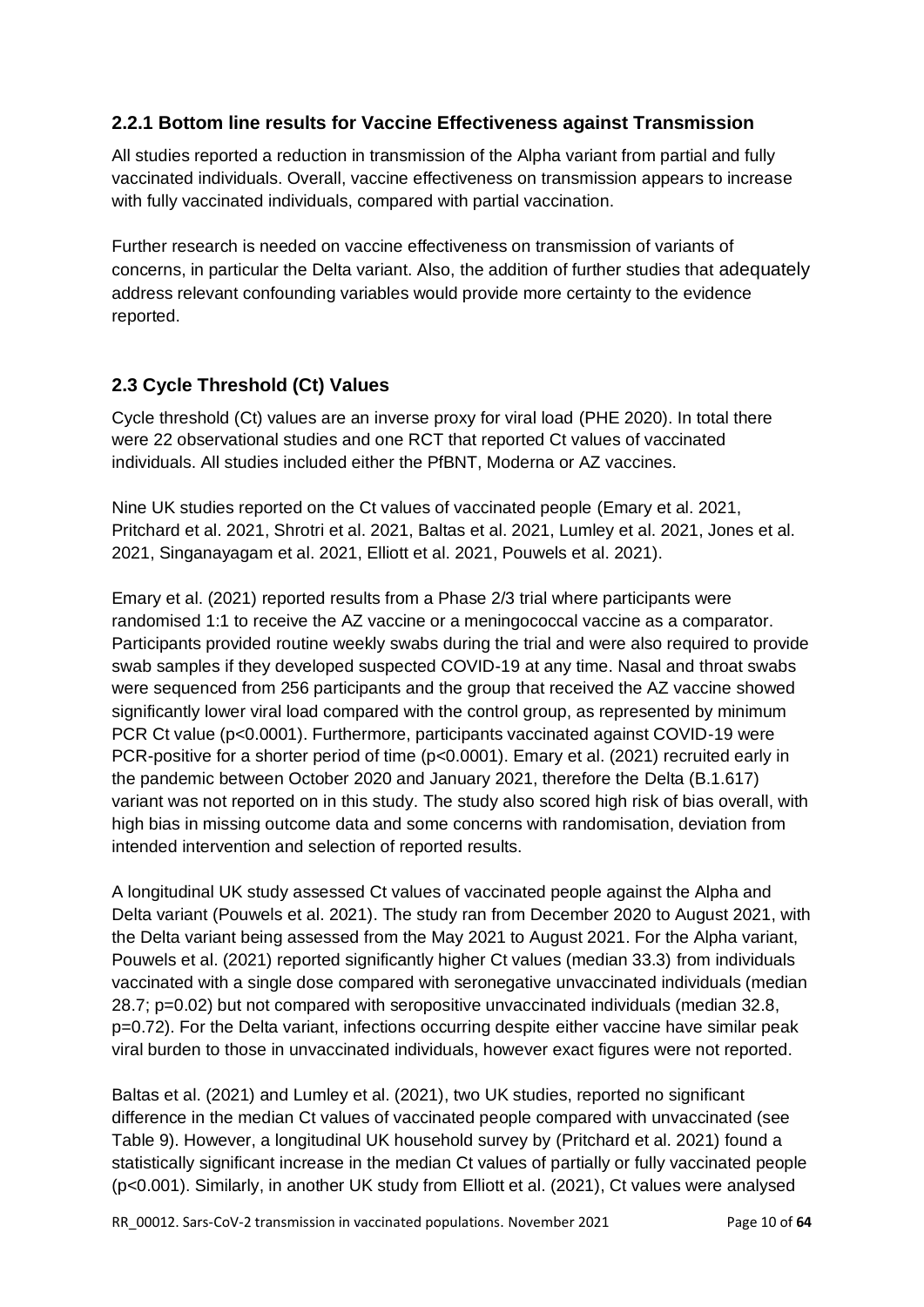### 2.2.1 Bottom line results for Vaccine Effectiveness against Transmission

All studies reported a reduction in transmission of the Alpha variant from partial and fully vaccinated individuals. Overall, vaccine effectiveness on transmission appears to increase with fully vaccinated individuals, compared with partial vaccination.

Further research is needed on vaccine effectiveness on transmission of variants of concerns, in particular the Delta variant. Also, the addition of further studies that adequately address relevant confounding variables would provide more certainty to the evidence reported.

## 2.3 Cycle Threshold (Ct) Values

Cycle threshold (Ct) values are an inverse proxy for viral load (PHE 2020). In total there were 22 observational studies and one RCT that reported Ct values of vaccinated individuals. All studies included either the PfBNT, Moderna or AZ vaccines.

Nine UK studies reported on the Ct values of vaccinated people (Emary et al. 2021, Pritchard et al. 2021, Shrotri et al. 2021, Baltas et al. 2021, Lumley et al. 2021, Jones et al. 2021, Singanayagam et al. 2021, Elliott et al. 2021, Pouwels et al. 2021).

Emary et al. (2021) reported results from a Phase 2/3 trial where participants were randomised 1:1 to receive the AZ vaccine or a meningococcal vaccine as a comparator. Participants provided routine weekly swabs during the trial and were also required to provide swab samples if they developed suspected COVID-19 at any time. Nasal and throat swabs were sequenced from 256 participants and the group that received the AZ vaccine showed significantly lower viral load compared with the control group, as represented by minimum PCR Ct value ($p<0.0001$). Furthermore, participants vaccinated against COVID-19 were PCR-positive for a shorter period of time ($p<0.0001$). Emary et al. (2021) recruited early in the pandemic between October 2020 and January 2021, therefore the Delta (B.1.617) variant was not reported on in this study. The study also scored high risk of bias overall, with high bias in missing outcome data and some concerns with randomisation, deviation from intended intervention and selection of reported results.

A longitudinal UK study assessed Ct values of vaccinated people against the Alpha and Delta variant (Pouwels et al. 2021). The study ran from December 2020 to August 2021, with the Delta variant being assessed from the May 2021 to August 2021. For the Alpha variant, Pouwels et al. (2021) reported significantly higher Ct values (median 33.3) from individuals vaccinated with a single dose compared with seronegative unvaccinated individuals (median 28.7; $p=0.02$) but not compared with seropositive unvaccinated individuals (median 32.8, $p=0.72$). For the Delta variant, infections occurring despite either vaccine have similar peak viral burden to those in unvaccinated individuals, however exact figures were not reported.

Baltas et al. (2021) and Lumley et al. (2021), two UK studies, reported no significant difference in the median Ct values of vaccinated people compared with unvaccinated (see Table 9). However, a longitudinal UK household survey by (Pritchard et al. 2021) found a statistically significant increase in the median Ct values of partially or fully vaccinated people ($p<0.001$). Similarly, in another UK study from Elliott et al. (2021), Ct values were analysed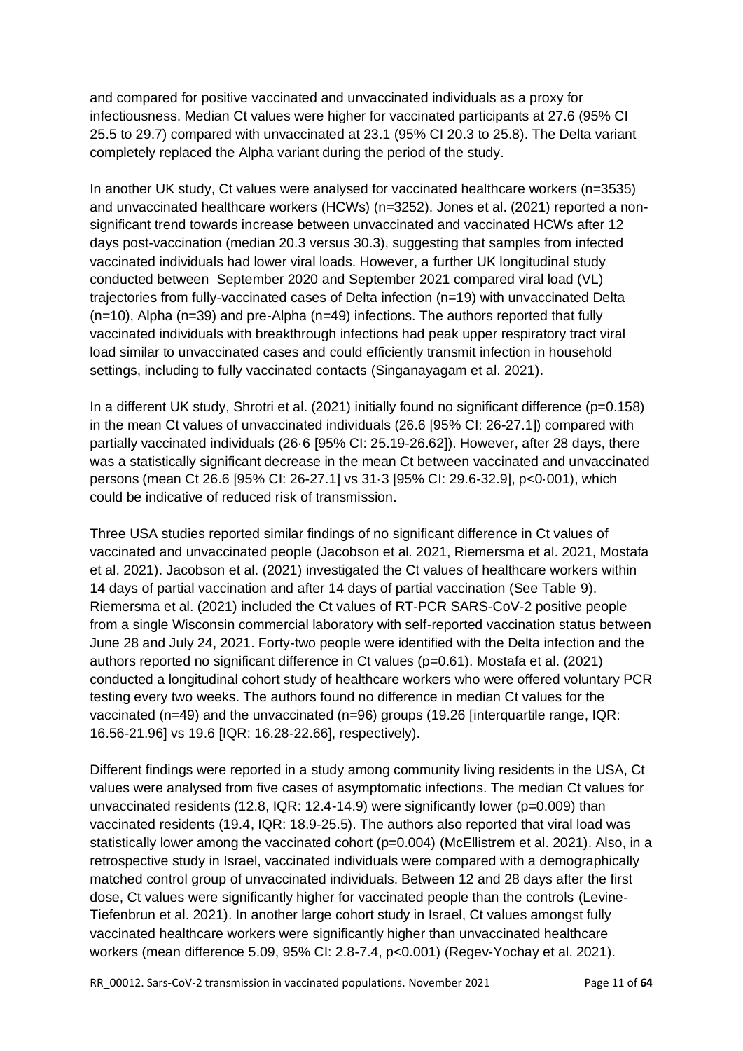and compared for positive vaccinated and unvaccinated individuals as a proxy for infectiousness. Median Ct values were higher for vaccinated participants at 27.6 (95% CI 25.5 to 29.7) compared with unvaccinated at 23.1 (95% CI 20.3 to 25.8). The Delta variant completely replaced the Alpha variant during the period of the study.

In another UK study, Ct values were analysed for vaccinated healthcare workers (n=3535) and unvaccinated healthcare workers (HCWs) (n=3252). Jones et al. (2021) reported a non-significant trend towards increase between unvaccinated and vaccinated HCWs after 12 days post-vaccination (median 20.3 versus 30.3), suggesting that samples from infected vaccinated individuals had lower viral loads. However, a further UK longitudinal study conducted between September 2020 and September 2021 compared viral load (VL) trajectories from fully-vaccinated cases of Delta infection (n=19) with unvaccinated Delta (n=10), Alpha (n=39) and pre-Alpha (n=49) infections. The authors reported that fully vaccinated individuals with breakthrough infections had peak upper respiratory tract viral load similar to unvaccinated cases and could efficiently transmit infection in household settings, including to fully vaccinated contacts (Singanayagam et al. 2021).

In a different UK study, Shrotri et al. (2021) initially found no significant difference (p=0.158) in the mean Ct values of unvaccinated individuals (26.6 [95% CI: 26-27.1]) compared with partially vaccinated individuals (26·6 [95% CI: 25.19-26.62]). However, after 28 days, there was a statistically significant decrease in the mean Ct between vaccinated and unvaccinated persons (mean Ct 26.6 [95% CI: 26-27.1] vs 31·3 [95% CI: 29.6-32.9], p<0·001), which could be indicative of reduced risk of transmission.

Three USA studies reported similar findings of no significant difference in Ct values of vaccinated and unvaccinated people (Jacobson et al. 2021, Riemersma et al. 2021, Mostafa et al. 2021). Jacobson et al. (2021) investigated the Ct values of healthcare workers within 14 days of partial vaccination and after 14 days of partial vaccination (See Table 9). Riemersma et al. (2021) included the Ct values of RT-PCR SARS-CoV-2 positive people from a single Wisconsin commercial laboratory with self-reported vaccination status between June 28 and July 24, 2021. Forty-two people were identified with the Delta infection and the authors reported no significant difference in Ct values (p=0.61). Mostafa et al. (2021) conducted a longitudinal cohort study of healthcare workers who were offered voluntary PCR testing every two weeks. The authors found no difference in median Ct values for the vaccinated (n=49) and the unvaccinated (n=96) groups (19.26 [interquartile range, IQR: 16.56-21.96] vs 19.6 [IQR: 16.28-22.66], respectively).

Different findings were reported in a study among community living residents in the USA, Ct values were analysed from five cases of asymptomatic infections. The median Ct values for unvaccinated residents (12.8, IQR: 12.4-14.9) were significantly lower (p=0.009) than vaccinated residents (19.4, IQR: 18.9-25.5). The authors also reported that viral load was statistically lower among the vaccinated cohort (p=0.004) (McEllistrem et al. 2021). Also, in a retrospective study in Israel, vaccinated individuals were compared with a demographically matched control group of unvaccinated individuals. Between 12 and 28 days after the first dose, Ct values were significantly higher for vaccinated people than the controls (Levine-Tiefenbrun et al. 2021). In another large cohort study in Israel, Ct values amongst fully vaccinated healthcare workers were significantly higher than unvaccinated healthcare workers (mean difference 5.09, 95% CI: 2.8-7.4, p<0.001) (Regev-Yochay et al. 2021).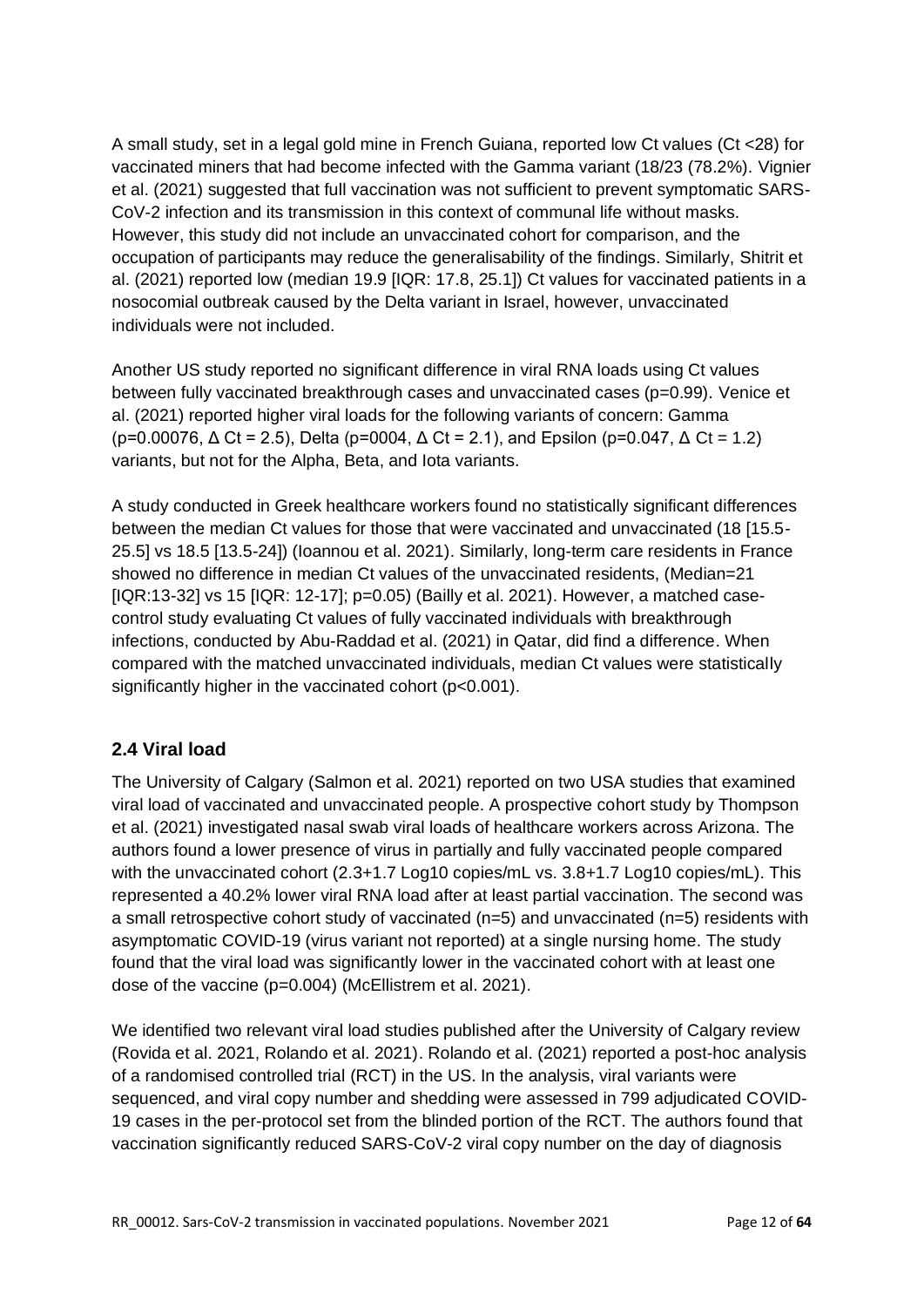A small study, set in a legal gold mine in French Guiana, reported low Ct values (Ct <28) for vaccinated miners that had become infected with the Gamma variant (18/23 (78.2%). Vignier et al. (2021) suggested that full vaccination was not sufficient to prevent symptomatic SARS-CoV-2 infection and its transmission in this context of communal life without masks. However, this study did not include an unvaccinated cohort for comparison, and the occupation of participants may reduce the generalisability of the findings. Similarly, Shitrit et al. (2021) reported low (median 19.9 [IQR: 17.8, 25.1]) Ct values for vaccinated patients in a nosocomial outbreak caused by the Delta variant in Israel, however, unvaccinated individuals were not included.

Another US study reported no significant difference in viral RNA loads using Ct values between fully vaccinated breakthrough cases and unvaccinated cases ($p=0.99$). Venice et al. (2021) reported higher viral loads for the following variants of concern: Gamma ($p=0.00076$, $\Delta$ Ct = 2.5), Delta ($p=0004$, $\Delta$ Ct = 2.1), and Epsilon ($p=0.047$, $\Delta$ Ct = 1.2) variants, but not for the Alpha, Beta, and Iota variants.

A study conducted in Greek healthcare workers found no statistically significant differences between the median Ct values for those that were vaccinated and unvaccinated (18 [15.5-25.5] vs 18.5 [13.5-24]) (Ioannou et al. 2021). Similarly, long-term care residents in France showed no difference in median Ct values of the unvaccinated residents, (Median=21 [IQR:13-32] vs 15 [IQR: 12-17]; $p=0.05$) (Bailly et al. 2021). However, a matched case-control study evaluating Ct values of fully vaccinated individuals with breakthrough infections, conducted by Abu-Raddad et al. (2021) in Qatar, did find a difference. When compared with the matched unvaccinated individuals, median Ct values were statistically significantly higher in the vaccinated cohort ($p<0.001$).

## 2.4 Viral load

The University of Calgary (Salmon et al. 2021) reported on two USA studies that examined viral load of vaccinated and unvaccinated people. A prospective cohort study by Thompson et al. (2021) investigated nasal swab viral loads of healthcare workers across Arizona. The authors found a lower presence of virus in partially and fully vaccinated people compared with the unvaccinated cohort (2.3+1.7 Log10 copies/mL vs. 3.8+1.7 Log10 copies/mL). This represented a 40.2% lower viral RNA load after at least partial vaccination. The second was a small retrospective cohort study of vaccinated (n=5) and unvaccinated (n=5) residents with asymptomatic COVID-19 (virus variant not reported) at a single nursing home. The study found that the viral load was significantly lower in the vaccinated cohort with at least one dose of the vaccine ($p=0.004$) (McEllistrem et al. 2021).

We identified two relevant viral load studies published after the University of Calgary review (Rovida et al. 2021, Rolando et al. 2021). Rolando et al. (2021) reported a post-hoc analysis of a randomised controlled trial (RCT) in the US. In the analysis, viral variants were sequenced, and viral copy number and shedding were assessed in 799 adjudicated COVID-19 cases in the per-protocol set from the blinded portion of the RCT. The authors found that vaccination significantly reduced SARS-CoV-2 viral copy number on the day of diagnosis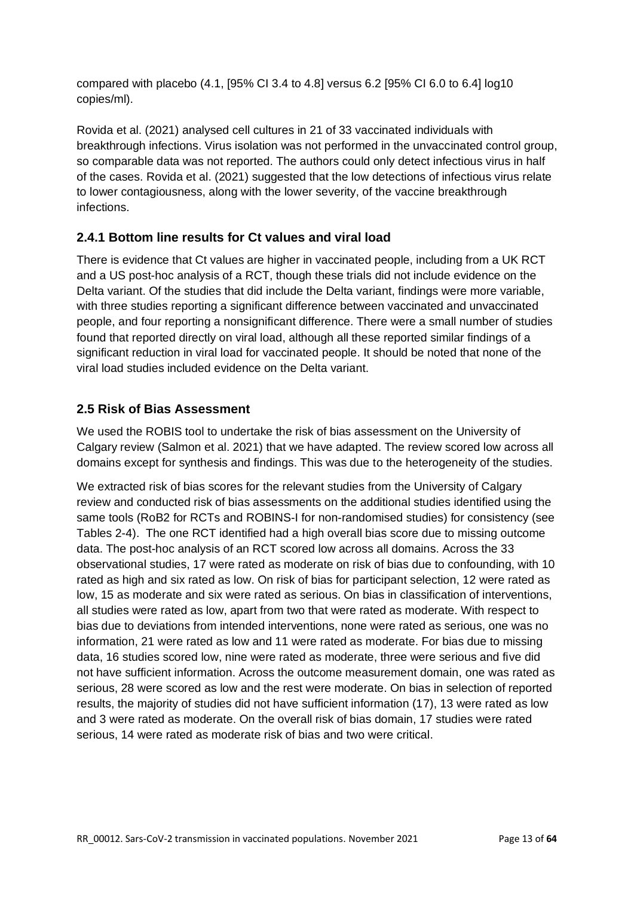compared with placebo (4.1, [95% CI 3.4 to 4.8] versus 6.2 [95% CI 6.0 to 6.4] log10 copies/ml).

Rovida et al. (2021) analysed cell cultures in 21 of 33 vaccinated individuals with breakthrough infections. Virus isolation was not performed in the unvaccinated control group, so comparable data was not reported. The authors could only detect infectious virus in half of the cases. Rovida et al. (2021) suggested that the low detections of infectious virus relate to lower contagiousness, along with the lower severity, of the vaccine breakthrough infections.

### 2.4.1 Bottom line results for Ct values and viral load

There is evidence that Ct values are higher in vaccinated people, including from a UK RCT and a US post-hoc analysis of a RCT, though these trials did not include evidence on the Delta variant. Of the studies that did include the Delta variant, findings were more variable, with three studies reporting a significant difference between vaccinated and unvaccinated people, and four reporting a nonsignificant difference. There were a small number of studies found that reported directly on viral load, although all these reported similar findings of a significant reduction in viral load for vaccinated people. It should be noted that none of the viral load studies included evidence on the Delta variant.

## 2.5 Risk of Bias Assessment

We used the ROBIS tool to undertake the risk of bias assessment on the University of Calgary review (Salmon et al. 2021) that we have adapted. The review scored low across all domains except for synthesis and findings. This was due to the heterogeneity of the studies.

We extracted risk of bias scores for the relevant studies from the University of Calgary review and conducted risk of bias assessments on the additional studies identified using the same tools (RoB2 for RCTs and ROBINS-I for non-randomised studies) for consistency (see Tables 2-4). The one RCT identified had a high overall bias score due to missing outcome data. The post-hoc analysis of an RCT scored low across all domains. Across the 33 observational studies, 17 were rated as moderate on risk of bias due to confounding, with 10 rated as high and six rated as low. On risk of bias for participant selection, 12 were rated as low, 15 as moderate and six were rated as serious. On bias in classification of interventions, all studies were rated as low, apart from two that were rated as moderate. With respect to bias due to deviations from intended interventions, none were rated as serious, one was no information, 21 were rated as low and 11 were rated as moderate. For bias due to missing data, 16 studies scored low, nine were rated as moderate, three were serious and five did not have sufficient information. Across the outcome measurement domain, one was rated as serious, 28 were scored as low and the rest were moderate. On bias in selection of reported results, the majority of studies did not have sufficient information (17), 13 were rated as low and 3 were rated as moderate. On the overall risk of bias domain, 17 studies were rated serious, 14 were rated as moderate risk of bias and two were critical.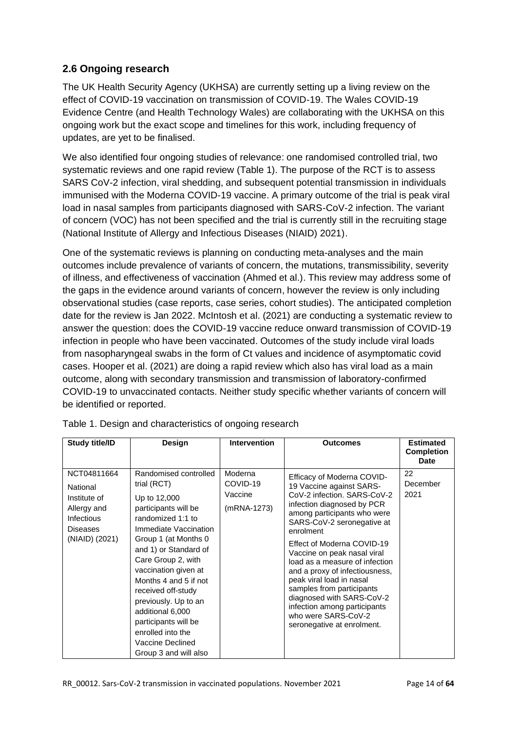## 2.6 Ongoing research

The UK Health Security Agency (UKHSA) are currently setting up a living review on the effect of COVID-19 vaccination on transmission of COVID-19. The Wales COVID-19 Evidence Centre (and Health Technology Wales) are collaborating with the UKHSA on this ongoing work but the exact scope and timelines for this work, including frequency of updates, are yet to be finalised.

We also identified four ongoing studies of relevance: one randomised controlled trial, two systematic reviews and one rapid review (Table 1). The purpose of the RCT is to assess SARS CoV-2 infection, viral shedding, and subsequent potential transmission in individuals immunised with the Moderna COVID-19 vaccine. A primary outcome of the trial is peak viral load in nasal samples from participants diagnosed with SARS-CoV-2 infection. The variant of concern (VOC) has not been specified and the trial is currently still in the recruiting stage (National Institute of Allergy and Infectious Diseases (NIAID) 2021).

One of the systematic reviews is planning on conducting meta-analyses and the main outcomes include prevalence of variants of concern, the mutations, transmissibility, severity of illness, and effectiveness of vaccination (Ahmed et al.). This review may address some of the gaps in the evidence around variants of concern, however the review is only including observational studies (case reports, case series, cohort studies). The anticipated completion date for the review is Jan 2022. McIntosh et al. (2021) are conducting a systematic review to answer the question: does the COVID-19 vaccine reduce onward transmission of COVID-19 infection in people who have been vaccinated. Outcomes of the study include viral loads from nasopharyngeal swabs in the form of Ct values and incidence of asymptomatic covid cases. Hooper et al. (2021) are doing a rapid review which also has viral load as a main outcome, along with secondary transmission and transmission of laboratory-confirmed COVID-19 to unvaccinated contacts. Neither study specific whether variants of concern will be identified or reported.

Table 1. Design and characteristics of ongoing research

| Study title/ID | Design | Intervention | Outcomes | Estimated Completion Date |
|---|---|---|---|---|
| NCT04811664<br>National Institute of Allergy and Infectious Diseases (NIAID) (2021) | Randomised controlled trial (RCT)<br>Up to 12,000 participants will be randomized 1:1 to Immediate Vaccination Group 1 (at Months 0 and 1) or Standard of Care Group 2, with vaccination given at Months 4 and 5 if not received off-study previously. Up to an additional 6,000 participants will be enrolled into the Vaccine Declined Group 3 and will also | Moderna COVID-19 Vaccine<br>(mRNA-1273) | Efficacy of Moderna COVID-19 Vaccine against SARS-CoV-2 infection. SARS-CoV-2 infection diagnosed by PCR among participants who were SARS-CoV-2 seronegative at enrolment<br>Effect of Moderna COVID-19 Vaccine on peak nasal viral load as a measure of infection and a proxy of infectiousness, peak viral load in nasal samples from participants diagnosed with SARS-CoV-2 infection among participants who were SARS-CoV-2 seronegative at enrolment. | 22 December 2021 |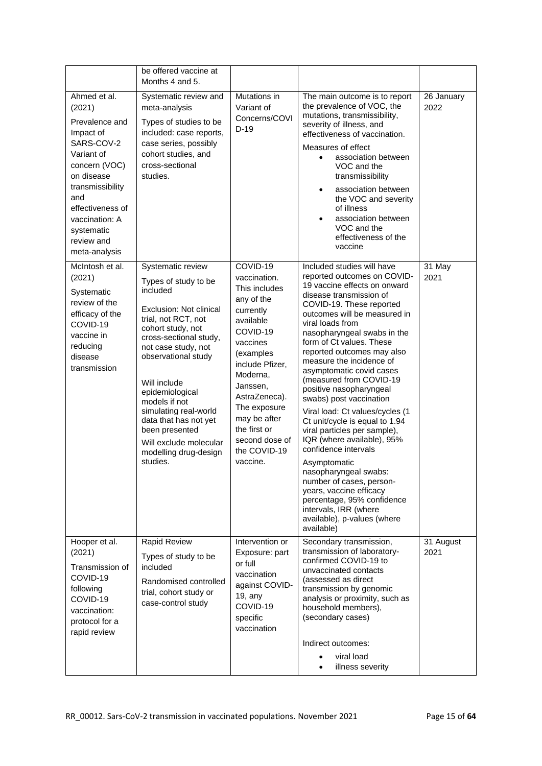|  | be offered vaccine at Months 4 and 5. |  |  |  |
|---|---|---|---|---|
| Ahmed et al. (2021)<br><br>Prevalence and Impact of SARS-COV-2 Variant of concern (VOC) on disease transmissibility and effectiveness of vaccination: A systematic review and meta-analysis | Systematic review and meta-analysis<br><br>Types of studies to be included: case reports, case series, possibly cohort studies, and cross-sectional studies. | Mutations in Variant of Concerns/COVID-19 | The main outcome is to report the prevalence of VOC, the mutations, transmissibility, severity of illness, and effectiveness of vaccination.<br><br>Measures of effect<br>• association between VOC and the transmissibility<br>• association between the VOC and severity of illness<br>• association between VOC and the effectiveness of the vaccine | 26 January 2022 |
| McIntosh et al. (2021)<br><br>Systematic review of the efficacy of the COVID-19 vaccine in reducing disease transmission | Systematic review<br><br>Types of study to be included<br><br>Exclusion: Not clinical trial, not RCT, not cohort study, not cross-sectional study, not case study, not observational study<br><br>Will include epidemiological models if not simulating real-world data that has not yet been presented<br><br>Will exclude molecular modelling drug-design studies. | COVID-19 vaccination. This includes any of the currently available COVID-19 vaccines (examples include Pfizer, Moderna, Janssen, AstraZeneca). The exposure may be after the first or second dose of the COVID-19 vaccine. | Included studies will have reported outcomes on COVID-19 vaccine effects on onward disease transmission of COVID-19. These reported outcomes will be measured in viral loads from nasopharyngeal swabs in the form of Ct values. These reported outcomes may also measure the incidence of asymptomatic covid cases (measured from COVID-19 positive nasopharyngeal swabs) post vaccination<br><br>Viral load: Ct values/cycles (1 Ct unit/cycle is equal to 1.94 viral particles per sample), IQR (where available), 95% confidence intervals<br><br>Asymptomatic nasopharyngeal swabs: number of cases, person-years, vaccine efficacy percentage, 95% confidence intervals, IRR (where available), p-values (where available) | 31 May 2021 |
| Hooper et al. (2021)<br><br>Transmission of COVID-19 following COVID-19 vaccination: protocol for a rapid review | Rapid Review<br><br>Types of study to be included<br><br>Randomised controlled trial, cohort study or case-control study | Intervention or Exposure: part or full vaccination against COVID-19, any COVID-19 specific vaccination | Secondary transmission, transmission of laboratory-confirmed COVID-19 to unvaccinated contacts (assessed as direct transmission by genomic analysis or proximity, such as household members), (secondary cases)<br><br>Indirect outcomes:<br>• viral load<br>• illness severity | 31 August 2021 |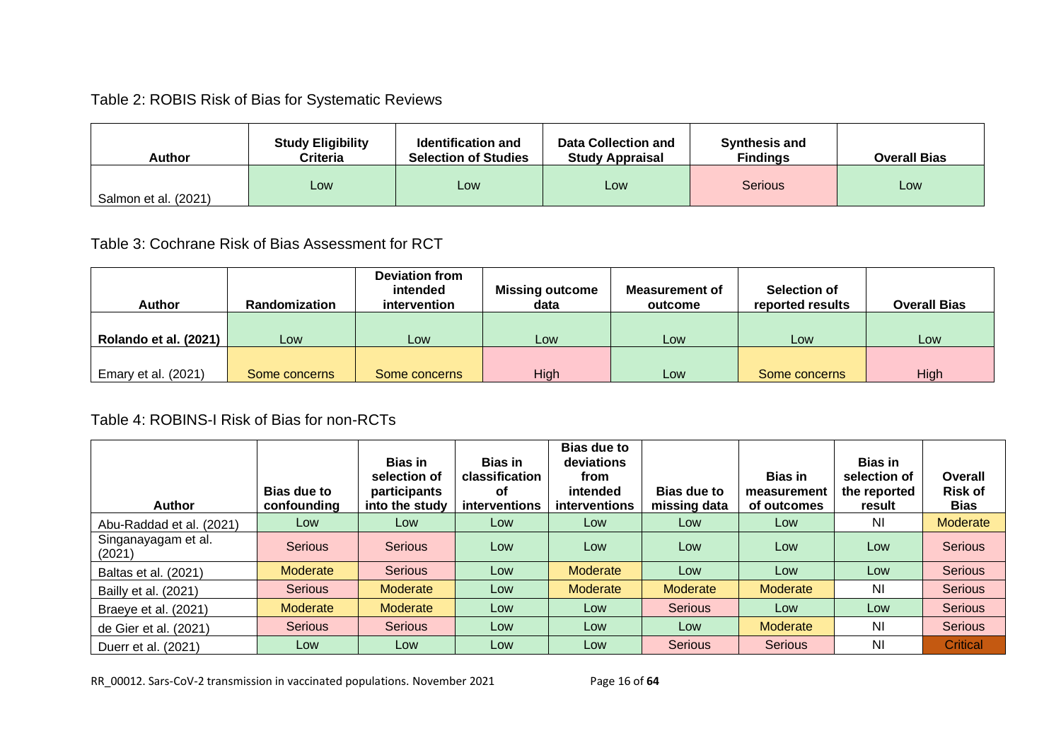Table 2: ROBIS Risk of Bias for Systematic Reviews

| Author | Study Eligibility Criteria | Identification and Selection of Studies | Data Collection and Study Appraisal | Synthesis and Findings | Overall Bias |
|---|---|---|---|---|---|
| Salmon et al. (2021) | Low | Low | Low | Serious | Low |

Table 3: Cochrane Risk of Bias Assessment for RCT

| Author | Randomization | Deviation from intended intervention | Missing outcome data | Measurement of outcome | Selection of reported results | Overall Bias |
|---|---|---|---|---|---|---|
| **Rolando et al. (2021)** | Low | Low | Low | Low | Low | Low |
| Emary et al. (2021) | Some concerns | Some concerns | High | Low | Some concerns | High |

Table 4: ROBINS-I Risk of Bias for non-RCTs

| Author | Bias due to confounding | Bias in selection of participants into the study | Bias in classification of interventions | Bias due to deviations from intended interventions | Bias due to missing data | Bias in measurement of outcomes | Bias in selection of the reported result | Overall Risk of Bias |
|---|---|---|---|---|---|---|---|---|
| Abu-Raddad et al. (2021) | Low | Low | Low | Low | Low | Low | NI | Moderate |
| Singanayagam et al. (2021) | Serious | Serious | Low | Low | Low | Low | Low | Serious |
| Baltas et al. (2021) | Moderate | Serious | Low | Moderate | Low | Low | Low | Serious |
| Bailly et al. (2021) | Serious | Moderate | Low | Moderate | Moderate | Moderate | NI | Serious |
| Braeye et al. (2021) | Moderate | Moderate | Low | Low | Serious | Low | Low | Serious |
| de Gier et al. (2021) | Serious | Serious | Low | Low | Low | Moderate | NI | Serious |
| Duerr et al. (2021) | Low | Low | Low | Low | Serious | Serious | NI | Critical |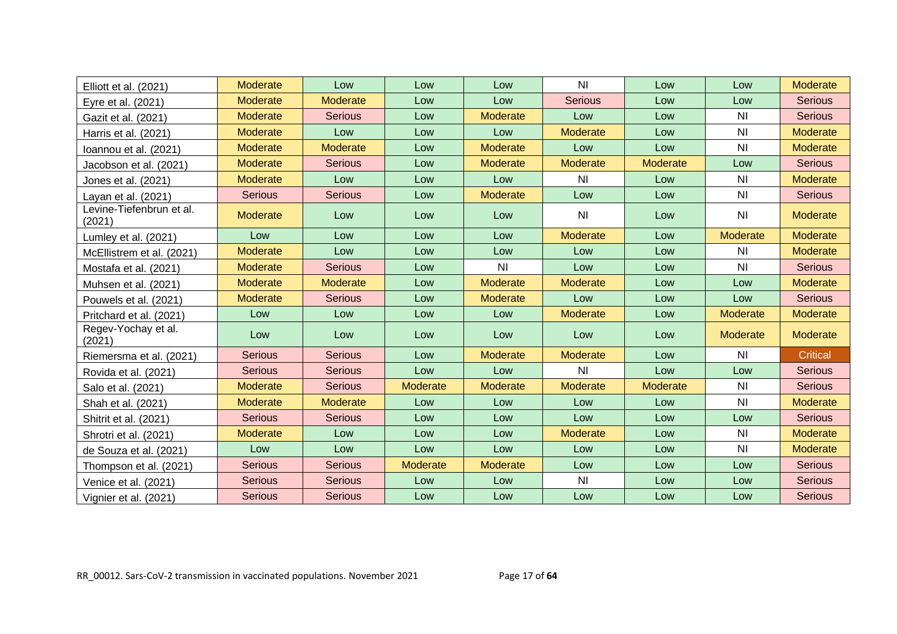| | | | | | | | | |
|---|---|---|---|---|---|---|---|---|
| Elliott et al. (2021) | Moderate | Low | Low | Low | NI | Low | Low | Moderate |
| Eyre et al. (2021) | Moderate | Moderate | Low | Low | Serious | Low | Low | Serious |
| Gazit et al. (2021) | Moderate | Serious | Low | Moderate | Low | Low | NI | Serious |
| Harris et al. (2021) | Moderate | Low | Low | Low | Moderate | Low | NI | Moderate |
| Ioannou et al. (2021) | Moderate | Moderate | Low | Moderate | Low | Low | NI | Moderate |
| Jacobson et al. (2021) | Moderate | Serious | Low | Moderate | Moderate | Moderate | Low | Serious |
| Jones et al. (2021) | Moderate | Low | Low | Low | NI | Low | NI | Moderate |
| Layan et al. (2021) | Serious | Serious | Low | Moderate | Low | Low | NI | Serious |
| Levine-Tiefenbrun et al. (2021) | Moderate | Low | Low | Low | NI | Low | NI | Moderate |
| Lumley et al. (2021) | Low | Low | Low | Low | Moderate | Low | Moderate | Moderate |
| McEllistrem et al. (2021) | Moderate | Low | Low | Low | Low | Low | NI | Moderate |
| Mostafa et al. (2021) | Moderate | Serious | Low | NI | Low | Low | NI | Serious |
| Muhsen et al. (2021) | Moderate | Moderate | Low | Moderate | Moderate | Low | Low | Moderate |
| Pouwels et al. (2021) | Moderate | Serious | Low | Moderate | Low | Low | Low | Serious |
| Pritchard et al. (2021) | Low | Low | Low | Low | Moderate | Low | Moderate | Moderate |
| Regev-Yochay et al. (2021) | Low | Low | Low | Low | Low | Low | Moderate | Moderate |
| Riemersma et al. (2021) | Serious | Serious | Low | Moderate | Moderate | Low | NI | Critical |
| Rovida et al. (2021) | Serious | Serious | Low | Low | NI | Low | Low | Serious |
| Salo et al. (2021) | Moderate | Serious | Moderate | Moderate | Moderate | Moderate | NI | Serious |
| Shah et al. (2021) | Moderate | Moderate | Low | Low | Low | Low | NI | Moderate |
| Shitrit et al. (2021) | Serious | Serious | Low | Low | Low | Low | Low | Serious |
| Shrotri et al. (2021) | Moderate | Low | Low | Low | Moderate | Low | NI | Moderate |
| de Souza et al. (2021) | Low | Low | Low | Low | Low | Low | NI | Moderate |
| Thompson et al. (2021) | Serious | Serious | Moderate | Moderate | Low | Low | Low | Serious |
| Venice et al. (2021) | Serious | Serious | Low | Low | NI | Low | Low | Serious |
| Vignier et al. (2021) | Serious | Serious | Low | Low | Low | Low | Low | Serious |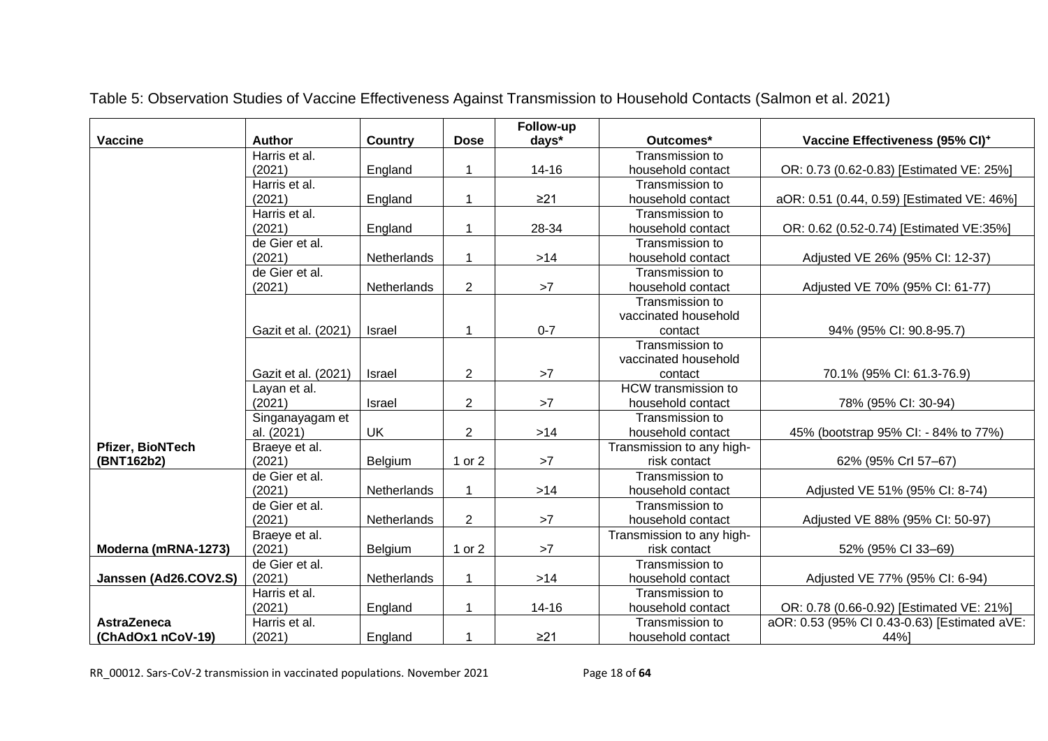Table 5: Observation Studies of Vaccine Effectiveness Against Transmission to Household Contacts (Salmon et al. 2021)

| Vaccine | Author | Country | Dose | Follow-up days* | Outcomes* | Vaccine Effectiveness (95% CI)⁺ |
|---|---|---|---|---|---|---|
| Pfizer, BioNTech (BNT162b2) | Harris et al. (2021) | England | 1 | 14-16 | Transmission to household contact | OR: 0.73 (0.62-0.83) [Estimated VE: 25%] |
| | Harris et al. (2021) | England | 1 | ≥21 | Transmission to household contact | aOR: 0.51 (0.44, 0.59) [Estimated VE: 46%] |
| | Harris et al. (2021) | England | 1 | 28-34 | Transmission to household contact | OR: 0.62 (0.52-0.74) [Estimated VE:35%] |
| | de Gier et al. (2021) | Netherlands | 1 | >14 | Transmission to household contact | Adjusted VE 26% (95% CI: 12-37) |
| | de Gier et al. (2021) | Netherlands | 2 | >7 | Transmission to household contact | Adjusted VE 70% (95% CI: 61-77) |
| | Gazit et al. (2021) | Israel | 1 | 0-7 | Transmission to vaccinated household contact | 94% (95% CI: 90.8-95.7) |
| | Gazit et al. (2021) | Israel | 2 | >7 | Transmission to vaccinated household contact | 70.1% (95% CI: 61.3-76.9) |
| | Layan et al. (2021) | Israel | 2 | >7 | HCW transmission to household contact | 78% (95% CI: 30-94) |
| | Singanayagam et al. (2021) | UK | 2 | >14 | Transmission to household contact | 45% (bootstrap 95% CI: - 84% to 77%) |
| | Braeye et al. (2021) | Belgium | 1 or 2 | >7 | Transmission to any high-risk contact | 62% (95% CrI 57–67) |
| Moderna (mRNA-1273) | de Gier et al. (2021) | Netherlands | 1 | >14 | Transmission to household contact | Adjusted VE 51% (95% CI: 8-74) |
| | de Gier et al. (2021) | Netherlands | 2 | >7 | Transmission to household contact | Adjusted VE 88% (95% CI: 50-97) |
| | Braeye et al. (2021) | Belgium | 1 or 2 | >7 | Transmission to any high-risk contact | 52% (95% CI 33–69) |
| Janssen (Ad26.COV2.S) | de Gier et al. (2021) | Netherlands | 1 | >14 | Transmission to household contact | Adjusted VE 77% (95% CI: 6-94) |
| AstraZeneca (ChAdOx1 nCoV-19) | Harris et al. (2021) | England | 1 | 14-16 | Transmission to household contact | OR: 0.78 (0.66-0.92) [Estimated VE: 21%] |
| | Harris et al. (2021) | England | 1 | ≥21 | Transmission to household contact | aOR: 0.53 (95% CI 0.43-0.63) [Estimated aVE: 44%] |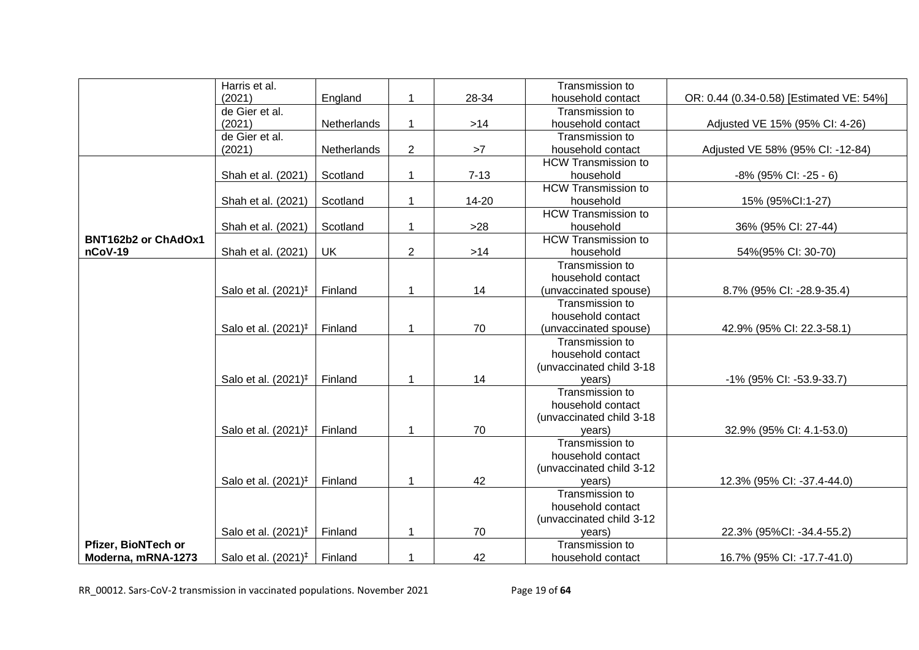| | | | | | | |
|---|---|---|---|---|---|---|
| | Harris et al. (2021) | England | 1 | 28-34 | Transmission to household contact | OR: 0.44 (0.34-0.58) [Estimated VE: 54%] |
| | de Gier et al. (2021) | Netherlands | 1 | >14 | Transmission to household contact | Adjusted VE 15% (95% CI: 4-26) |
| | de Gier et al. (2021) | Netherlands | 2 | >7 | Transmission to household contact | Adjusted VE 58% (95% CI: -12-84) |
| | Shah et al. (2021) | Scotland | 1 | 7-13 | HCW Transmission to household | -8% (95% CI: -25 - 6) |
| | Shah et al. (2021) | Scotland | 1 | 14-20 | HCW Transmission to household | 15% (95%CI:1-27) |
| | Shah et al. (2021) | Scotland | 1 | >28 | HCW Transmission to household | 36% (95% CI: 27-44) |
| **BNT162b2 or ChAdOx1 nCoV-19** | Shah et al. (2021) | UK | 2 | >14 | HCW Transmission to household | 54%(95% CI: 30-70) |
| | Salo et al. (2021)[‡] | Finland | 1 | 14 | Transmission to household contact (unvaccinated spouse) | 8.7% (95% CI: -28.9-35.4) |
| | Salo et al. (2021)[‡] | Finland | 1 | 70 | Transmission to household contact (unvaccinated spouse) | 42.9% (95% CI: 22.3-58.1) |
| | Salo et al. (2021)[‡] | Finland | 1 | 14 | Transmission to household contact (unvaccinated child 3-18 years) | -1% (95% CI: -53.9-33.7) |
| | Salo et al. (2021)[‡] | Finland | 1 | 70 | Transmission to household contact (unvaccinated child 3-18 years) | 32.9% (95% CI: 4.1-53.0) |
| | Salo et al. (2021)[‡] | Finland | 1 | 42 | Transmission to household contact (unvaccinated child 3-12 years) | 12.3% (95% CI: -37.4-44.0) |
| | Salo et al. (2021)[‡] | Finland | 1 | 70 | Transmission to household contact (unvaccinated child 3-12 years) | 22.3% (95%CI: -34.4-55.2) |
| **Pfizer, BioNTech or Moderna, mRNA-1273** | Salo et al. (2021)[‡] | Finland | 1 | 42 | Transmission to household contact | 16.7% (95% CI: -17.7-41.0) |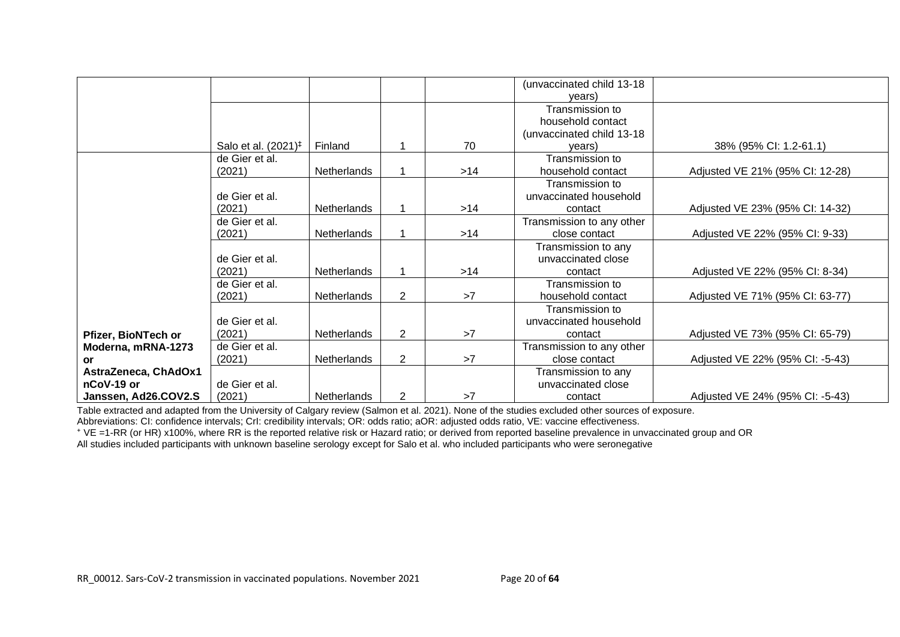| | | | | | | |
|---|---|---|---|---|---|---|
| | | | | | (unvaccinated child 13-18 years) | |
| | Salo et al. (2021)[‡] | Finland | 1 | 70 | Transmission to household contact (unvaccinated child 13-18 years) | 38% (95% CI: 1.2-61.1) |
| Pfizer, BioNTech or Moderna, mRNA-1273 or AstraZeneca, ChAdOx1 nCoV-19 or Janssen, Ad26.COV2.S | de Gier et al. (2021) | Netherlands | 1 | >14 | Transmission to household contact | Adjusted VE 21% (95% CI: 12-28) |
| | de Gier et al. (2021) | Netherlands | 1 | >14 | Transmission to unvaccinated household contact | Adjusted VE 23% (95% CI: 14-32) |
| | de Gier et al. (2021) | Netherlands | 1 | >14 | Transmission to any other close contact | Adjusted VE 22% (95% CI: 9-33) |
| | de Gier et al. (2021) | Netherlands | 1 | >14 | Transmission to any unvaccinated close contact | Adjusted VE 22% (95% CI: 8-34) |
| | de Gier et al. (2021) | Netherlands | 2 | >7 | Transmission to household contact | Adjusted VE 71% (95% CI: 63-77) |
| | de Gier et al. (2021) | Netherlands | 2 | >7 | Transmission to unvaccinated household contact | Adjusted VE 73% (95% CI: 65-79) |
| | de Gier et al. (2021) | Netherlands | 2 | >7 | Transmission to any other close contact | Adjusted VE 22% (95% CI: -5-43) |
| | de Gier et al. (2021) | Netherlands | 2 | >7 | Transmission to any unvaccinated close contact | Adjusted VE 24% (95% CI: -5-43) |

Table extracted and adapted from the University of Calgary review (Salmon et al. 2021). None of the studies excluded other sources of exposure.

Abbreviations: CI: confidence intervals; CrI: credibility intervals; OR: odds ratio; aOR: adjusted odds ratio, VE: vaccine effectiveness.

[+] VE =1-RR (or HR) x100%, where RR is the reported relative risk or Hazard ratio; or derived from reported baseline prevalence in unvaccinated group and OR

All studies included participants with unknown baseline serology except for Salo et al. who included participants who were seronegative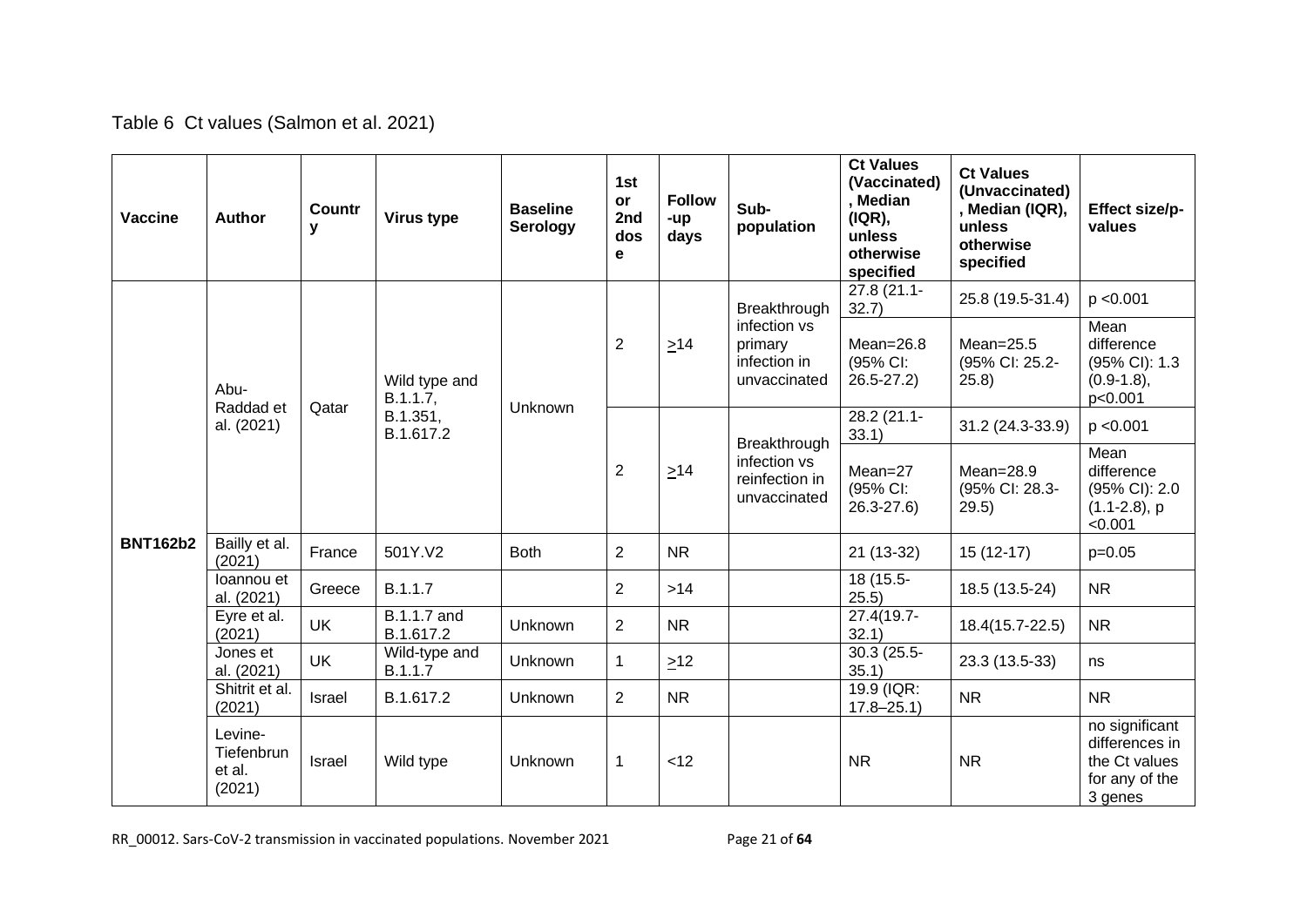Table 6 Ct values (Salmon et al. 2021)

| Vaccine | Author | Country | Virus type | Baseline Serology | 1st or 2nd dose | Follow-up days | Sub-population | Ct Values (Vaccinated), Median (IQR), unless otherwise specified | Ct Values (Unvaccinated), Median (IQR), unless otherwise specified | Effect size/p-values |
|---|---|---|---|---|---|---|---|---|---|---|
| BNT162b2 | Abu-Raddad et al. (2021) | Qatar | Wild type and B.1.1.7, B.1.351, B.1.617.2 | Unknown | 2 | ≥14 | Breakthrough infection vs primary infection in unvaccinated | 27.8 (21.1-32.7) | 25.8 (19.5-31.4) | p <0.001 |
| | | | | | | | | Mean=26.8 (95% CI: 26.5-27.2) | Mean=25.5 (95% CI: 25.2-25.8) | Mean difference (95% CI): 1.3 (0.9-1.8), p<0.001 |
| | | | | | 2 | ≥14 | Breakthrough infection vs reinfection in unvaccinated | 28.2 (21.1-33.1) | 31.2 (24.3-33.9) | p <0.001 |
| | | | | | | | | Mean=27 (95% CI: 26.3-27.6) | Mean=28.9 (95% CI: 28.3-29.5) | Mean difference (95% CI): 2.0 (1.1-2.8), p <0.001 |
| | Bailly et al. (2021) | France | 501Y.V2 | Both | 2 | NR | | 21 (13-32) | 15 (12-17) | p=0.05 |
| | Ioannou et al. (2021) | Greece | B.1.1.7 | | 2 | >14 | | 18 (15.5-25.5) | 18.5 (13.5-24) | NR |
| | Eyre et al. (2021) | UK | B.1.1.7 and B.1.617.2 | Unknown | 2 | NR | | 27.4(19.7-32.1) | 18.4(15.7-22.5) | NR |
| | Jones et al. (2021) | UK | Wild-type and B.1.1.7 | Unknown | 1 | ≥12 | | 30.3 (25.5-35.1) | 23.3 (13.5-33) | ns |
| | Shitrit et al. (2021) | Israel | B.1.617.2 | Unknown | 2 | NR | | 19.9 (IQR: 17.8–25.1) | NR | NR |
| | Levine-Tiefenbrun et al. (2021) | Israel | Wild type | Unknown | 1 | <12 | | NR | NR | no significant differences in the Ct values for any of the 3 genes |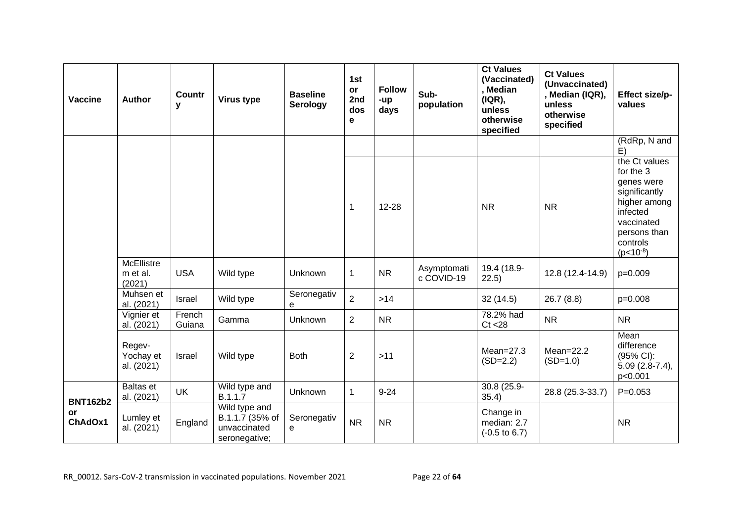| Vaccine | Author | Country | Virus type | Baseline Serology | 1st or 2nd dose | Follow-up days | Sub-population | Ct Values (Vaccinated), Median (IQR), unless otherwise specified | Ct Values (Unvaccinated), Median (IQR), unless otherwise specified | Effect size/p-values |
|---|---|---|---|---|---|---|---|---|---|---|
| | | | | | | | | | | (RdRp, N and E) |
| | | | | | 1 | 12-28 | | NR | NR | the Ct values for the 3 genes were significantly higher among infected vaccinated persons than controls ($p<10^{-8}$) |
| | McEllistrem et al. (2021) | USA | Wild type | Unknown | 1 | NR | Asymptomatic COVID-19 | 19.4 (18.9-22.5) | 12.8 (12.4-14.9) | p=0.009 |
| | Muhsen et al. (2021) | Israel | Wild type | Seronegative | 2 | >14 | | 32 (14.5) | 26.7 (8.8) | p=0.008 |
| | Vignier et al. (2021) | French Guiana | Gamma | Unknown | 2 | NR | | 78.2% had Ct <28 | NR | NR |
| | Regev-Yochay et al. (2021) | Israel | Wild type | Both | 2 | ≥11 | | Mean=27.3 (SD=2.2) | Mean=22.2 (SD=1.0) | Mean difference (95% CI): 5.09 (2.8-7.4), p<0.001 |
| **BNT162b2 or ChAdOx1** | Baltas et al. (2021) | UK | Wild type and B.1.1.7 | Unknown | 1 | 9-24 | | 30.8 (25.9-35.4) | 28.8 (25.3-33.7) | P=0.053 |
| | Lumley et al. (2021) | England | Wild type and B.1.1.7 (35% of unvaccinated seronegative; | Seronegative | NR | NR | | Change in median: 2.7 (-0.5 to 6.7) | | NR |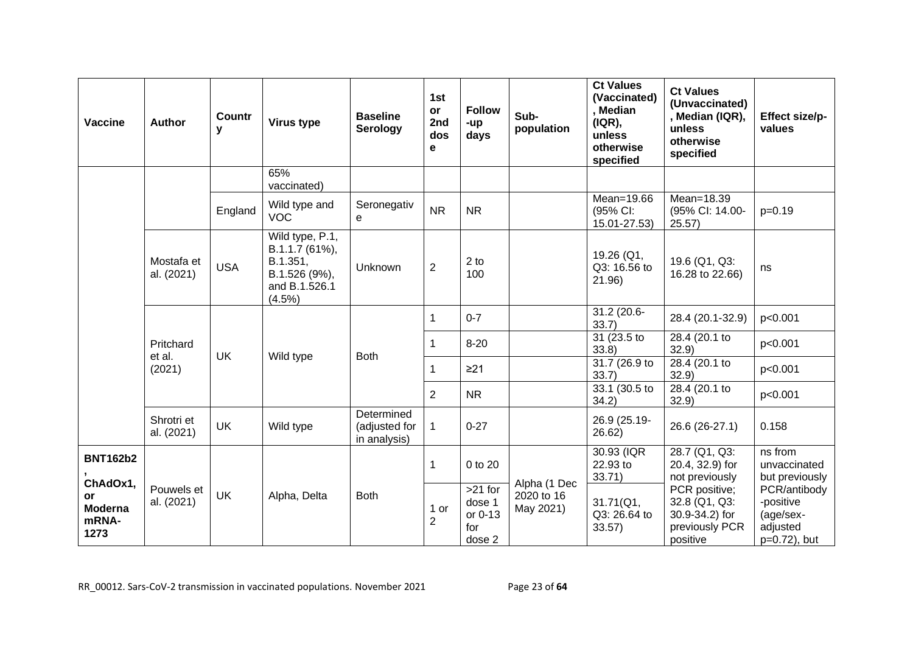| Vaccine | Author | Country | Virus type | Baseline Serology | 1st or 2nd dose | Follow-up days | Sub-population | Ct Values (Vaccinated), Median (IQR), unless otherwise specified | Ct Values (Unvaccinated), Median (IQR), unless otherwise specified | Effect size/p-values |
|---|---|---|---|---|---|---|---|---|---|---|
| | | | 65% vaccinated) | | | | | | | |
| | | England | Wild type and VOC | Seronegative | NR | NR | | Mean=19.66 (95% CI: 15.01-27.53) | Mean=18.39 (95% CI: 14.00-25.57) | p=0.19 |
| | Mostafa et al. (2021) | USA | Wild type, P.1, B.1.1.7 (61%), B.1.351, B.1.526 (9%), and B.1.526.1 (4.5%) | Unknown | 2 | 2 to 100 | | 19.26 (Q1, Q3: 16.56 to 21.96) | 19.6 (Q1, Q3: 16.28 to 22.66) | ns |
| | Pritchard et al. (2021) | UK | Wild type | Both | 1 | 0-7 | | 31.2 (20.6-33.7) | 28.4 (20.1-32.9) | p<0.001 |
| | | | | | 1 | 8-20 | | 31 (23.5 to 33.8) | 28.4 (20.1 to 32.9) | p<0.001 |
| | | | | | 1 | ≥21 | | 31.7 (26.9 to 33.7) | 28.4 (20.1 to 32.9) | p<0.001 |
| | | | | | 2 | NR | | 33.1 (30.5 to 34.2) | 28.4 (20.1 to 32.9) | p<0.001 |
| | Shrotri et al. (2021) | UK | Wild type | Determined (adjusted for in analysis) | 1 | 0-27 | | 26.9 (25.19-26.62) | 26.6 (26-27.1) | 0.158 |
| **BNT162b2, ChAdOx1, or Moderna mRNA-1273** | Pouwels et al. (2021) | UK | Alpha, Delta | Both | 1 | 0 to 20 | Alpha (1 Dec 2020 to 16 May 2021) | 30.93 (IQR 22.93 to 33.71) | 28.7 (Q1, Q3: 20.4, 32.9) for not previously PCR positive; 32.8 (Q1, Q3: 30.9-34.2) for previously PCR positive | ns from unvaccinated but previously PCR/antibody-positive (age/sex-adjusted p=0.72), but |
| | | | | | 1 or 2 | >21 for dose 1 or 0-13 for dose 2 | | 31.71(Q1, Q3: 26.64 to 33.57) | | |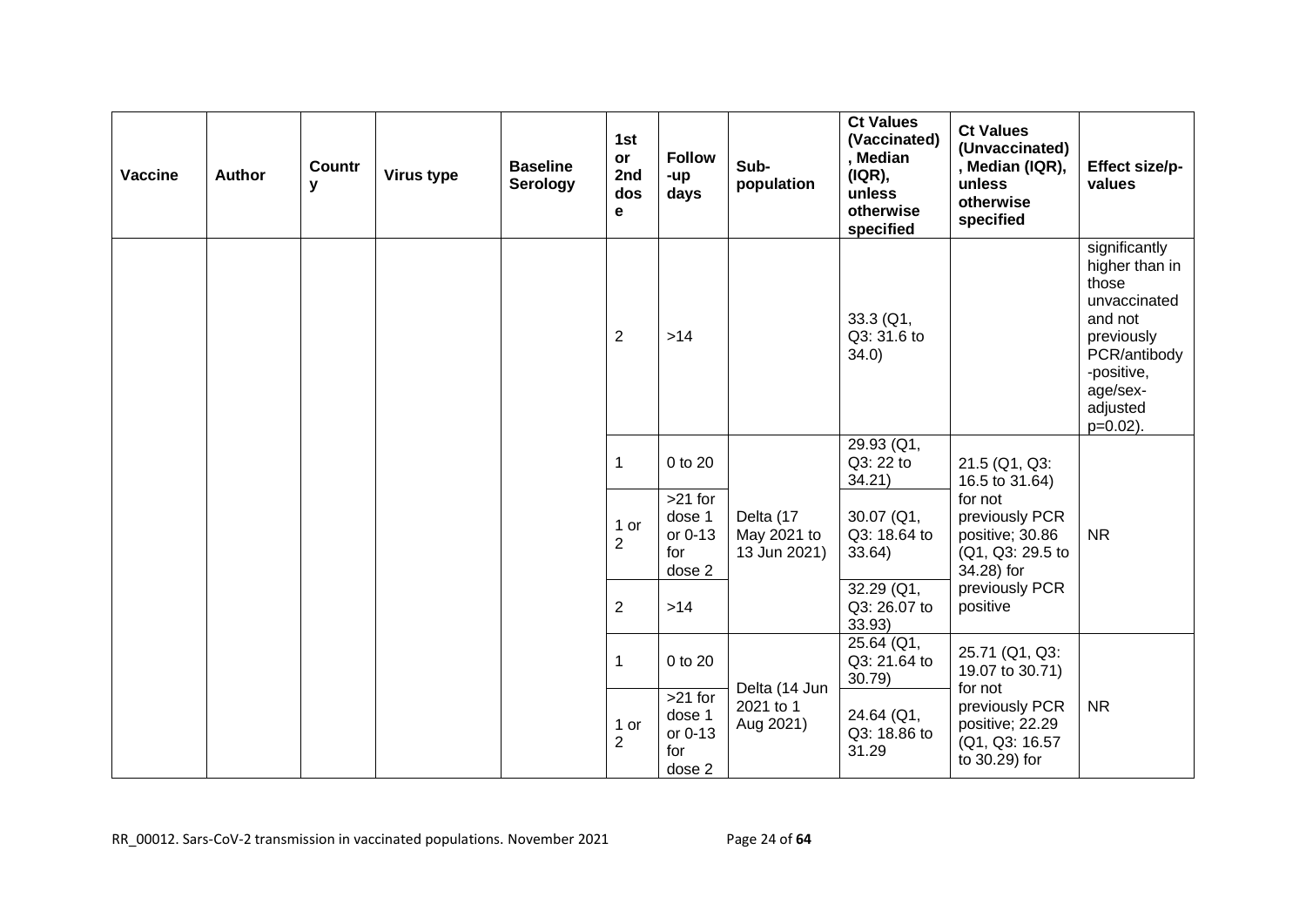| Vaccine | Author | Country | Virus type | Baseline Serology | 1st or 2nd dose | Follow-up days | Sub-population | Ct Values (Vaccinated), Median (IQR), unless otherwise specified | Ct Values (Unvaccinated), Median (IQR), unless otherwise specified | Effect size/p-values |
|---|---|---|---|---|---|---|---|---|---|---|
| | | | | | 2 | >14 | | 33.3 (Q1, Q3: 31.6 to 34.0) | | significantly higher than in those unvaccinated and not previously PCR/antibody-positive, age/sex-adjusted p=0.02). |
| | | | | | 1 | 0 to 20 | Delta (17 May 2021 to 13 Jun 2021) | 29.93 (Q1, Q3: 22 to 34.21) | 21.5 (Q1, Q3: 16.5 to 31.64) for not previously PCR positive; 30.86 (Q1, Q3: 29.5 to 34.28) for previously PCR positive | NR |
| | | | | | 1 or 2 | >21 for dose 1 or 0-13 for dose 2 | | 30.07 (Q1, Q3: 18.64 to 33.64) | | |
| | | | | | 2 | >14 | | 32.29 (Q1, Q3: 26.07 to 33.93) | | |
| | | | | | 1 | 0 to 20 | Delta (14 Jun 2021 to 1 Aug 2021) | 25.64 (Q1, Q3: 21.64 to 30.79) | 25.71 (Q1, Q3: 19.07 to 30.71) for not previously PCR positive; 22.29 (Q1, Q3: 16.57 to 30.29) for | NR |
| | | | | | 1 or 2 | >21 for dose 1 or 0-13 for dose 2 | | 24.64 (Q1, Q3: 18.86 to 31.29 | | |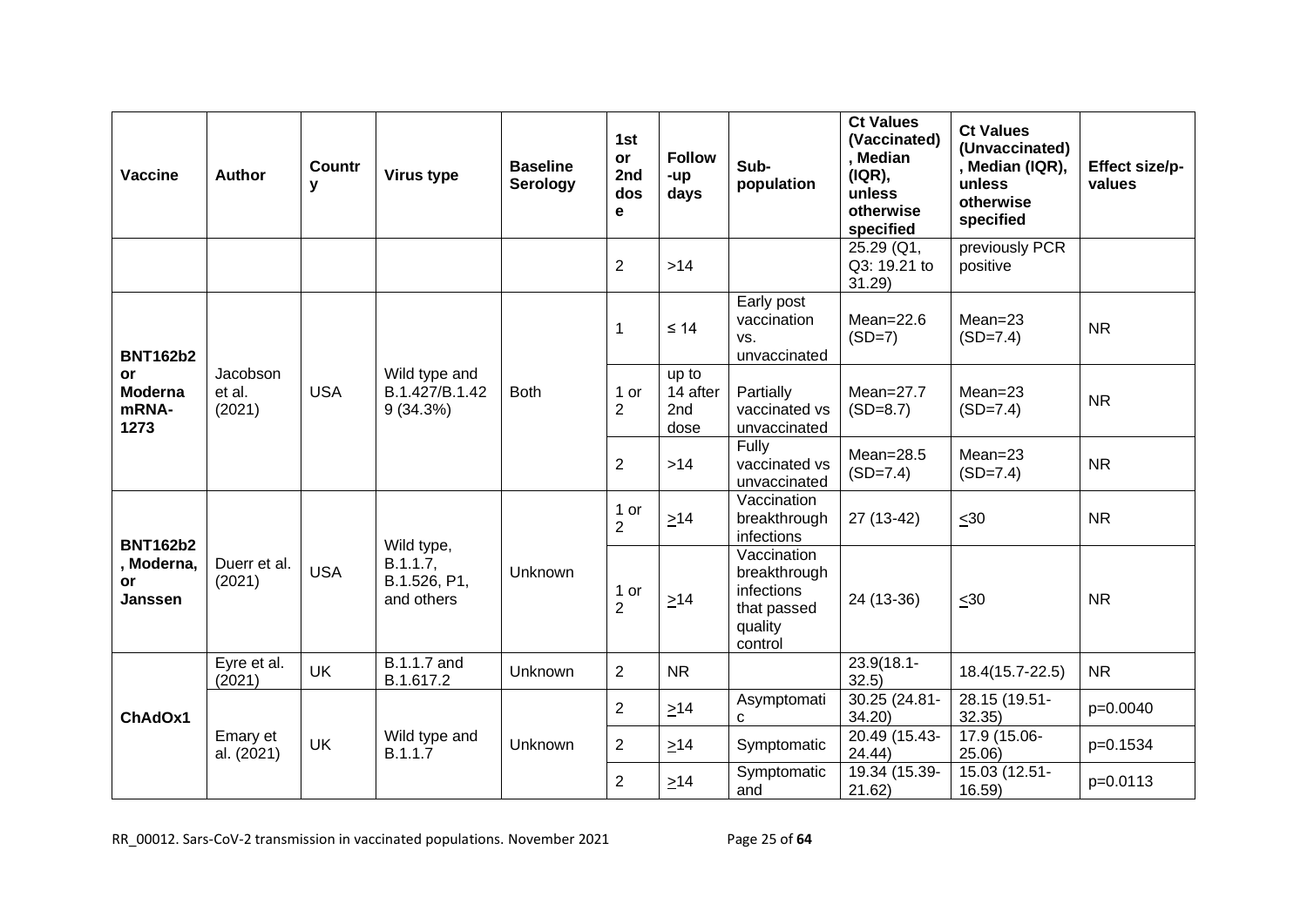| Vaccine | Author | Country | Virus type | Baseline Serology | 1st or 2nd dose | Follow-up days | Sub-population | Ct Values (Vaccinated), Median (IQR), unless otherwise specified | Ct Values (Unvaccinated), Median (IQR), unless otherwise specified | Effect size/p-values |
|---|---|---|---|---|---|---|---|---|---|---|
| | | | | | 2 | >14 | | 25.29 (Q1, Q3: 19.21 to 31.29) | previously PCR positive | |
| BNT162b2 or Moderna mRNA-1273 | Jacobson et al. (2021) | USA | Wild type and B.1.427/B.1.429 (34.3%) | Both | 1 | ≤ 14 | Early post vaccination vs. unvaccinated | Mean=22.6 (SD=7) | Mean=23 (SD=7.4) | NR |
| | | | | | 1 or 2 | up to 14 after 2nd dose | Partially vaccinated vs unvaccinated | Mean=27.7 (SD=8.7) | Mean=23 (SD=7.4) | NR |
| | | | | | 2 | >14 | Fully vaccinated vs unvaccinated | Mean=28.5 (SD=7.4) | Mean=23 (SD=7.4) | NR |
| BNT162b2, Moderna, or Janssen | Duerr et al. (2021) | USA | Wild type, B.1.1.7, B.1.526, P1, and others | Unknown | 1 or 2 | ≥14 | Vaccination breakthrough infections | 27 (13-42) | ≤30 | NR |
| | | | | | 1 or 2 | ≥14 | Vaccination breakthrough infections that passed quality control | 24 (13-36) | ≤30 | NR |
| ChAdOx1 | Eyre et al. (2021) | UK | B.1.1.7 and B.1.617.2 | Unknown | 2 | NR | | 23.9(18.1-32.5) | 18.4(15.7-22.5) | NR |
| | Emary et al. (2021) | UK | Wild type and B.1.1.7 | Unknown | 2 | ≥14 | Asymptomatic | 30.25 (24.81-34.20) | 28.15 (19.51-32.35) | p=0.0040 |
| | | | | | 2 | ≥14 | Symptomatic | 20.49 (15.43-24.44) | 17.9 (15.06-25.06) | p=0.1534 |
| | | | | | 2 | ≥14 | Symptomatic and | 19.34 (15.39-21.62) | 15.03 (12.51-16.59) | p=0.0113 |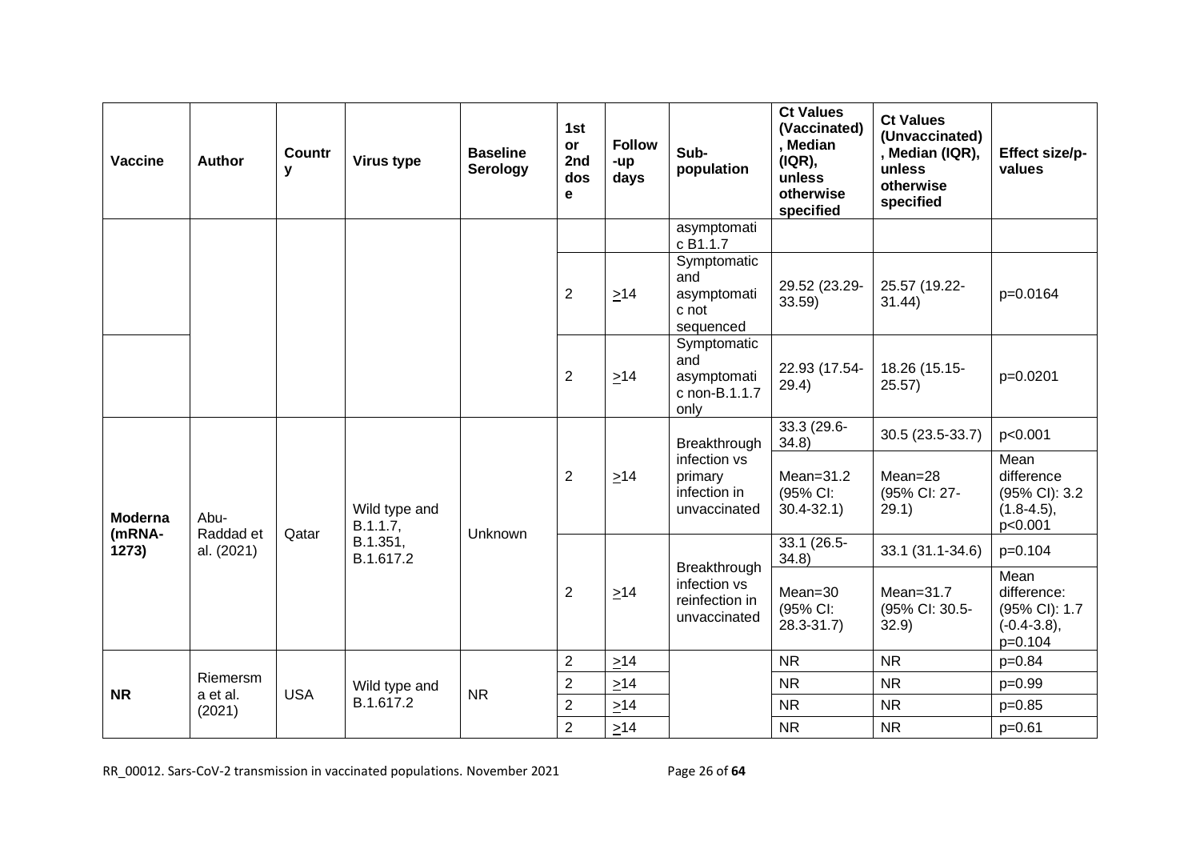| Vaccine | Author | Country | Virus type | Baseline Serology | 1st or 2nd dose | Follow-up days | Sub-population | Ct Values (Vaccinated), Median (IQR), unless otherwise specified | Ct Values (Unvaccinated), Median (IQR), unless otherwise specified | Effect size/p-values |
|---|---|---|---|---|---|---|---|---|---|---|
| | | | | | | | asymptomatic B1.1.7 | | | |
| | | | | | 2 | >14 | Symptomatic and asymptomatic not sequenced | 29.52 (23.29-33.59) | 25.57 (19.22-31.44) | p=0.0164 |
| | | | | | 2 | >14 | Symptomatic and asymptomatic non-B.1.1.7 only | 22.93 (17.54-29.4) | 18.26 (15.15-25.57) | p=0.0201 |
| Moderna (mRNA-1273) | Abu-Raddad et al. (2021) | Qatar | Wild type and B.1.1.7, B.1.351, B.1.617.2 | Unknown | 2 | >14 | Breakthrough infection vs primary infection in unvaccinated | 33.3 (29.6-34.8) | 30.5 (23.5-33.7) | p<0.001 |
| | | | | | | | | Mean=31.2 (95% CI: 30.4-32.1) | Mean=28 (95% CI: 27-29.1) | Mean difference (95% CI): 3.2 (1.8-4.5), p<0.001 |
| | | | | | 2 | >14 | Breakthrough infection vs reinfection in unvaccinated | 33.1 (26.5-34.8) | 33.1 (31.1-34.6) | p=0.104 |
| | | | | | | | | Mean=30 (95% CI: 28.3-31.7) | Mean=31.7 (95% CI: 30.5-32.9) | Mean difference: (95% CI): 1.7 (-0.4-3.8), p=0.104 |
| NR | Riemersma et al. (2021) | USA | Wild type and B.1.617.2 | NR | 2 | >14 | | NR | NR | p=0.84 |
| | | | | | 2 | >14 | | NR | NR | p=0.99 |
| | | | | | 2 | >14 | | NR | NR | p=0.85 |
| | | | | | 2 | >14 | | NR | NR | p=0.61 |

RR_00012. Sars-CoV-2 transmission in vaccinated populations. November 2021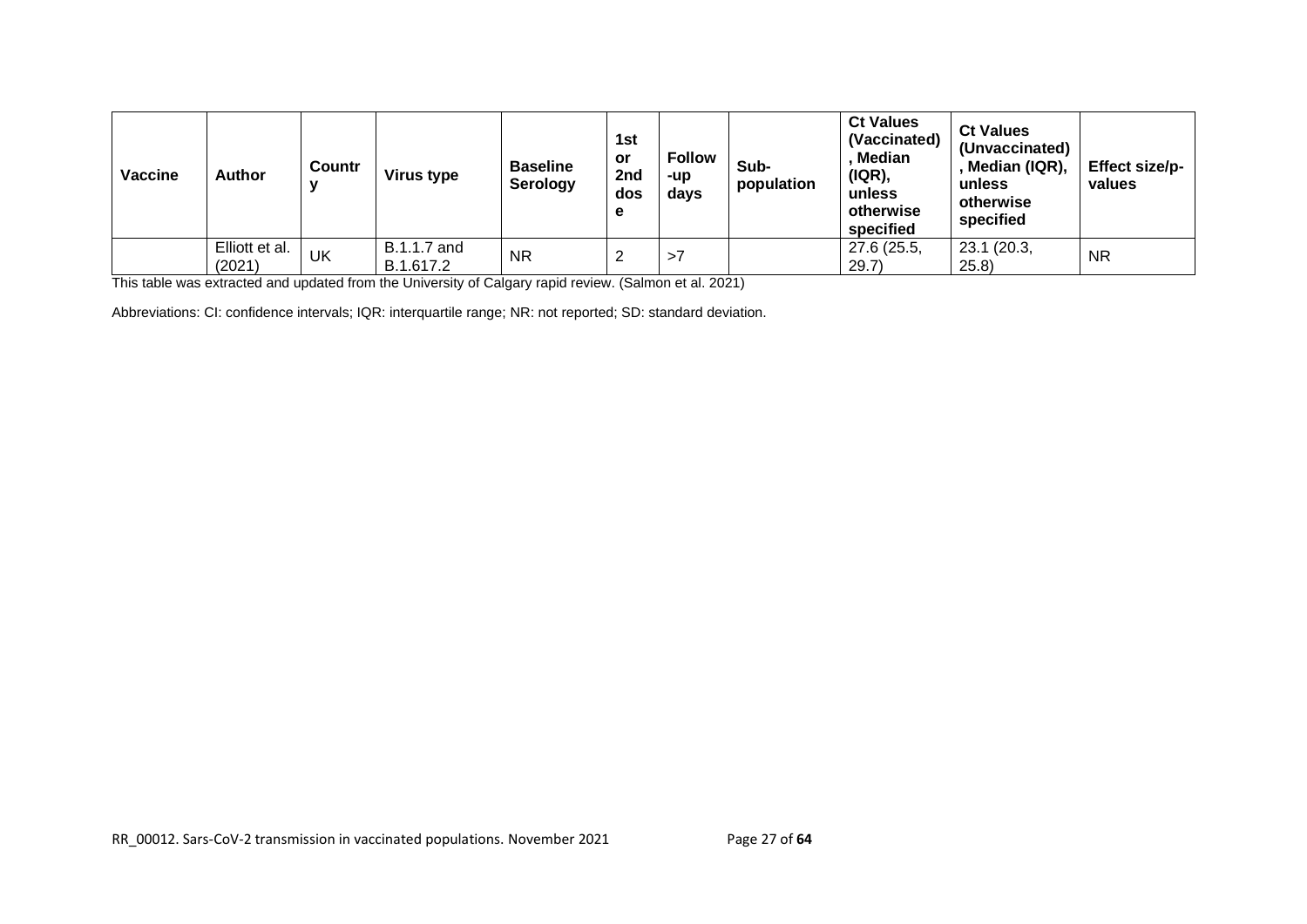| Vaccine | Author | Country | Virus type | Baseline Serology | 1st or 2nd dose | Follow-up days | Sub-population | Ct Values (Vaccinated), Median (IQR), unless otherwise specified | Ct Values (Unvaccinated), Median (IQR), unless otherwise specified | Effect size/p-values |
|---|---|---|---|---|---|---|---|---|---|---|
| | Elliott et al. (2021) | UK | B.1.1.7 and B.1.617.2 | NR | 2 | >7 | | 27.6 (25.5, 29.7) | 23.1 (20.3, 25.8) | NR |

This table was extracted and updated from the University of Calgary rapid review. (Salmon et al. 2021)

Abbreviations: CI: confidence intervals; IQR: interquartile range; NR: not reported; SD: standard deviation.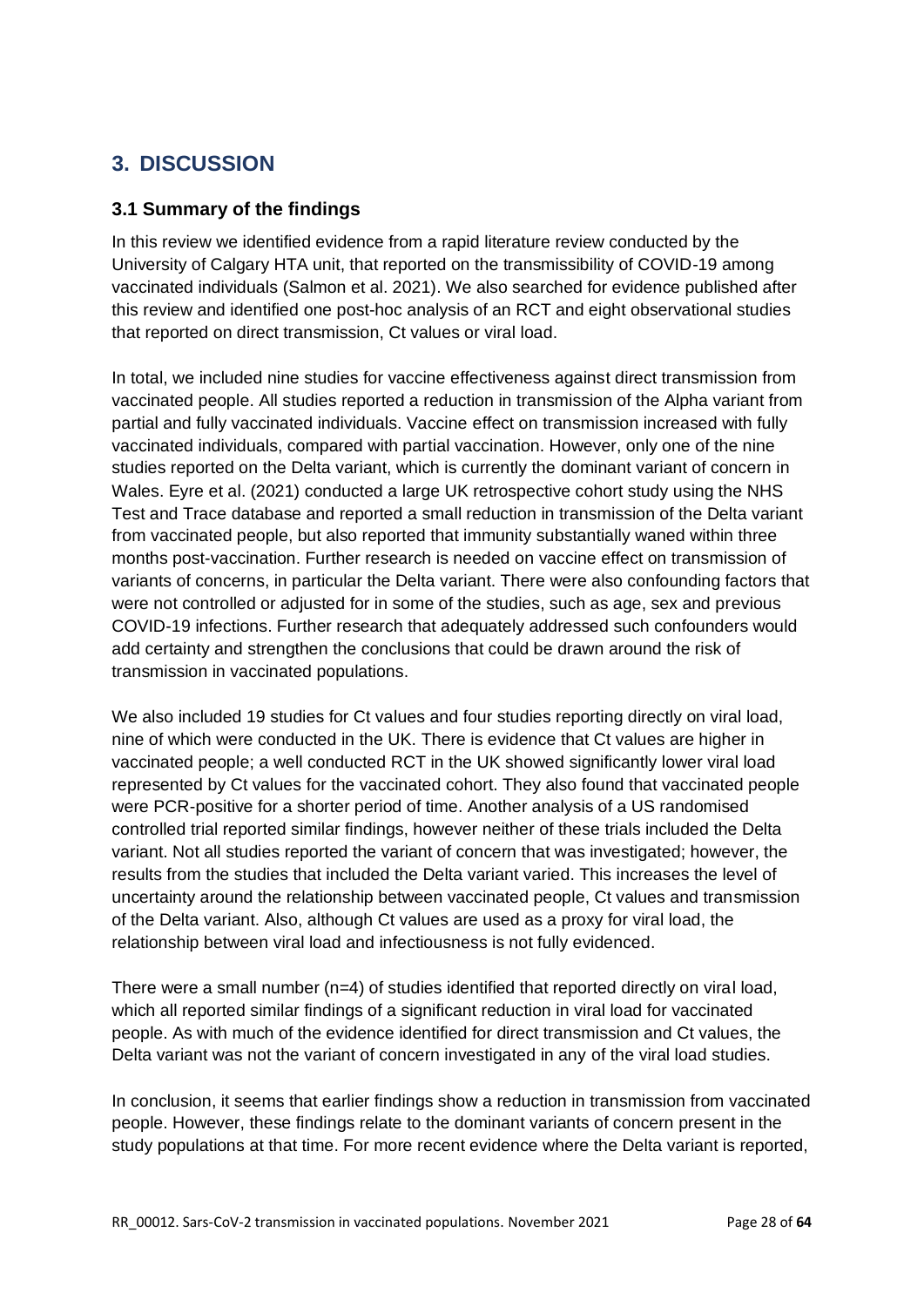# 3. DISCUSSION

## 3.1 Summary of the findings

In this review we identified evidence from a rapid literature review conducted by the University of Calgary HTA unit, that reported on the transmissibility of COVID-19 among vaccinated individuals (Salmon et al. 2021). We also searched for evidence published after this review and identified one post-hoc analysis of an RCT and eight observational studies that reported on direct transmission, Ct values or viral load.

In total, we included nine studies for vaccine effectiveness against direct transmission from vaccinated people. All studies reported a reduction in transmission of the Alpha variant from partial and fully vaccinated individuals. Vaccine effect on transmission increased with fully vaccinated individuals, compared with partial vaccination. However, only one of the nine studies reported on the Delta variant, which is currently the dominant variant of concern in Wales. Eyre et al. (2021) conducted a large UK retrospective cohort study using the NHS Test and Trace database and reported a small reduction in transmission of the Delta variant from vaccinated people, but also reported that immunity substantially waned within three months post-vaccination. Further research is needed on vaccine effect on transmission of variants of concerns, in particular the Delta variant. There were also confounding factors that were not controlled or adjusted for in some of the studies, such as age, sex and previous COVID-19 infections. Further research that adequately addressed such confounders would add certainty and strengthen the conclusions that could be drawn around the risk of transmission in vaccinated populations.

We also included 19 studies for Ct values and four studies reporting directly on viral load, nine of which were conducted in the UK. There is evidence that Ct values are higher in vaccinated people; a well conducted RCT in the UK showed significantly lower viral load represented by Ct values for the vaccinated cohort. They also found that vaccinated people were PCR-positive for a shorter period of time. Another analysis of a US randomised controlled trial reported similar findings, however neither of these trials included the Delta variant. Not all studies reported the variant of concern that was investigated; however, the results from the studies that included the Delta variant varied. This increases the level of uncertainty around the relationship between vaccinated people, Ct values and transmission of the Delta variant. Also, although Ct values are used as a proxy for viral load, the relationship between viral load and infectiousness is not fully evidenced.

There were a small number (n=4) of studies identified that reported directly on viral load, which all reported similar findings of a significant reduction in viral load for vaccinated people. As with much of the evidence identified for direct transmission and Ct values, the Delta variant was not the variant of concern investigated in any of the viral load studies.

In conclusion, it seems that earlier findings show a reduction in transmission from vaccinated people. However, these findings relate to the dominant variants of concern present in the study populations at that time. For more recent evidence where the Delta variant is reported,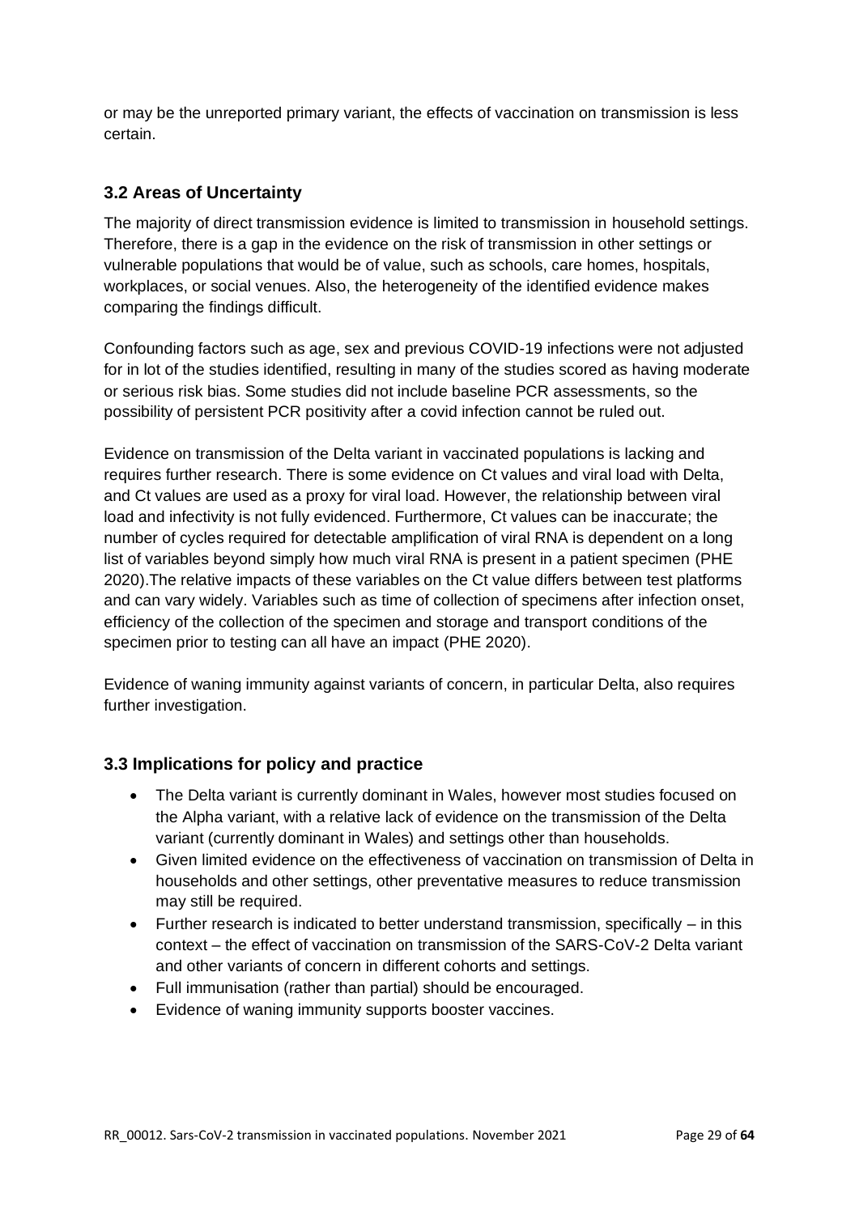or may be the unreported primary variant, the effects of vaccination on transmission is less certain.

### 3.2 Areas of Uncertainty

The majority of direct transmission evidence is limited to transmission in household settings. Therefore, there is a gap in the evidence on the risk of transmission in other settings or vulnerable populations that would be of value, such as schools, care homes, hospitals, workplaces, or social venues. Also, the heterogeneity of the identified evidence makes comparing the findings difficult.

Confounding factors such as age, sex and previous COVID-19 infections were not adjusted for in lot of the studies identified, resulting in many of the studies scored as having moderate or serious risk bias. Some studies did not include baseline PCR assessments, so the possibility of persistent PCR positivity after a covid infection cannot be ruled out.

Evidence on transmission of the Delta variant in vaccinated populations is lacking and requires further research. There is some evidence on Ct values and viral load with Delta, and Ct values are used as a proxy for viral load. However, the relationship between viral load and infectivity is not fully evidenced. Furthermore, Ct values can be inaccurate; the number of cycles required for detectable amplification of viral RNA is dependent on a long list of variables beyond simply how much viral RNA is present in a patient specimen (PHE 2020).The relative impacts of these variables on the Ct value differs between test platforms and can vary widely. Variables such as time of collection of specimens after infection onset, efficiency of the collection of the specimen and storage and transport conditions of the specimen prior to testing can all have an impact (PHE 2020).

Evidence of waning immunity against variants of concern, in particular Delta, also requires further investigation.

### 3.3 Implications for policy and practice

- The Delta variant is currently dominant in Wales, however most studies focused on the Alpha variant, with a relative lack of evidence on the transmission of the Delta variant (currently dominant in Wales) and settings other than households.
- Given limited evidence on the effectiveness of vaccination on transmission of Delta in households and other settings, other preventative measures to reduce transmission may still be required.
- Further research is indicated to better understand transmission, specifically – in this context – the effect of vaccination on transmission of the SARS-CoV-2 Delta variant and other variants of concern in different cohorts and settings.
- Full immunisation (rather than partial) should be encouraged.
- Evidence of waning immunity supports booster vaccines.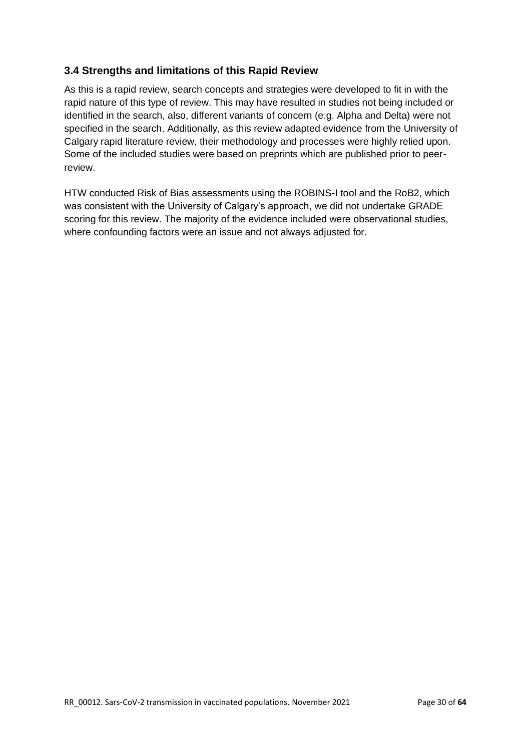### 3.4 Strengths and limitations of this Rapid Review

As this is a rapid review, search concepts and strategies were developed to fit in with the rapid nature of this type of review. This may have resulted in studies not being included or identified in the search, also, different variants of concern (e.g. Alpha and Delta) were not specified in the search. Additionally, as this review adapted evidence from the University of Calgary rapid literature review, their methodology and processes were highly relied upon. Some of the included studies were based on preprints which are published prior to peer-review.

HTW conducted Risk of Bias assessments using the ROBINS-I tool and the RoB2, which was consistent with the University of Calgary's approach, we did not undertake GRADE scoring for this review. The majority of the evidence included were observational studies, where confounding factors were an issue and not always adjusted for.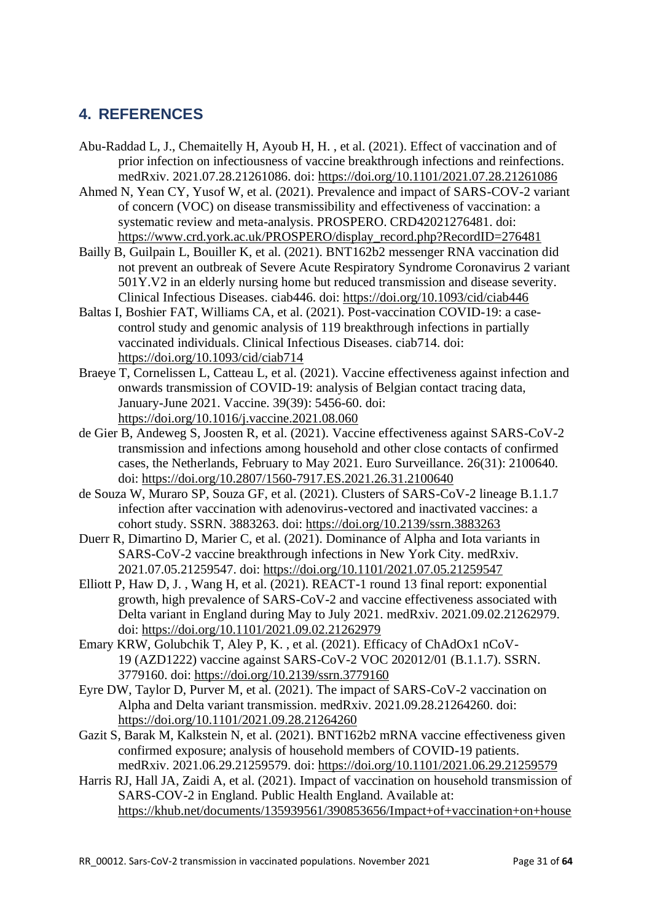## 4. REFERENCES

Abu-Raddad L, J., Chemaitelly H, Ayoub H, H. , et al. (2021). Effect of vaccination and of prior infection on infectiousness of vaccine breakthrough infections and reinfections. medRxiv. 2021.07.28.21261086. doi: https://doi.org/10.1101/2021.07.28.21261086

Ahmed N, Yean CY, Yusof W, et al. (2021). Prevalence and impact of SARS-COV-2 variant of concern (VOC) on disease transmissibility and effectiveness of vaccination: a systematic review and meta-analysis. PROSPERO. CRD42021276481. doi: https://www.crd.york.ac.uk/PROSPERO/display_record.php?RecordID=276481

Bailly B, Guilpain L, Bouiller K, et al. (2021). BNT162b2 messenger RNA vaccination did not prevent an outbreak of Severe Acute Respiratory Syndrome Coronavirus 2 variant 501Y.V2 in an elderly nursing home but reduced transmission and disease severity. Clinical Infectious Diseases. ciab446. doi: https://doi.org/10.1093/cid/ciab446

Baltas I, Boshier FAT, Williams CA, et al. (2021). Post-vaccination COVID-19: a case-control study and genomic analysis of 119 breakthrough infections in partially vaccinated individuals. Clinical Infectious Diseases. ciab714. doi: https://doi.org/10.1093/cid/ciab714

Braeye T, Cornelissen L, Catteau L, et al. (2021). Vaccine effectiveness against infection and onwards transmission of COVID-19: analysis of Belgian contact tracing data, January-June 2021. Vaccine. 39(39): 5456-60. doi: https://doi.org/10.1016/j.vaccine.2021.08.060

de Gier B, Andeweg S, Joosten R, et al. (2021). Vaccine effectiveness against SARS-CoV-2 transmission and infections among household and other close contacts of confirmed cases, the Netherlands, February to May 2021. Euro Surveillance. 26(31): 2100640. doi: https://doi.org/10.2807/1560-7917.ES.2021.26.31.2100640

de Souza W, Muraro SP, Souza GF, et al. (2021). Clusters of SARS-CoV-2 lineage B.1.1.7 infection after vaccination with adenovirus-vectored and inactivated vaccines: a cohort study. SSRN. 3883263. doi: https://doi.org/10.2139/ssrn.3883263

Duerr R, Dimartino D, Marier C, et al. (2021). Dominance of Alpha and Iota variants in SARS-CoV-2 vaccine breakthrough infections in New York City. medRxiv. 2021.07.05.21259547. doi: https://doi.org/10.1101/2021.07.05.21259547

Elliott P, Haw D, J. , Wang H, et al. (2021). REACT-1 round 13 final report: exponential growth, high prevalence of SARS-CoV-2 and vaccine effectiveness associated with Delta variant in England during May to July 2021. medRxiv. 2021.09.02.21262979. doi: https://doi.org/10.1101/2021.09.02.21262979

Emary KRW, Golubchik T, Aley P, K. , et al. (2021). Efficacy of ChAdOx1 nCoV-19 (AZD1222) vaccine against SARS-CoV-2 VOC 202012/01 (B.1.1.7). SSRN. 3779160. doi: https://doi.org/10.2139/ssrn.3779160

Eyre DW, Taylor D, Purver M, et al. (2021). The impact of SARS-CoV-2 vaccination on Alpha and Delta variant transmission. medRxiv. 2021.09.28.21264260. doi: https://doi.org/10.1101/2021.09.28.21264260

Gazit S, Barak M, Kalkstein N, et al. (2021). BNT162b2 mRNA vaccine effectiveness given confirmed exposure; analysis of household members of COVID-19 patients. medRxiv. 2021.06.29.21259579. doi: https://doi.org/10.1101/2021.06.29.21259579

Harris RJ, Hall JA, Zaidi A, et al. (2021). Impact of vaccination on household transmission of SARS-COV-2 in England. Public Health England. Available at: https://khub.net/documents/135939561/390853656/Impact+of+vaccination+on+house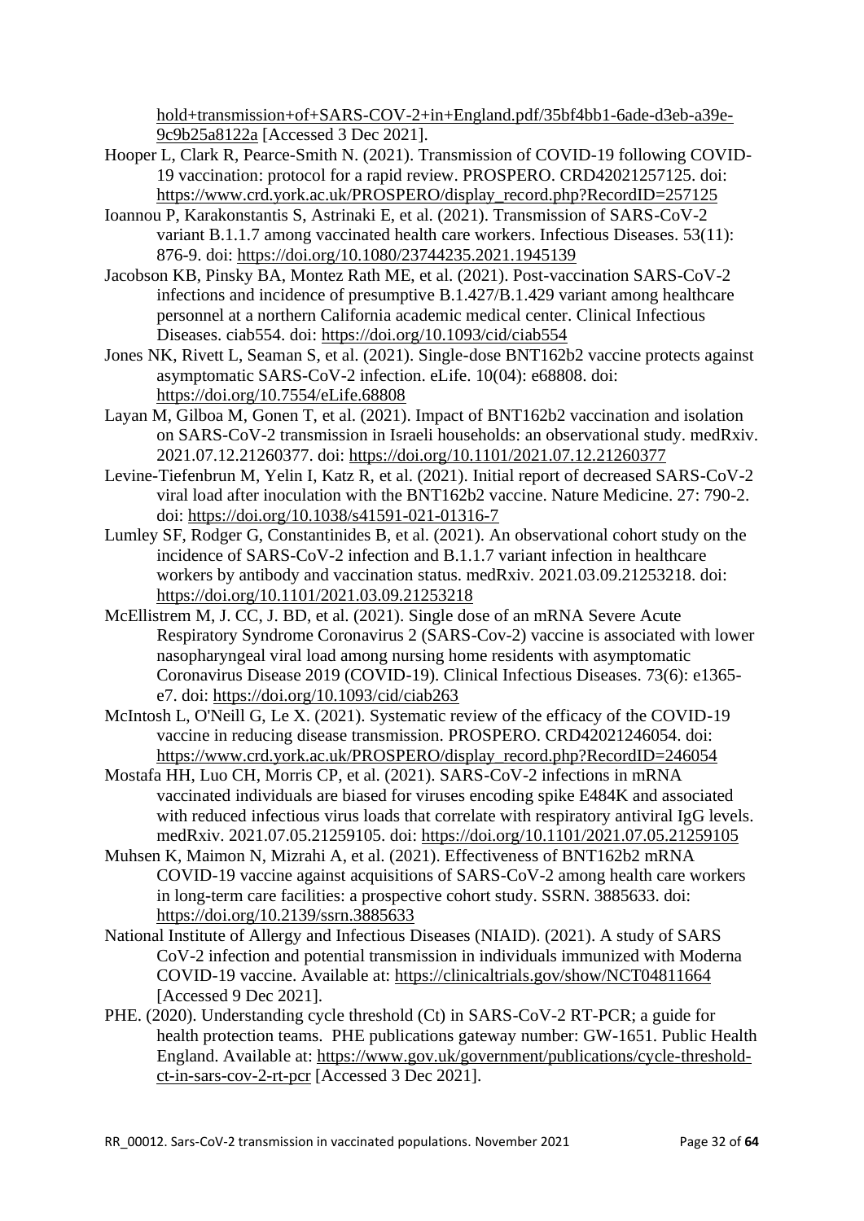hold+transmission+of+SARS-COV-2+in+England.pdf/35bf4bb1-6ade-d3eb-a39e-9c9b25a8122a [Accessed 3 Dec 2021].

Hooper L, Clark R, Pearce-Smith N. (2021). Transmission of COVID-19 following COVID-19 vaccination: protocol for a rapid review. PROSPERO. CRD42021257125. doi: https://www.crd.york.ac.uk/PROSPERO/display_record.php?RecordID=257125

Ioannou P, Karakonstantis S, Astrinaki E, et al. (2021). Transmission of SARS-CoV-2 variant B.1.1.7 among vaccinated health care workers. Infectious Diseases. 53(11): 876-9. doi: https://doi.org/10.1080/23744235.2021.1945139

Jacobson KB, Pinsky BA, Montez Rath ME, et al. (2021). Post-vaccination SARS-CoV-2 infections and incidence of presumptive B.1.427/B.1.429 variant among healthcare personnel at a northern California academic medical center. Clinical Infectious Diseases. ciab554. doi: https://doi.org/10.1093/cid/ciab554

Jones NK, Rivett L, Seaman S, et al. (2021). Single-dose BNT162b2 vaccine protects against asymptomatic SARS-CoV-2 infection. eLife. 10(04): e68808. doi: https://doi.org/10.7554/eLife.68808

Layan M, Gilboa M, Gonen T, et al. (2021). Impact of BNT162b2 vaccination and isolation on SARS-CoV-2 transmission in Israeli households: an observational study. medRxiv. 2021.07.12.21260377. doi: https://doi.org/10.1101/2021.07.12.21260377

Levine-Tiefenbrun M, Yelin I, Katz R, et al. (2021). Initial report of decreased SARS-CoV-2 viral load after inoculation with the BNT162b2 vaccine. Nature Medicine. 27: 790-2. doi: https://doi.org/10.1038/s41591-021-01316-7

Lumley SF, Rodger G, Constantinides B, et al. (2021). An observational cohort study on the incidence of SARS-CoV-2 infection and B.1.1.7 variant infection in healthcare workers by antibody and vaccination status. medRxiv. 2021.03.09.21253218. doi: https://doi.org/10.1101/2021.03.09.21253218

McEllistrem M, J. CC, J. BD, et al. (2021). Single dose of an mRNA Severe Acute Respiratory Syndrome Coronavirus 2 (SARS-Cov-2) vaccine is associated with lower nasopharyngeal viral load among nursing home residents with asymptomatic Coronavirus Disease 2019 (COVID-19). Clinical Infectious Diseases. 73(6): e1365-e7. doi: https://doi.org/10.1093/cid/ciab263

McIntosh L, O'Neill G, Le X. (2021). Systematic review of the efficacy of the COVID-19 vaccine in reducing disease transmission. PROSPERO. CRD42021246054. doi: https://www.crd.york.ac.uk/PROSPERO/display_record.php?RecordID=246054

Mostafa HH, Luo CH, Morris CP, et al. (2021). SARS-CoV-2 infections in mRNA vaccinated individuals are biased for viruses encoding spike E484K and associated with reduced infectious virus loads that correlate with respiratory antiviral IgG levels. medRxiv. 2021.07.05.21259105. doi: https://doi.org/10.1101/2021.07.05.21259105

Muhsen K, Maimon N, Mizrahi A, et al. (2021). Effectiveness of BNT162b2 mRNA COVID-19 vaccine against acquisitions of SARS-CoV-2 among health care workers in long-term care facilities: a prospective cohort study. SSRN. 3885633. doi: https://doi.org/10.2139/ssrn.3885633

National Institute of Allergy and Infectious Diseases (NIAID). (2021). A study of SARS CoV-2 infection and potential transmission in individuals immunized with Moderna COVID-19 vaccine. Available at: https://clinicaltrials.gov/show/NCT04811664 [Accessed 9 Dec 2021].

PHE. (2020). Understanding cycle threshold (Ct) in SARS-CoV-2 RT-PCR; a guide for health protection teams. PHE publications gateway number: GW-1651. Public Health England. Available at: https://www.gov.uk/government/publications/cycle-threshold-ct-in-sars-cov-2-rt-pcr [Accessed 3 Dec 2021].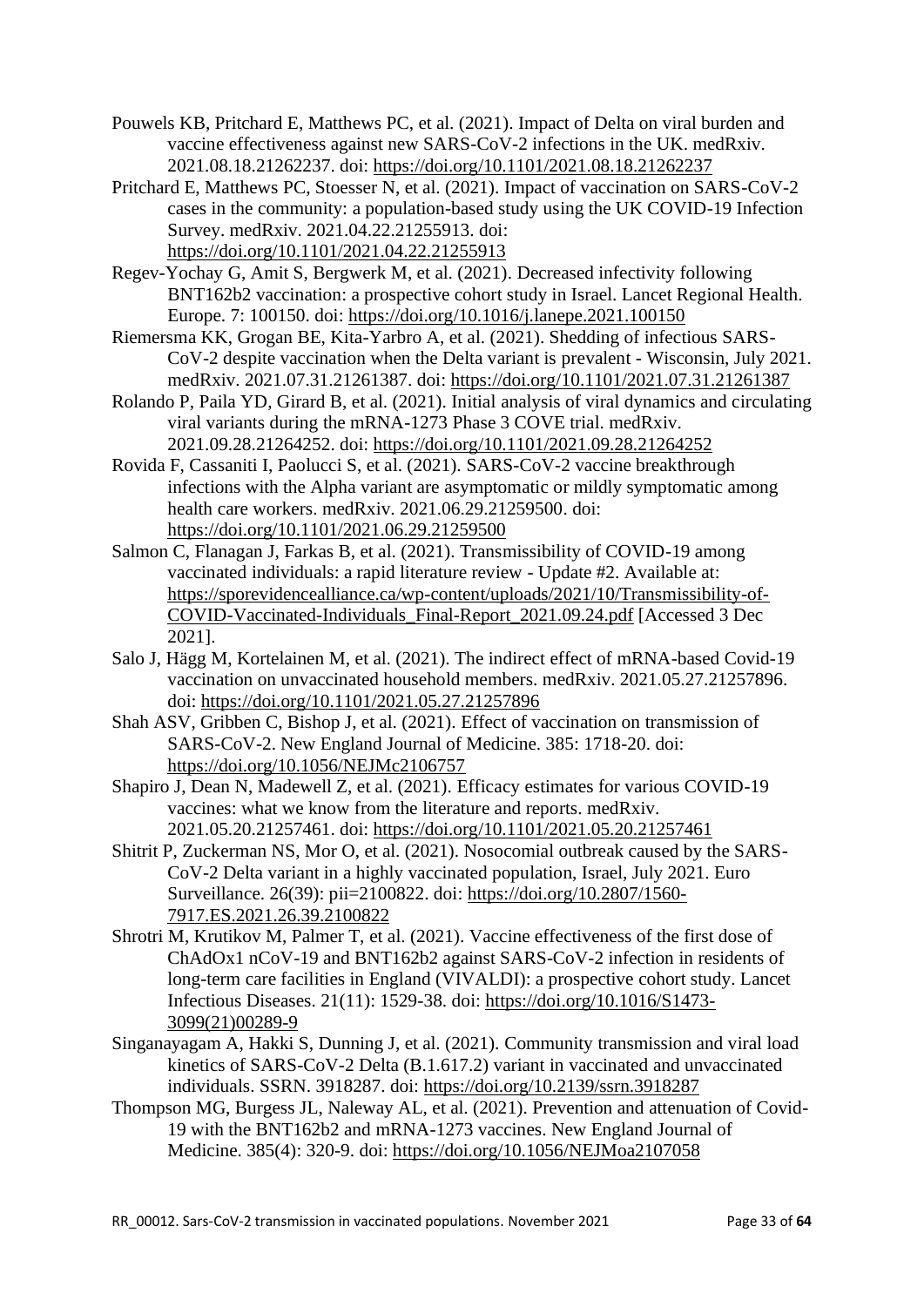Pouwels KB, Pritchard E, Matthews PC, et al. (2021). Impact of Delta on viral burden and vaccine effectiveness against new SARS-CoV-2 infections in the UK. medRxiv. 2021.08.18.21262237. doi: https://doi.org/10.1101/2021.08.18.21262237

Pritchard E, Matthews PC, Stoesser N, et al. (2021). Impact of vaccination on SARS-CoV-2 cases in the community: a population-based study using the UK COVID-19 Infection Survey. medRxiv. 2021.04.22.21255913. doi: https://doi.org/10.1101/2021.04.22.21255913

Regev-Yochay G, Amit S, Bergwerk M, et al. (2021). Decreased infectivity following BNT162b2 vaccination: a prospective cohort study in Israel. Lancet Regional Health. Europe. 7: 100150. doi: https://doi.org/10.1016/j.lanepe.2021.100150

Riemersma KK, Grogan BE, Kita-Yarbro A, et al. (2021). Shedding of infectious SARS-CoV-2 despite vaccination when the Delta variant is prevalent - Wisconsin, July 2021. medRxiv. 2021.07.31.21261387. doi: https://doi.org/10.1101/2021.07.31.21261387

Rolando P, Paila YD, Girard B, et al. (2021). Initial analysis of viral dynamics and circulating viral variants during the mRNA-1273 Phase 3 COVE trial. medRxiv. 2021.09.28.21264252. doi: https://doi.org/10.1101/2021.09.28.21264252

Rovida F, Cassaniti I, Paolucci S, et al. (2021). SARS-CoV-2 vaccine breakthrough infections with the Alpha variant are asymptomatic or mildly symptomatic among health care workers. medRxiv. 2021.06.29.21259500. doi: https://doi.org/10.1101/2021.06.29.21259500

Salmon C, Flanagan J, Farkas B, et al. (2021). Transmissibility of COVID-19 among vaccinated individuals: a rapid literature review - Update #2. Available at: https://sporevidencealliance.ca/wp-content/uploads/2021/10/Transmissibility-of-COVID-Vaccinated-Individuals_Final-Report_2021.09.24.pdf [Accessed 3 Dec 2021].

Salo J, Hägg M, Kortelainen M, et al. (2021). The indirect effect of mRNA-based Covid-19 vaccination on unvaccinated household members. medRxiv. 2021.05.27.21257896. doi: https://doi.org/10.1101/2021.05.27.21257896

Shah ASV, Gribben C, Bishop J, et al. (2021). Effect of vaccination on transmission of SARS-CoV-2. New England Journal of Medicine. 385: 1718-20. doi: https://doi.org/10.1056/NEJMc2106757

Shapiro J, Dean N, Madewell Z, et al. (2021). Efficacy estimates for various COVID-19 vaccines: what we know from the literature and reports. medRxiv. 2021.05.20.21257461. doi: https://doi.org/10.1101/2021.05.20.21257461

Shitrit P, Zuckerman NS, Mor O, et al. (2021). Nosocomial outbreak caused by the SARS-CoV-2 Delta variant in a highly vaccinated population, Israel, July 2021. Euro Surveillance. 26(39): pii=2100822. doi: https://doi.org/10.2807/1560-7917.ES.2021.26.39.2100822

Shrotri M, Krutikov M, Palmer T, et al. (2021). Vaccine effectiveness of the first dose of ChAdOx1 nCoV-19 and BNT162b2 against SARS-CoV-2 infection in residents of long-term care facilities in England (VIVALDI): a prospective cohort study. Lancet Infectious Diseases. 21(11): 1529-38. doi: https://doi.org/10.1016/S1473-3099(21)00289-9

Singanayagam A, Hakki S, Dunning J, et al. (2021). Community transmission and viral load kinetics of SARS-CoV-2 Delta (B.1.617.2) variant in vaccinated and unvaccinated individuals. SSRN. 3918287. doi: https://doi.org/10.2139/ssrn.3918287

Thompson MG, Burgess JL, Naleway AL, et al. (2021). Prevention and attenuation of Covid-19 with the BNT162b2 and mRNA-1273 vaccines. New England Journal of Medicine. 385(4): 320-9. doi: https://doi.org/10.1056/NEJMoa2107058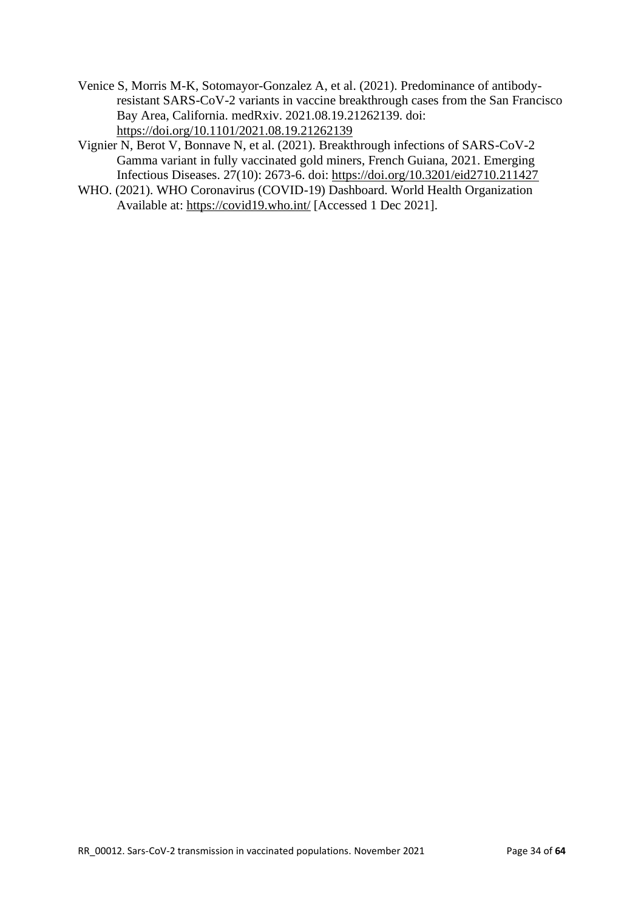Venice S, Morris M-K, Sotomayor-Gonzalez A, et al. (2021). Predominance of antibody-resistant SARS-CoV-2 variants in vaccine breakthrough cases from the San Francisco Bay Area, California. medRxiv. 2021.08.19.21262139. doi: https://doi.org/10.1101/2021.08.19.21262139

Vignier N, Berot V, Bonnave N, et al. (2021). Breakthrough infections of SARS-CoV-2 Gamma variant in fully vaccinated gold miners, French Guiana, 2021. Emerging Infectious Diseases. 27(10): 2673-6. doi: https://doi.org/10.3201/eid2710.211427

WHO. (2021). WHO Coronavirus (COVID-19) Dashboard. World Health Organization Available at: https://covid19.who.int/ [Accessed 1 Dec 2021].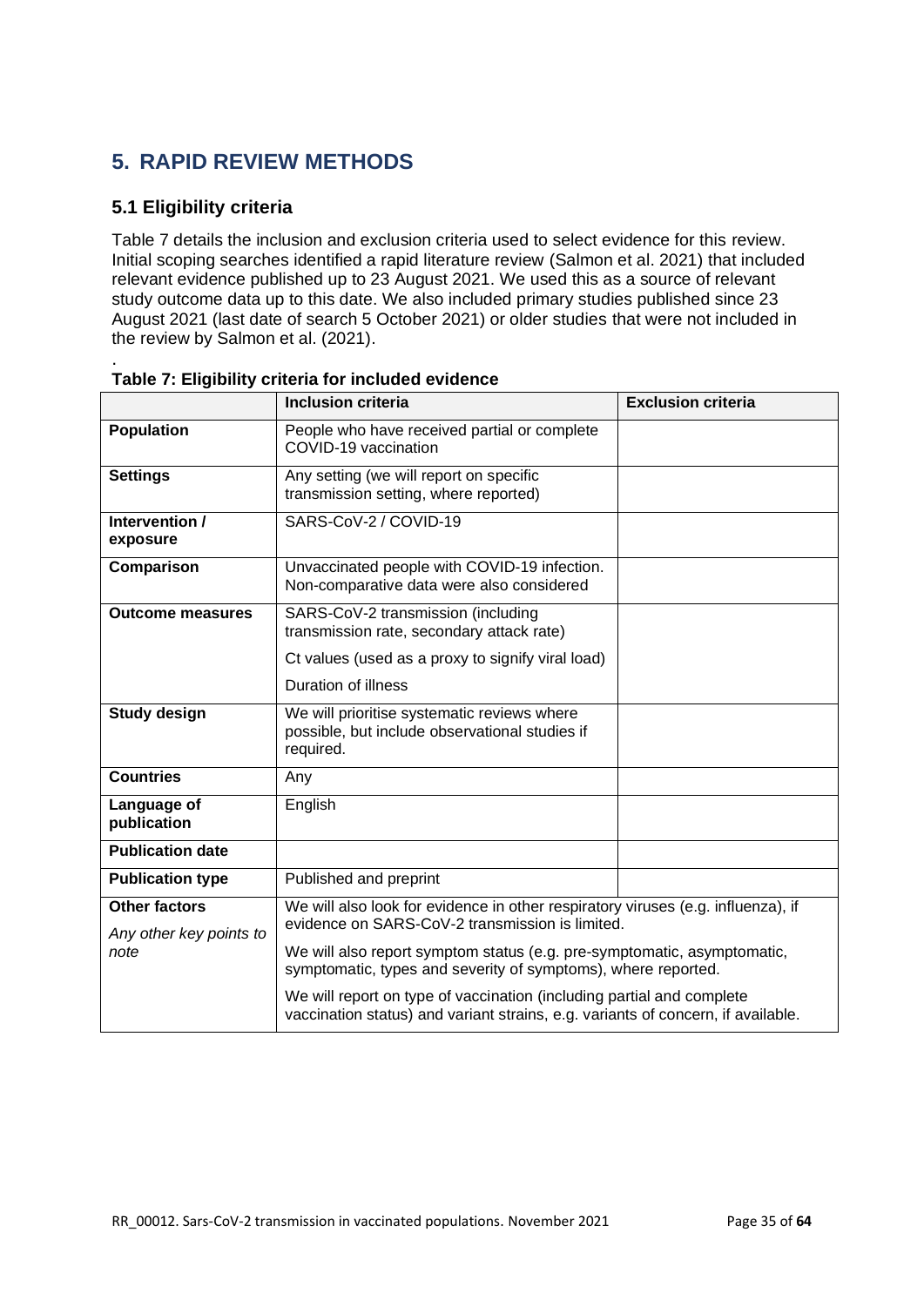# 5. RAPID REVIEW METHODS

## 5.1 Eligibility criteria

Table 7 details the inclusion and exclusion criteria used to select evidence for this review. Initial scoping searches identified a rapid literature review (Salmon et al. 2021) that included relevant evidence published up to 23 August 2021. We used this as a source of relevant study outcome data up to this date. We also included primary studies published since 23 August 2021 (last date of search 5 October 2021) or older studies that were not included in the review by Salmon et al. (2021).

.

**Table 7: Eligibility criteria for included evidence**

| | Inclusion criteria | Exclusion criteria |
|---|---|---|
| **Population** | People who have received partial or complete COVID-19 vaccination | |
| **Settings** | Any setting (we will report on specific transmission setting, where reported) | |
| **Intervention / exposure** | SARS-CoV-2 / COVID-19 | |
| **Comparison** | Unvaccinated people with COVID-19 infection. Non-comparative data were also considered | |
| **Outcome measures** | SARS-CoV-2 transmission (including transmission rate, secondary attack rate)<br><br>Ct values (used as a proxy to signify viral load)<br><br>Duration of illness | |
| **Study design** | We will prioritise systematic reviews where possible, but include observational studies if required. | |
| **Countries** | Any | |
| **Language of publication** | English | |
| **Publication date** | | |
| **Publication type** | Published and preprint | |
| **Other factors**<br>*Any other key points to note* | We will also look for evidence in other respiratory viruses (e.g. influenza), if evidence on SARS-CoV-2 transmission is limited.<br><br>We will also report symptom status (e.g. pre-symptomatic, asymptomatic, symptomatic, types and severity of symptoms), where reported.<br><br>We will report on type of vaccination (including partial and complete vaccination status) and variant strains, e.g. variants of concern, if available. | |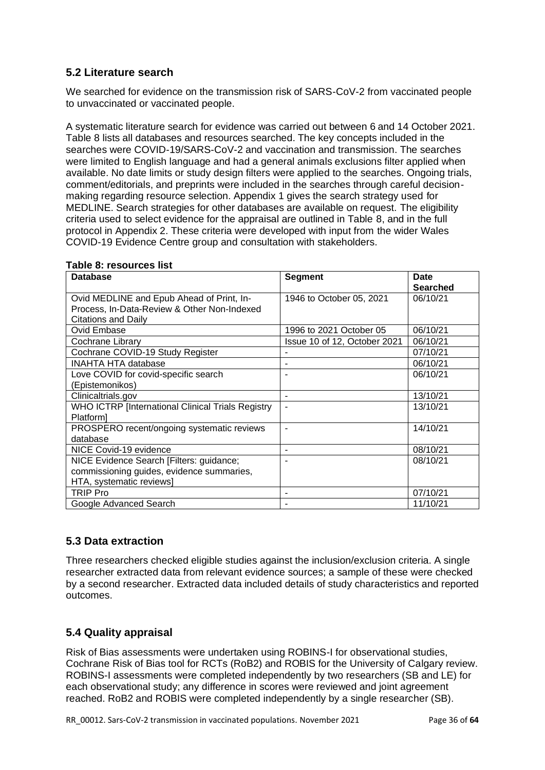## 5.2 Literature search

We searched for evidence on the transmission risk of SARS-CoV-2 from vaccinated people to unvaccinated or vaccinated people.

A systematic literature search for evidence was carried out between 6 and 14 October 2021. Table 8 lists all databases and resources searched. The key concepts included in the searches were COVID-19/SARS-CoV-2 and vaccination and transmission. The searches were limited to English language and had a general animals exclusions filter applied when available. No date limits or study design filters were applied to the searches. Ongoing trials, comment/editorials, and preprints were included in the searches through careful decision-making regarding resource selection. Appendix 1 gives the search strategy used for MEDLINE. Search strategies for other databases are available on request. The eligibility criteria used to select evidence for the appraisal are outlined in Table 8, and in the full protocol in Appendix 2. These criteria were developed with input from the wider Wales COVID-19 Evidence Centre group and consultation with stakeholders.

**Table 8: resources list**

| Database | Segment | Date Searched |
| --- | --- | --- |
| Ovid MEDLINE and Epub Ahead of Print, In-Process, In-Data-Review & Other Non-Indexed Citations and Daily | 1946 to October 05, 2021 | 06/10/21 |
| Ovid Embase | 1996 to 2021 October 05 | 06/10/21 |
| Cochrane Library | Issue 10 of 12, October 2021 | 06/10/21 |
| Cochrane COVID-19 Study Register | - | 07/10/21 |
| INAHTA HTA database | - | 06/10/21 |
| Love COVID for covid-specific search (Epistemonikos) | - | 06/10/21 |
| Clinicaltrials.gov | - | 13/10/21 |
| WHO ICTRP [International Clinical Trials Registry Platform] | - | 13/10/21 |
| PROSPERO recent/ongoing systematic reviews database | - | 14/10/21 |
| NICE Covid-19 evidence | - | 08/10/21 |
| NICE Evidence Search [Filters: guidance; commissioning guides, evidence summaries, HTA, systematic reviews] | - | 08/10/21 |
| TRIP Pro | - | 07/10/21 |
| Google Advanced Search | - | 11/10/21 |

## 5.3 Data extraction

Three researchers checked eligible studies against the inclusion/exclusion criteria. A single researcher extracted data from relevant evidence sources; a sample of these were checked by a second researcher. Extracted data included details of study characteristics and reported outcomes.

## 5.4 Quality appraisal

Risk of Bias assessments were undertaken using ROBINS-I for observational studies, Cochrane Risk of Bias tool for RCTs (RoB2) and ROBIS for the University of Calgary review. ROBINS-I assessments were completed independently by two researchers (SB and LE) for each observational study; any difference in scores were reviewed and joint agreement reached. RoB2 and ROBIS were completed independently by a single researcher (SB).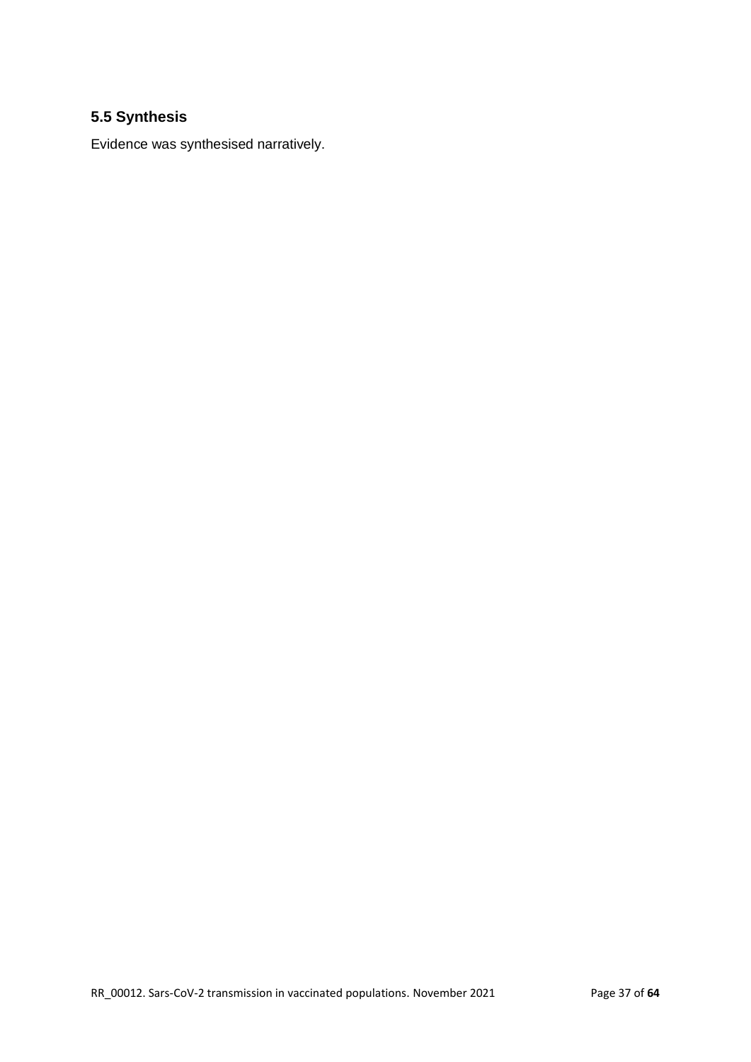## 5.5 Synthesis

Evidence was synthesised narratively.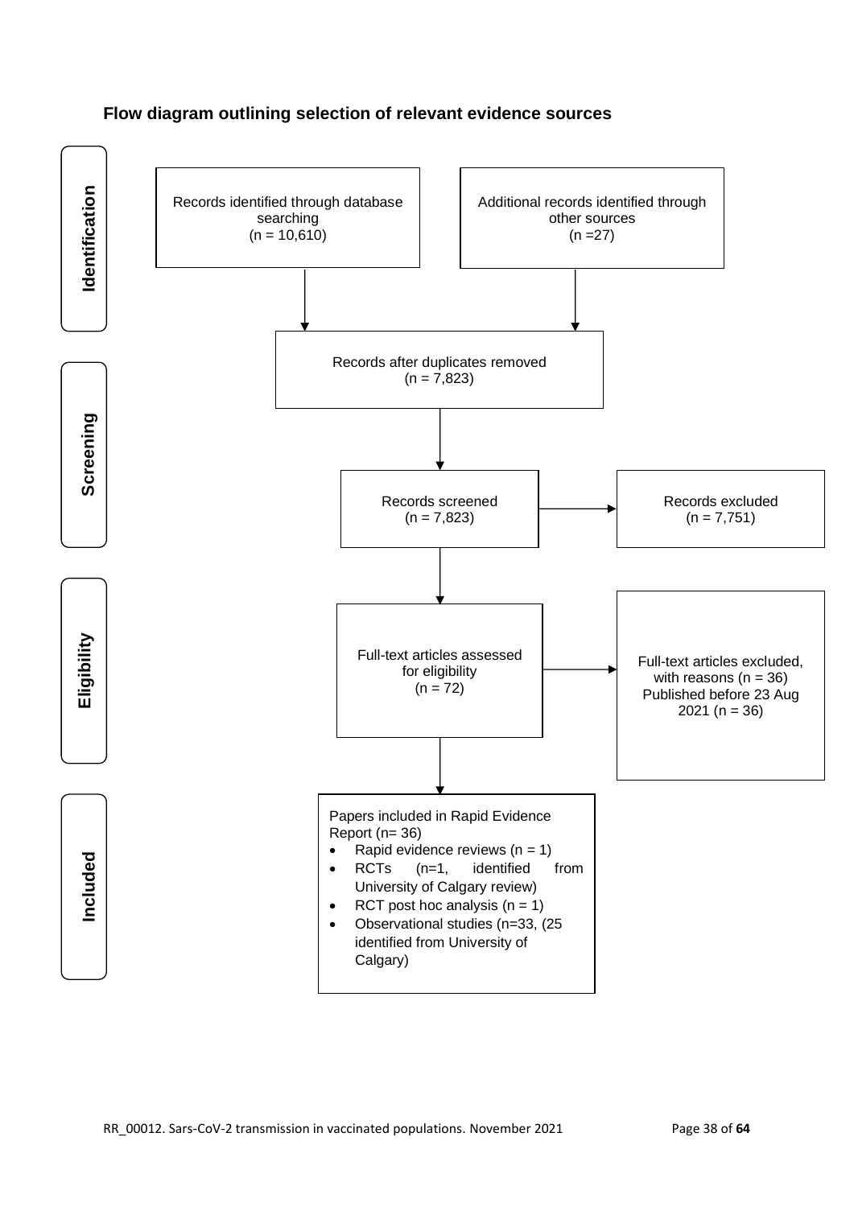### Flow diagram outlining selection of relevant evidence sources

**Identification**

Records identified through database searching (n = 10,610)

Additional records identified through other sources (n =27)

Records after duplicates removed (n = 7,823)

**Screening**

Records screened (n = 7,823)

Records excluded (n = 7,751)

**Eligibility**

Full-text articles assessed for eligibility (n = 72)

Full-text articles excluded, with reasons (n = 36) Published before 23 Aug 2021 (n = 36)

**Included**

Papers included in Rapid Evidence Report (n= 36)

- Rapid evidence reviews (n = 1)
- RCTs (n=1, identified from University of Calgary review)
- RCT post hoc analysis (n = 1)
- Observational studies (n=33, (25 identified from University of Calgary)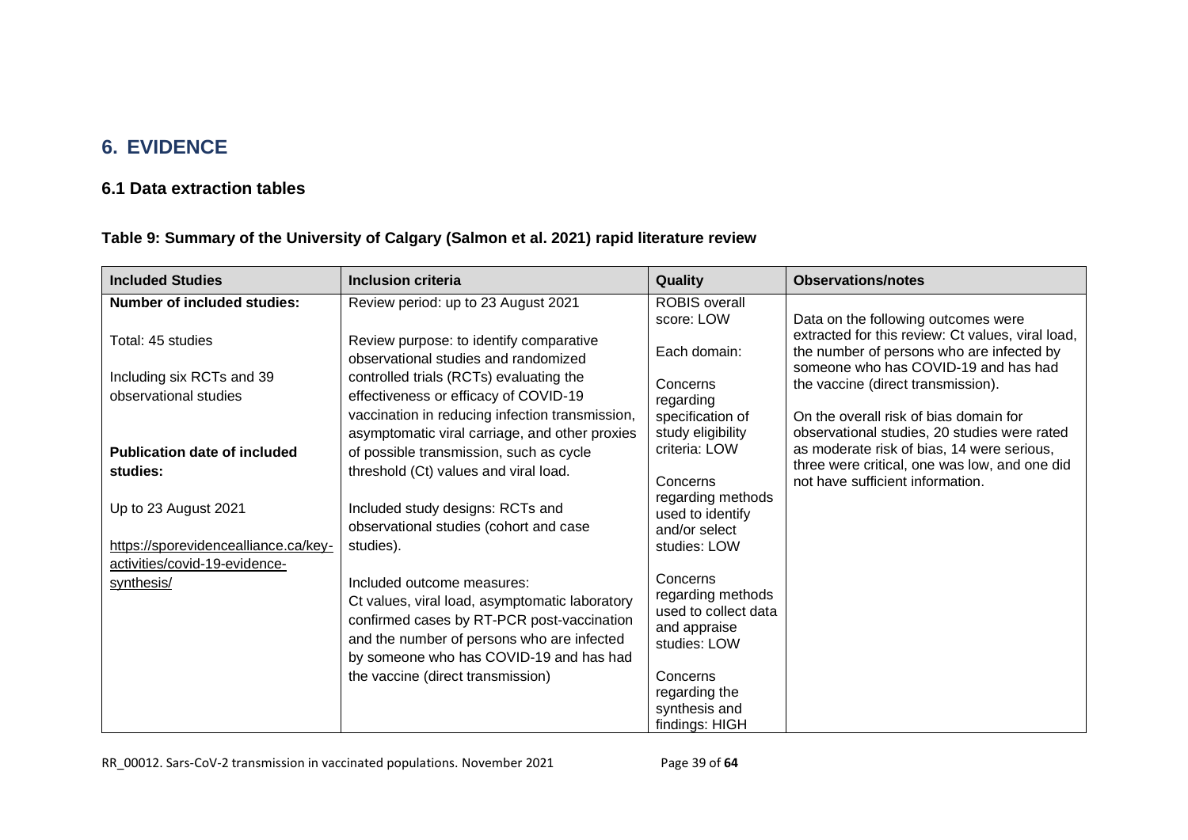# 6. EVIDENCE

## 6.1 Data extraction tables

### Table 9: Summary of the University of Calgary (Salmon et al. 2021) rapid literature review

| Included Studies | Inclusion criteria | Quality | Observations/notes |
|---|---|---|---|
| **Number of included studies:**<br><br>Total: 45 studies<br><br>Including six RCTs and 39 observational studies<br><br>**Publication date of included studies:**<br><br>Up to 23 August 2021<br><br>https://sporevidencealliance.ca/key-activities/covid-19-evidence-synthesis/ | Review period: up to 23 August 2021<br><br>Review purpose: to identify comparative observational studies and randomized controlled trials (RCTs) evaluating the effectiveness or efficacy of COVID-19 vaccination in reducing infection transmission, asymptomatic viral carriage, and other proxies of possible transmission, such as cycle threshold (Ct) values and viral load.<br><br>Included study designs: RCTs and observational studies (cohort and case studies).<br><br>Included outcome measures:<br>Ct values, viral load, asymptomatic laboratory confirmed cases by RT-PCR post-vaccination and the number of persons who are infected by someone who has COVID-19 and has had the vaccine (direct transmission) | ROBIS overall score: LOW<br><br>Each domain:<br><br>Concerns regarding specification of study eligibility criteria: LOW<br><br>Concerns regarding methods used to identify and/or select studies: LOW<br><br>Concerns regarding methods used to collect data and appraise studies: LOW<br><br>Concerns regarding the synthesis and findings: HIGH | Data on the following outcomes were extracted for this review: Ct values, viral load, the number of persons who are infected by someone who has COVID-19 and has had the vaccine (direct transmission).<br><br>On the overall risk of bias domain for observational studies, 20 studies were rated as moderate risk of bias, 14 were serious, three were critical, one was low, and one did not have sufficient information. |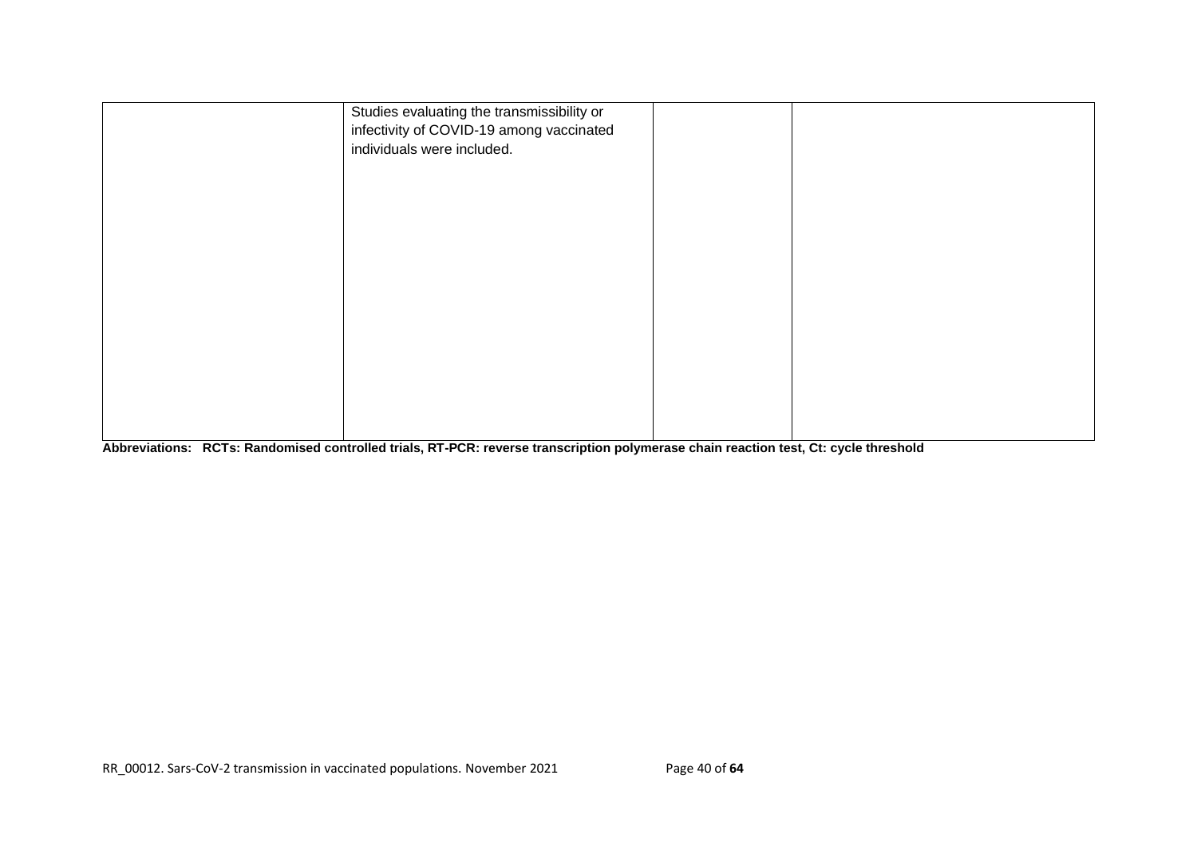| | | | |
|---|---|---|---|
| | Studies evaluating the transmissibility or infectivity of COVID-19 among vaccinated individuals were included. | | |

**Abbreviations: RCTs: Randomised controlled trials, RT-PCR: reverse transcription polymerase chain reaction test, Ct: cycle threshold**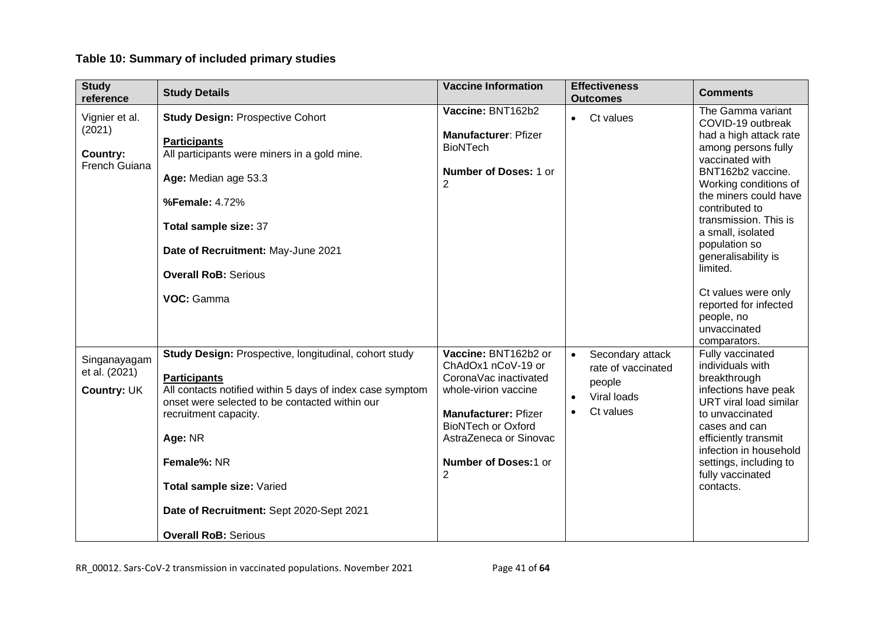**Table 10: Summary of included primary studies**

| Study reference | Study Details | Vaccine Information | Effectiveness Outcomes | Comments |
|---|---|---|---|---|
| Vignier et al. (2021)<br><br>**Country:** French Guiana | **Study Design:** Prospective Cohort<br><br>**Participants**<br>All participants were miners in a gold mine.<br><br>**Age:** Median age 53.3<br><br>**%Female:** 4.72%<br><br>**Total sample size:** 37<br><br>**Date of Recruitment:** May-June 2021<br><br>**Overall RoB:** Serious<br><br>**VOC:** Gamma | **Vaccine:** BNT162b2<br><br>**Manufacturer**: Pfizer BioNTech<br><br>**Number of Doses:** 1 or 2 | • Ct values | The Gamma variant COVID-19 outbreak had a high attack rate among persons fully vaccinated with BNT162b2 vaccine. Working conditions of the miners could have contributed to transmission. This is a small, isolated population so generalisability is limited.<br><br>Ct values were only reported for infected people, no unvaccinated comparators. |
| Singanayagam et al. (2021)<br><br>**Country:** UK | **Study Design:** Prospective, longitudinal, cohort study<br><br>**Participants**<br>All contacts notified within 5 days of index case symptom onset were selected to be contacted within our recruitment capacity.<br><br>**Age:** NR<br><br>**Female%:** NR<br><br>**Total sample size:** Varied<br><br>**Date of Recruitment:** Sept 2020-Sept 2021<br><br>**Overall RoB:** Serious | **Vaccine:** BNT162b2 or ChAdOx1 nCoV-19 or CoronaVac inactivated whole-virion vaccine<br><br>**Manufacturer:** Pfizer BioNTech or Oxford AstraZeneca or Sinovac<br><br>**Number of Doses:**1 or 2 | • Secondary attack rate of vaccinated people<br>• Viral loads<br>• Ct values | Fully vaccinated individuals with breakthrough infections have peak URT viral load similar to unvaccinated cases and can efficiently transmit infection in household settings, including to fully vaccinated contacts. |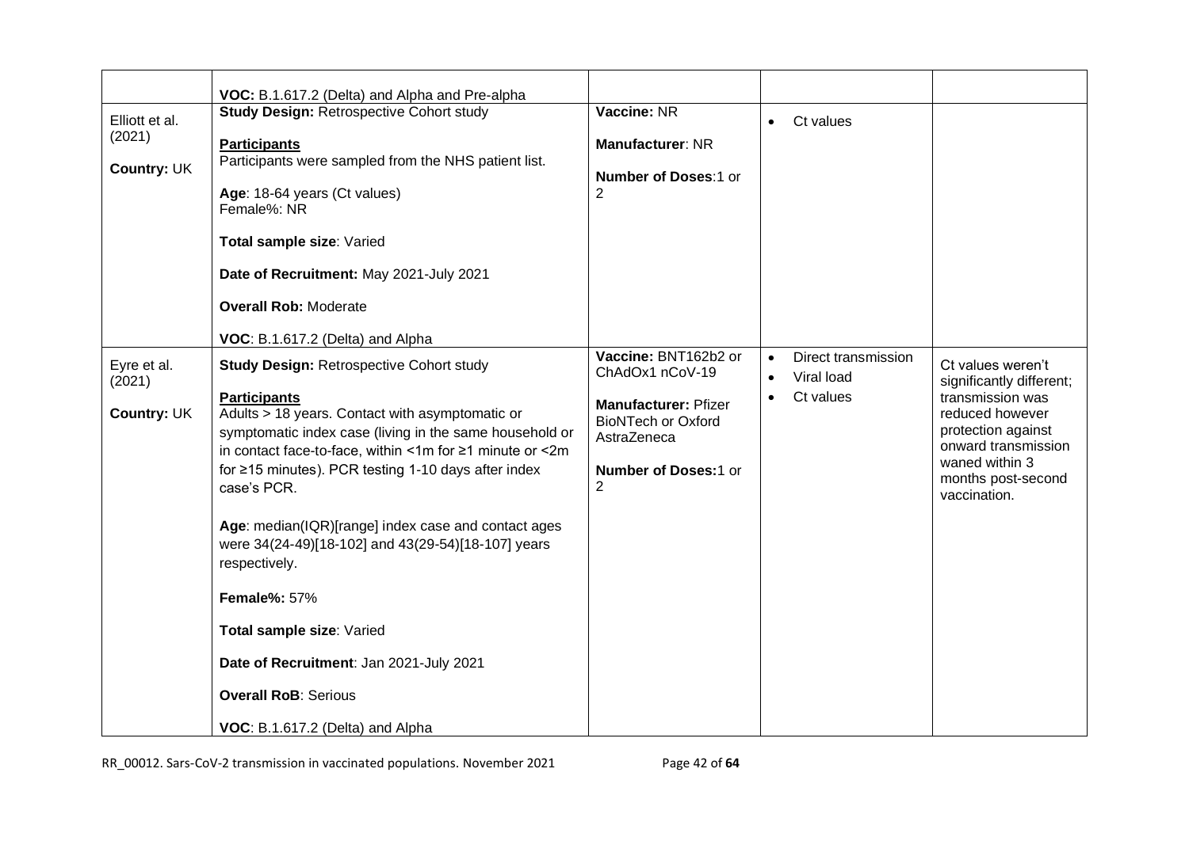| | | | | |
|---|---|---|---|---|
| | **VOC:** B.1.617.2 (Delta) and Alpha and Pre-alpha | | | |
| Elliott et al. (2021)<br><br>**Country:** UK | **Study Design:** Retrospective Cohort study<br><br>**Participants**<br>Participants were sampled from the NHS patient list.<br><br>**Age**: 18-64 years (Ct values)<br>Female%: NR<br><br>**Total sample size**: Varied<br><br>**Date of Recruitment:** May 2021-July 2021<br><br>**Overall Rob:** Moderate<br><br>**VOC**: B.1.617.2 (Delta) and Alpha | **Vaccine:** NR<br><br>**Manufacturer**: NR<br><br>**Number of Doses**:1 or 2 | • Ct values | |
| Eyre et al. (2021)<br><br>**Country:** UK | **Study Design:** Retrospective Cohort study<br><br>**Participants**<br>Adults > 18 years. Contact with asymptomatic or symptomatic index case (living in the same household or in contact face-to-face, within <1m for ≥1 minute or <2m for ≥15 minutes). PCR testing 1-10 days after index case's PCR.<br><br>**Age**: median(IQR)[range] index case and contact ages were 34(24-49)[18-102] and 43(29-54)[18-107] years respectively.<br><br>**Female%:** 57%<br><br>**Total sample size**: Varied<br><br>**Date of Recruitment**: Jan 2021-July 2021<br><br>**Overall RoB**: Serious<br><br>**VOC**: B.1.617.2 (Delta) and Alpha | **Vaccine:** BNT162b2 or ChAdOx1 nCoV-19<br><br>**Manufacturer:** Pfizer BioNTech or Oxford AstraZeneca<br><br>**Number of Doses:**1 or 2 | • Direct transmission<br>• Viral load<br>• Ct values | Ct values weren't significantly different; transmission was reduced however protection against onward transmission waned within 3 months post-second vaccination. |

RR_00012. Sars-CoV-2 transmission in vaccinated populations. November 2021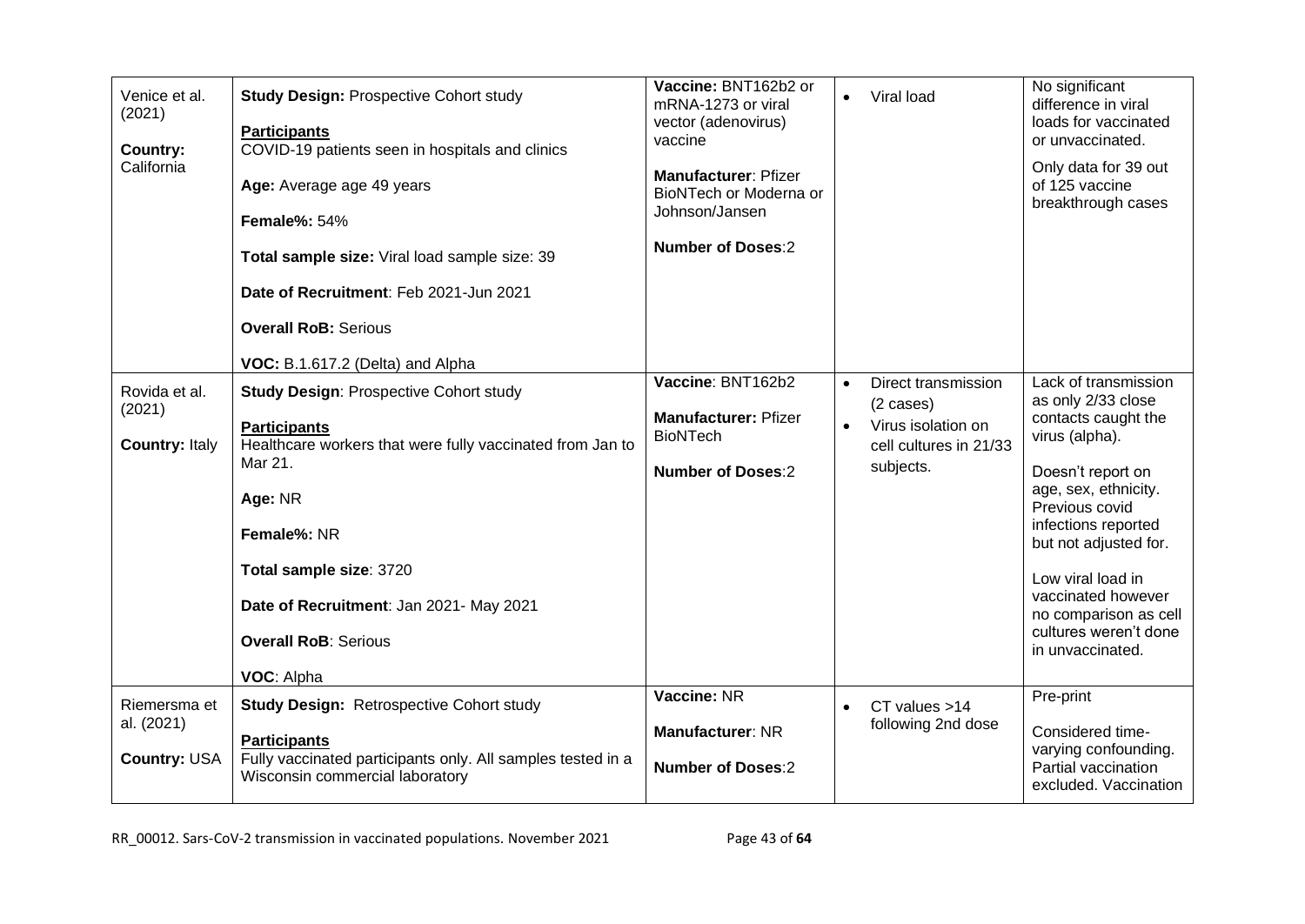| | | | | |
|---|---|---|---|---|
| Venice et al. (2021)<br><br>**Country:** California | **Study Design:** Prospective Cohort study<br><br>**Participants**<br>COVID-19 patients seen in hospitals and clinics<br><br>**Age:** Average age 49 years<br><br>**Female%:** 54%<br><br>**Total sample size:** Viral load sample size: 39<br><br>**Date of Recruitment**: Feb 2021-Jun 2021<br><br>**Overall RoB:** Serious<br><br>**VOC:** B.1.617.2 (Delta) and Alpha | **Vaccine:** BNT162b2 or mRNA-1273 or viral vector (adenovirus) vaccine<br><br>**Manufacturer**: Pfizer BioNTech or Moderna or Johnson/Jansen<br><br>**Number of Doses**:2 | • Viral load | No significant difference in viral loads for vaccinated or unvaccinated.<br><br>Only data for 39 out of 125 vaccine breakthrough cases |
| Rovida et al. (2021)<br><br>**Country:** Italy | **Study Design**: Prospective Cohort study<br><br>**Participants**<br>Healthcare workers that were fully vaccinated from Jan to Mar 21.<br><br>**Age:** NR<br><br>**Female%:** NR<br><br>**Total sample size**: 3720<br><br>**Date of Recruitment**: Jan 2021- May 2021<br><br>**Overall RoB**: Serious<br><br>**VOC**: Alpha | **Vaccine**: BNT162b2<br><br>**Manufacturer:** Pfizer BioNTech<br><br>**Number of Doses**:2 | • Direct transmission (2 cases)<br>• Virus isolation on cell cultures in 21/33 subjects. | Lack of transmission as only 2/33 close contacts caught the virus (alpha).<br><br>Doesn't report on age, sex, ethnicity. Previous covid infections reported but not adjusted for.<br><br>Low viral load in vaccinated however no comparison as cell cultures weren't done in unvaccinated. |
| Riemersma et al. (2021)<br><br>**Country:** USA | **Study Design:** Retrospective Cohort study<br><br>**Participants**<br>Fully vaccinated participants only. All samples tested in a Wisconsin commercial laboratory | **Vaccine:** NR<br><br>**Manufacturer**: NR<br><br>**Number of Doses**:2 | • CT values >14 following 2nd dose | Pre-print<br><br>Considered time-varying confounding. Partial vaccination excluded. Vaccination |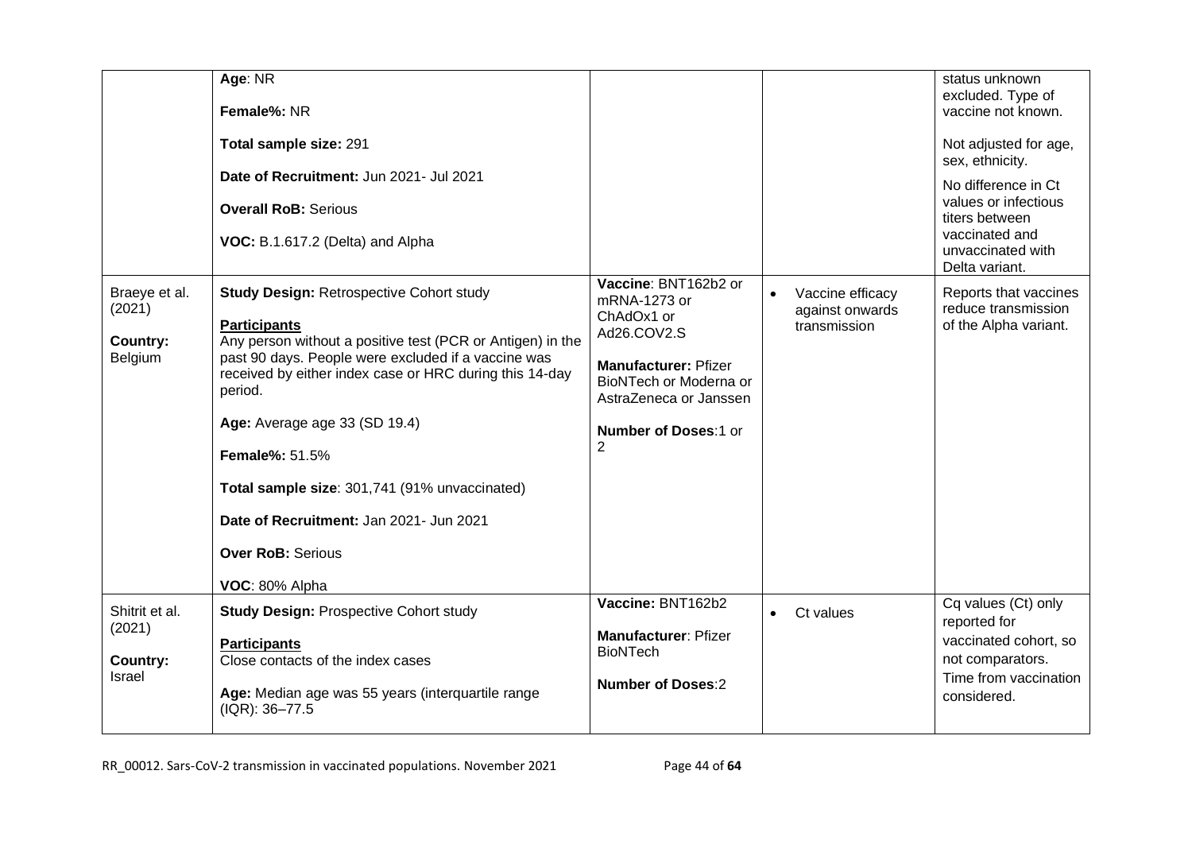|  |  |  |  |  |
|---|---|---|---|---|
|  | **Age**: NR<br><br>**Female%:** NR<br><br>**Total sample size:** 291<br><br>**Date of Recruitment:** Jun 2021- Jul 2021<br><br>**Overall RoB:** Serious<br><br>**VOC:** B.1.617.2 (Delta) and Alpha |  |  | status unknown excluded. Type of vaccine not known.<br><br>Not adjusted for age, sex, ethnicity.<br><br>No difference in Ct values or infectious titers between vaccinated and unvaccinated with Delta variant. |
| Braeye et al. (2021)<br><br>**Country:** Belgium | **Study Design:** Retrospective Cohort study<br><br>**Participants**<br>Any person without a positive test (PCR or Antigen) in the past 90 days. People were excluded if a vaccine was received by either index case or HRC during this 14-day period.<br><br>**Age:** Average age 33 (SD 19.4)<br><br>**Female%:** 51.5%<br><br>**Total sample size**: 301,741 (91% unvaccinated)<br><br>**Date of Recruitment:** Jan 2021- Jun 2021<br><br>**Over RoB:** Serious<br><br>**VOC**: 80% Alpha | **Vaccine**: BNT162b2 or mRNA-1273 or ChAdOx1 or Ad26.COV2.S<br><br>**Manufacturer:** Pfizer BioNTech or Moderna or AstraZeneca or Janssen<br><br>**Number of Doses**:1 or 2 | • Vaccine efficacy against onwards transmission | Reports that vaccines reduce transmission of the Alpha variant. |
| Shitrit et al. (2021)<br><br>**Country:** Israel | **Study Design:** Prospective Cohort study<br><br>**Participants**<br>Close contacts of the index cases<br><br>**Age:** Median age was 55 years (interquartile range (IQR): 36–77.5 | **Vaccine:** BNT162b2<br><br>**Manufacturer**: Pfizer BioNTech<br><br>**Number of Doses**:2 | • Ct values | Cq values (Ct) only reported for vaccinated cohort, so not comparators.<br>Time from vaccination considered. |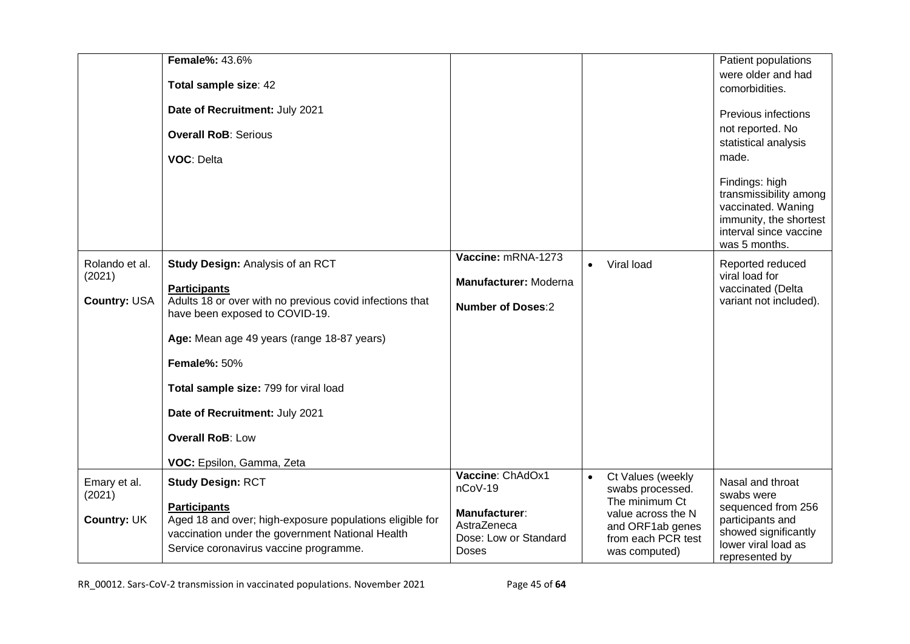| | | | | |
|---|---|---|---|---|
| | **Female%:** 43.6%<br><br>**Total sample size**: 42<br><br>**Date of Recruitment:** July 2021<br><br>**Overall RoB**: Serious<br><br>**VOC**: Delta | | | Patient populations were older and had comorbidities.<br><br>Previous infections not reported. No statistical analysis made.<br><br>Findings: high transmissibility among vaccinated. Waning immunity, the shortest interval since vaccine was 5 months. |
| Rolando et al. (2021)<br><br>**Country:** USA | **Study Design:** Analysis of an RCT<br><br>**Participants**<br>Adults 18 or over with no previous covid infections that have been exposed to COVID-19.<br><br>**Age:** Mean age 49 years (range 18-87 years)<br><br>**Female%:** 50%<br><br>**Total sample size:** 799 for viral load<br><br>**Date of Recruitment:** July 2021<br><br>**Overall RoB**: Low<br><br>**VOC:** Epsilon, Gamma, Zeta | **Vaccine:** mRNA-1273<br><br>**Manufacturer:** Moderna<br><br>**Number of Doses**:2 | • Viral load | Reported reduced viral load for vaccinated (Delta variant not included). |
| Emary et al. (2021)<br><br>**Country:** UK | **Study Design:** RCT<br><br>**Participants**<br>Aged 18 and over; high-exposure populations eligible for vaccination under the government National Health Service coronavirus vaccine programme. | **Vaccine**: ChAdOx1 nCoV-19<br><br>**Manufacturer**: AstraZeneca<br>Dose: Low or Standard Doses | • Ct Values (weekly swabs processed. The minimum Ct value across the N and ORF1ab genes from each PCR test was computed) | Nasal and throat swabs were sequenced from 256 participants and showed significantly lower viral load as represented by |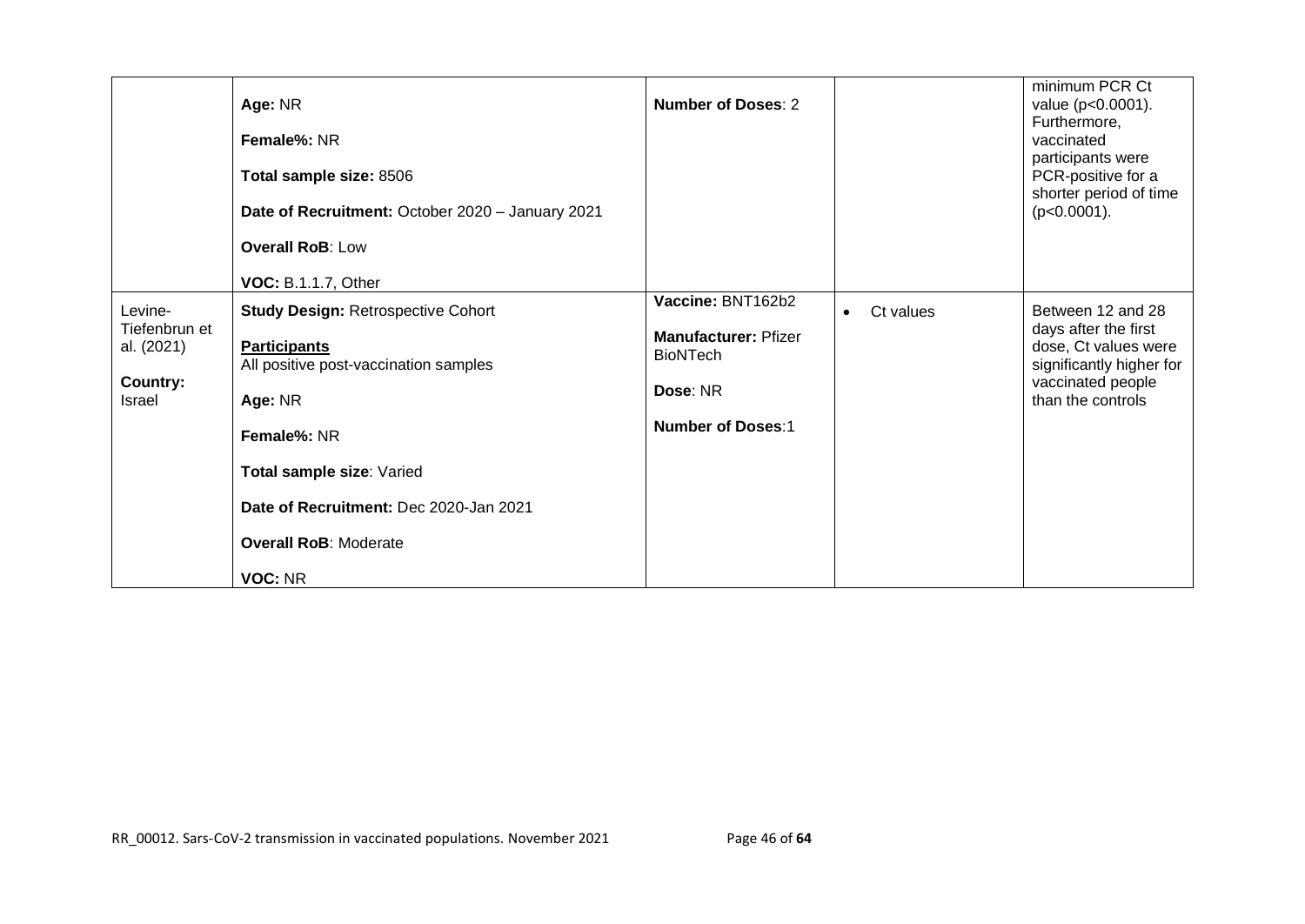| | | | | |
|---|---|---|---|---|
| | **Age:** NR<br><br>**Female%:** NR<br><br>**Total sample size:** 8506<br><br>**Date of Recruitment:** October 2020 – January 2021<br><br>**Overall RoB**: Low<br><br>**VOC:** B.1.1.7, Other | **Number of Doses**: 2 | | minimum PCR Ct value (p<0.0001). Furthermore, vaccinated participants were PCR-positive for a shorter period of time (p<0.0001). |
| Levine-Tiefenbrun et al. (2021)<br><br>**Country:** Israel | **Study Design:** Retrospective Cohort<br><br>**Participants**<br>All positive post-vaccination samples<br><br>**Age:** NR<br><br>**Female%:** NR<br><br>**Total sample size**: Varied<br><br>**Date of Recruitment:** Dec 2020-Jan 2021<br><br>**Overall RoB**: Moderate<br><br>**VOC:** NR | **Vaccine:** BNT162b2<br><br>**Manufacturer:** Pfizer BioNTech<br><br>**Dose**: NR<br><br>**Number of Doses**:1 | • Ct values | Between 12 and 28 days after the first dose, Ct values were significantly higher for vaccinated people than the controls |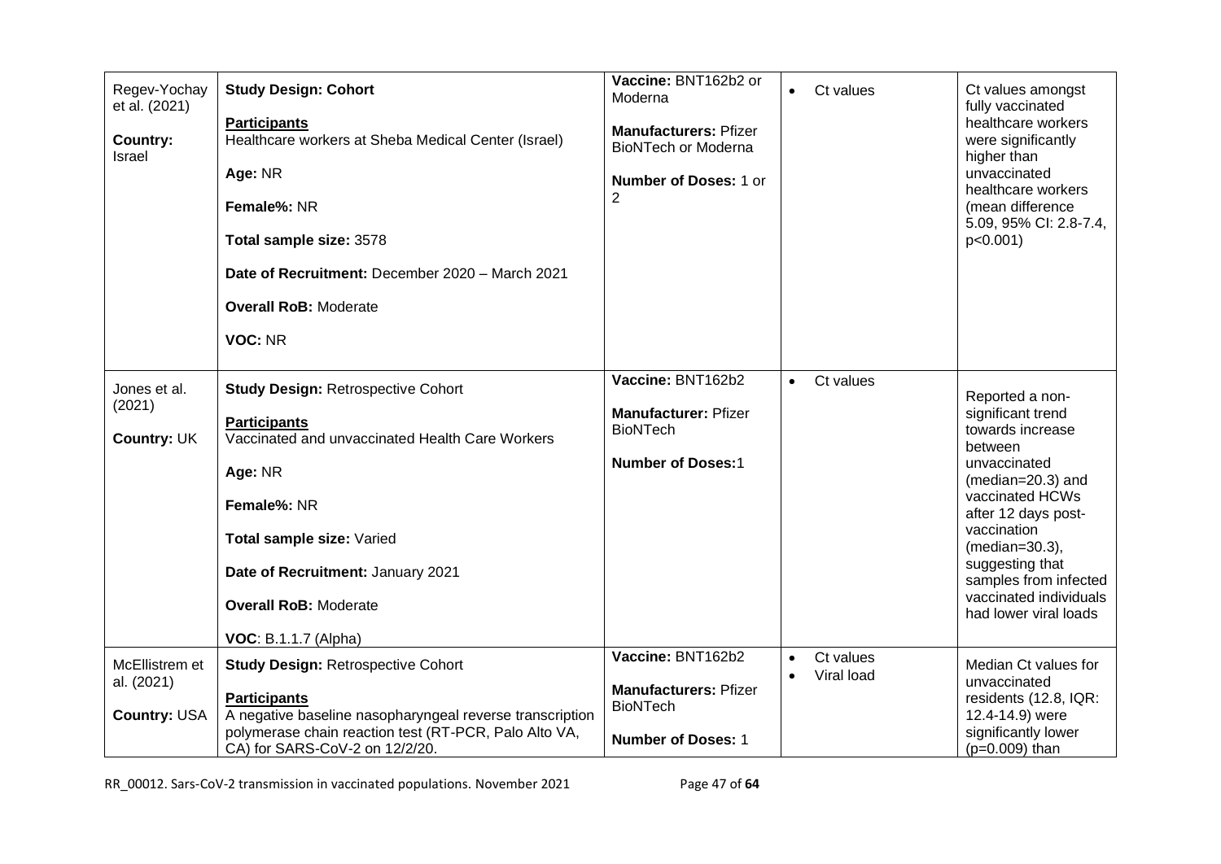| | | | | |
|---|---|---|---|---|
| Regev-Yochay et al. (2021)<br><br>**Country:** Israel | **Study Design: Cohort**<br><br>**Participants**<br>Healthcare workers at Sheba Medical Center (Israel)<br><br>**Age:** NR<br><br>**Female%:** NR<br><br>**Total sample size:** 3578<br><br>**Date of Recruitment:** December 2020 – March 2021<br><br>**Overall RoB:** Moderate<br><br>**VOC:** NR | **Vaccine:** BNT162b2 or Moderna<br><br>**Manufacturers:** Pfizer BioNTech or Moderna<br><br>**Number of Doses:** 1 or 2 | • Ct values | Ct values amongst fully vaccinated healthcare workers were significantly higher than unvaccinated healthcare workers (mean difference 5.09, 95% CI: 2.8-7.4, p<0.001) |
| Jones et al. (2021)<br><br>**Country:** UK | **Study Design:** Retrospective Cohort<br><br>**Participants**<br>Vaccinated and unvaccinated Health Care Workers<br><br>**Age:** NR<br><br>**Female%:** NR<br><br>**Total sample size:** Varied<br><br>**Date of Recruitment:** January 2021<br><br>**Overall RoB:** Moderate<br><br>**VOC**: B.1.1.7 (Alpha) | **Vaccine:** BNT162b2<br><br>**Manufacturer:** Pfizer BioNTech<br><br>**Number of Doses:**1 | • Ct values | Reported a non-significant trend towards increase between unvaccinated (median=20.3) and vaccinated HCWs after 12 days post-vaccination (median=30.3), suggesting that samples from infected vaccinated individuals had lower viral loads |
| McEllistrem et al. (2021)<br><br>**Country:** USA | **Study Design:** Retrospective Cohort<br><br>**Participants**<br>A negative baseline nasopharyngeal reverse transcription polymerase chain reaction test (RT-PCR, Palo Alto VA, CA) for SARS-CoV-2 on 12/2/20. | **Vaccine:** BNT162b2<br><br>**Manufacturers:** Pfizer BioNTech<br><br>**Number of Doses:** 1 | • Ct values<br>• Viral load | Median Ct values for unvaccinated residents (12.8, IQR: 12.4-14.9) were significantly lower (p=0.009) than |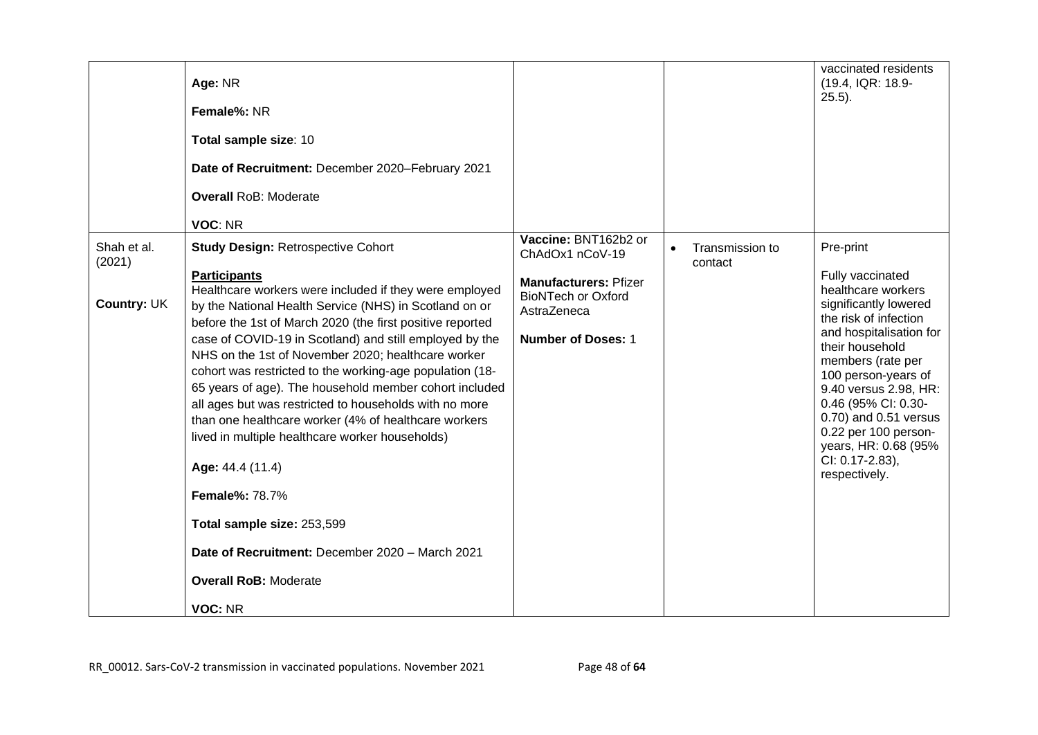| | | | | |
|---|---|---|---|---|
| | **Age:** NR<br><br>**Female%:** NR<br><br>**Total sample size**: 10<br><br>**Date of Recruitment:** December 2020–February 2021<br><br>**Overall** RoB: Moderate<br><br>**VOC**: NR | | | vaccinated residents (19.4, IQR: 18.9-25.5). |
| Shah et al. (2021)<br><br>**Country:** UK | **Study Design:** Retrospective Cohort<br><br>**Participants**<br>Healthcare workers were included if they were employed by the National Health Service (NHS) in Scotland on or before the 1st of March 2020 (the first positive reported case of COVID-19 in Scotland) and still employed by the NHS on the 1st of November 2020; healthcare worker cohort was restricted to the working-age population (18-65 years of age). The household member cohort included all ages but was restricted to households with no more than one healthcare worker (4% of healthcare workers lived in multiple healthcare worker households)<br><br>**Age:** 44.4 (11.4)<br><br>**Female%:** 78.7%<br><br>**Total sample size:** 253,599<br><br>**Date of Recruitment:** December 2020 – March 2021<br><br>**Overall RoB:** Moderate<br><br>**VOC:** NR | **Vaccine:** BNT162b2 or ChAdOx1 nCoV-19<br><br>**Manufacturers:** Pfizer BioNTech or Oxford AstraZeneca<br><br>**Number of Doses:** 1 | • Transmission to contact | Pre-print<br><br>Fully vaccinated healthcare workers significantly lowered the risk of infection and hospitalisation for their household members (rate per 100 person-years of 9.40 versus 2.98, HR: 0.46 (95% CI: 0.30-0.70) and 0.51 versus 0.22 per 100 person-years, HR: 0.68 (95% CI: 0.17-2.83), respectively. |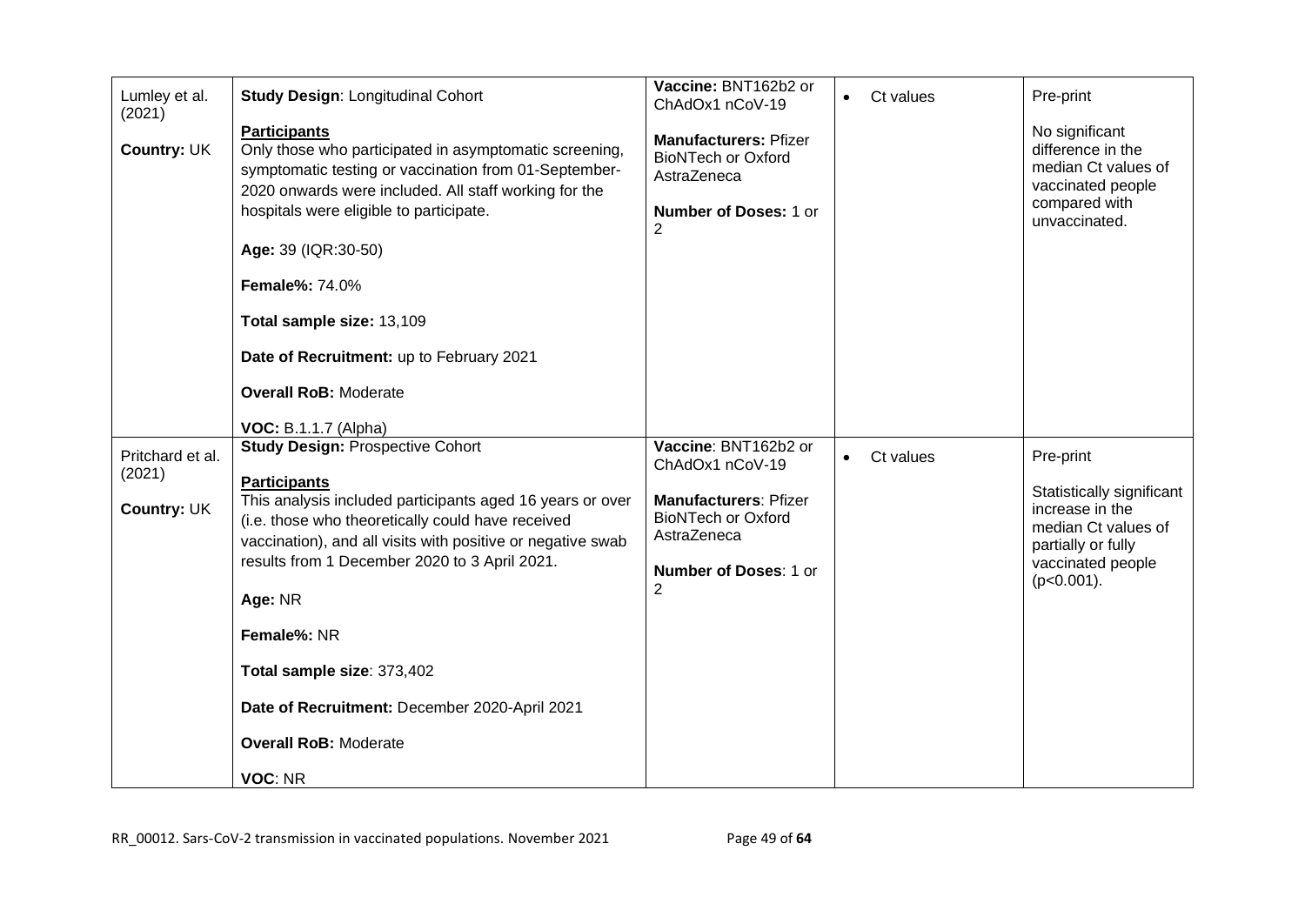| | | | | |
|---|---|---|---|---|
| Lumley et al. (2021)<br><br>**Country:** UK | **Study Design**: Longitudinal Cohort<br><br>**Participants**<br>Only those who participated in asymptomatic screening, symptomatic testing or vaccination from 01-September-2020 onwards were included. All staff working for the hospitals were eligible to participate.<br><br>**Age:** 39 (IQR:30-50)<br><br>**Female%:** 74.0%<br><br>**Total sample size:** 13,109<br><br>**Date of Recruitment:** up to February 2021<br><br>**Overall RoB:** Moderate<br><br>**VOC:** B.1.1.7 (Alpha) | **Vaccine:** BNT162b2 or ChAdOx1 nCoV-19<br><br>**Manufacturers:** Pfizer BioNTech or Oxford AstraZeneca<br><br>**Number of Doses:** 1 or 2 | • Ct values | Pre-print<br><br>No significant difference in the median Ct values of vaccinated people compared with unvaccinated. |
| Pritchard et al. (2021)<br><br>**Country:** UK | **Study Design:** Prospective Cohort<br><br>**Participants**<br>This analysis included participants aged 16 years or over (i.e. those who theoretically could have received vaccination), and all visits with positive or negative swab results from 1 December 2020 to 3 April 2021.<br><br>**Age:** NR<br><br>**Female%:** NR<br><br>**Total sample size**: 373,402<br><br>**Date of Recruitment:** December 2020-April 2021<br><br>**Overall RoB:** Moderate<br><br>**VOC**: NR | **Vaccine**: BNT162b2 or ChAdOx1 nCoV-19<br><br>**Manufacturers**: Pfizer BioNTech or Oxford AstraZeneca<br><br>**Number of Doses**: 1 or 2 | • Ct values | Pre-print<br><br>Statistically significant increase in the median Ct values of partially or fully vaccinated people ($p<0.001$). |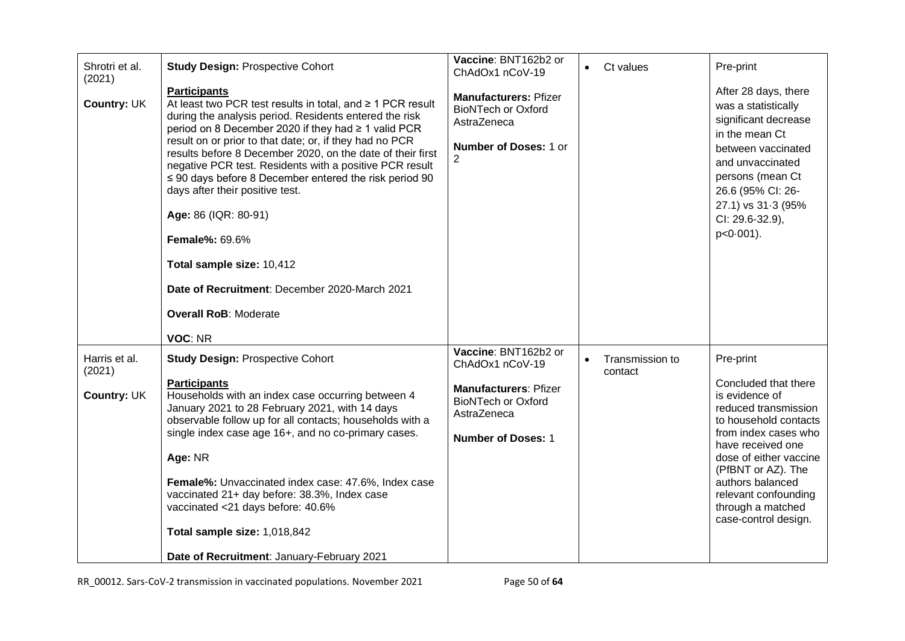| | | | | |
|---|---|---|---|---|
| Shrotri et al. (2021)<br><br>**Country:** UK | **Study Design:** Prospective Cohort<br><br>**Participants**<br>At least two PCR test results in total, and ≥ 1 PCR result during the analysis period. Residents entered the risk period on 8 December 2020 if they had ≥ 1 valid PCR result on or prior to that date; or, if they had no PCR results before 8 December 2020, on the date of their first negative PCR test. Residents with a positive PCR result ≤ 90 days before 8 December entered the risk period 90 days after their positive test.<br><br>**Age:** 86 (IQR: 80-91)<br><br>**Female%:** 69.6%<br><br>**Total sample size:** 10,412<br><br>**Date of Recruitment**: December 2020-March 2021<br><br>**Overall RoB**: Moderate<br><br>**VOC**: NR | **Vaccine**: BNT162b2 or ChAdOx1 nCoV-19<br><br>**Manufacturers:** Pfizer BioNTech or Oxford AstraZeneca<br><br>**Number of Doses:** 1 or 2 | • Ct values | Pre-print<br><br>After 28 days, there was a statistically significant decrease in the mean Ct between vaccinated and unvaccinated persons (mean Ct 26.6 (95% CI: 26-27.1) vs 31·3 (95% CI: 29.6-32.9), p<0·001). |
| Harris et al. (2021)<br><br>**Country:** UK | **Study Design:** Prospective Cohort<br><br>**Participants**<br>Households with an index case occurring between 4 January 2021 to 28 February 2021, with 14 days observable follow up for all contacts; households with a single index case age 16+, and no co-primary cases.<br><br>**Age:** NR<br><br>**Female%:** Unvaccinated index case: 47.6%, Index case vaccinated 21+ day before: 38.3%, Index case vaccinated <21 days before: 40.6%<br><br>**Total sample size:** 1,018,842<br><br>**Date of Recruitment**: January-February 2021 | **Vaccine**: BNT162b2 or ChAdOx1 nCoV-19<br><br>**Manufacturers**: Pfizer BioNTech or Oxford AstraZeneca<br><br>**Number of Doses:** 1 | • Transmission to contact | Pre-print<br><br>Concluded that there is evidence of reduced transmission to household contacts from index cases who have received one dose of either vaccine (PfBNT or AZ). The authors balanced relevant confounding through a matched case-control design. |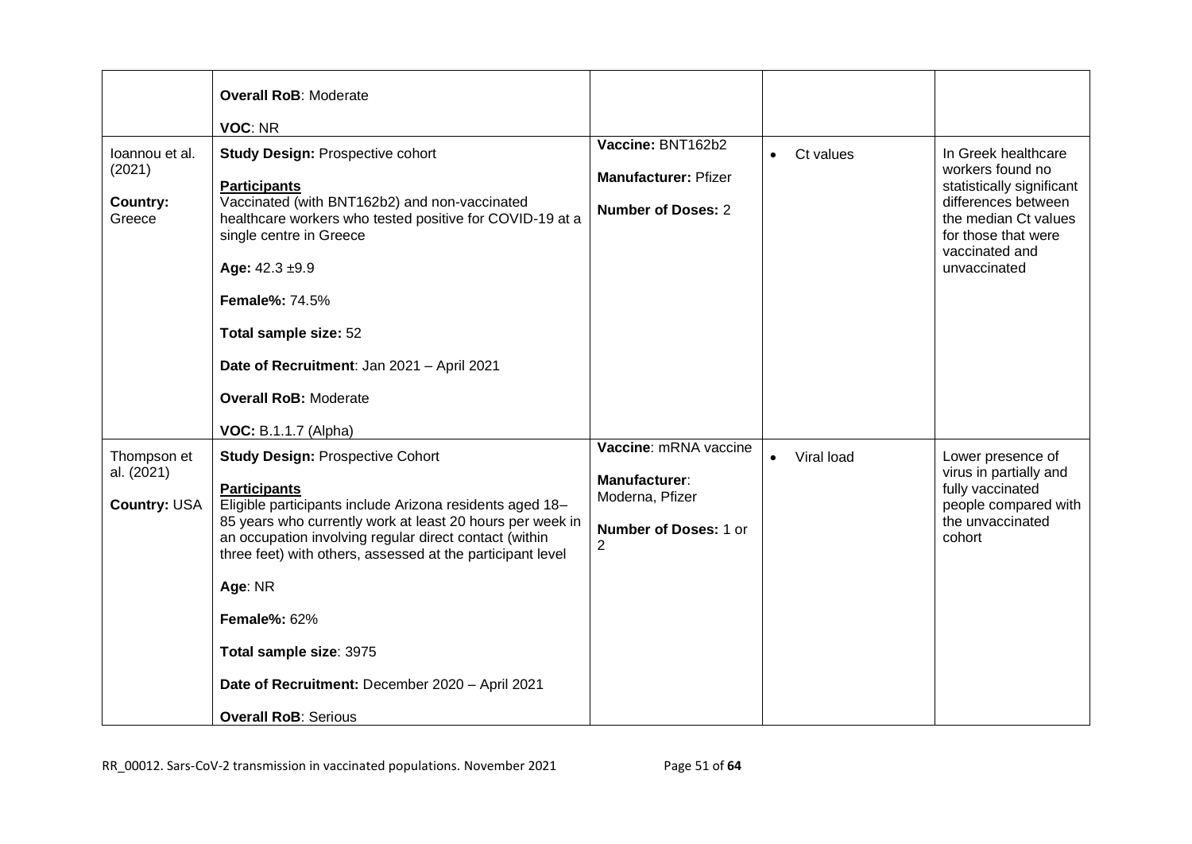| | | | | |
|---|---|---|---|---|
| | **Overall RoB**: Moderate<br><br>**VOC**: NR | | | |
| Ioannou et al. (2021)<br><br>**Country:** Greece | **Study Design:** Prospective cohort<br><br>**Participants**<br>Vaccinated (with BNT162b2) and non-vaccinated healthcare workers who tested positive for COVID-19 at a single centre in Greece<br><br>**Age:** 42.3 ±9.9<br><br>**Female%:** 74.5%<br><br>**Total sample size:** 52<br><br>**Date of Recruitment**: Jan 2021 – April 2021<br><br>**Overall RoB:** Moderate<br><br>**VOC:** B.1.1.7 (Alpha) | **Vaccine:** BNT162b2<br><br>**Manufacturer:** Pfizer<br><br>**Number of Doses:** 2 | • Ct values | In Greek healthcare workers found no statistically significant differences between the median Ct values for those that were vaccinated and unvaccinated |
| Thompson et al. (2021)<br><br>**Country:** USA | **Study Design:** Prospective Cohort<br><br>**Participants**<br>Eligible participants include Arizona residents aged 18–85 years who currently work at least 20 hours per week in an occupation involving regular direct contact (within three feet) with others, assessed at the participant level<br><br>**Age**: NR<br><br>**Female%:** 62%<br><br>**Total sample size**: 3975<br><br>**Date of Recruitment:** December 2020 – April 2021<br><br>**Overall RoB**: Serious | **Vaccine**: mRNA vaccine<br><br>**Manufacturer**: Moderna, Pfizer<br><br>**Number of Doses:** 1 or 2 | • Viral load | Lower presence of virus in partially and fully vaccinated people compared with the unvaccinated cohort |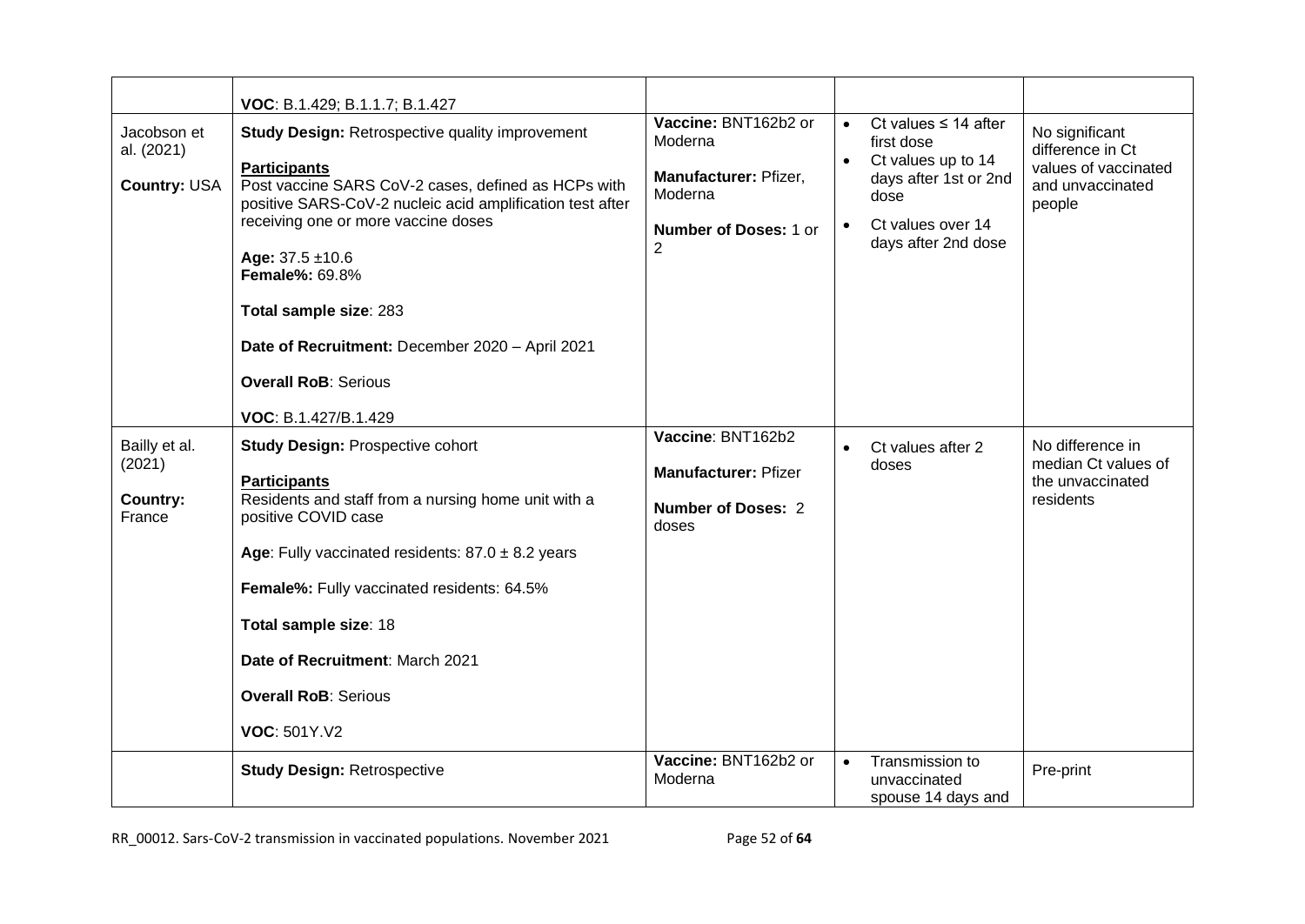| | | | | |
|---|---|---|---|---|
| | **VOC**: B.1.429; B.1.1.7; B.1.427 | | | |
| Jacobson et al. (2021)<br><br>**Country:** USA | **Study Design:** Retrospective quality improvement<br><br>**Participants**<br>Post vaccine SARS CoV-2 cases, defined as HCPs with positive SARS-CoV-2 nucleic acid amplification test after receiving one or more vaccine doses<br><br>**Age:** 37.5 ±10.6<br>**Female%:** 69.8%<br><br>**Total sample size**: 283<br><br>**Date of Recruitment:** December 2020 – April 2021<br><br>**Overall RoB**: Serious<br><br>**VOC**: B.1.427/B.1.429 | **Vaccine:** BNT162b2 or Moderna<br><br>**Manufacturer:** Pfizer, Moderna<br><br>**Number of Doses:** 1 or 2 | • Ct values ≤ 14 after first dose<br>• Ct values up to 14 days after 1st or 2nd dose<br>• Ct values over 14 days after 2nd dose | No significant difference in Ct values of vaccinated and unvaccinated people |
| Bailly et al. (2021)<br><br>**Country:** France | **Study Design:** Prospective cohort<br><br>**Participants**<br>Residents and staff from a nursing home unit with a positive COVID case<br><br>**Age**: Fully vaccinated residents: 87.0 ± 8.2 years<br><br>**Female%:** Fully vaccinated residents: 64.5%<br><br>**Total sample size**: 18<br><br>**Date of Recruitment**: March 2021<br><br>**Overall RoB**: Serious<br><br>**VOC**: 501Y.V2 | **Vaccine**: BNT162b2<br><br>**Manufacturer:** Pfizer<br><br>**Number of Doses:** 2 doses | • Ct values after 2 doses | No difference in median Ct values of the unvaccinated residents |
| | **Study Design:** Retrospective | **Vaccine:** BNT162b2 or Moderna | • Transmission to unvaccinated spouse 14 days and | Pre-print |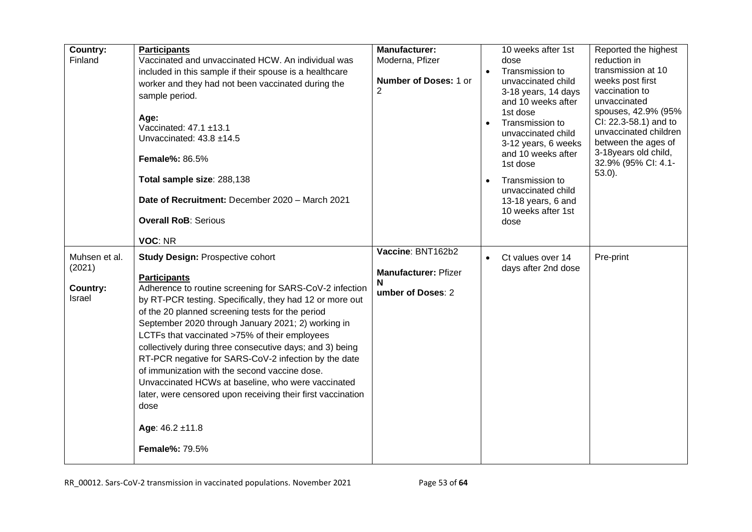| | | | | |
|---|---|---|---|---|
| **Country:** Finland | **Participants**<br>Vaccinated and unvaccinated HCW. An individual was included in this sample if their spouse is a healthcare worker and they had not been vaccinated during the sample period.<br><br>**Age:**<br>Vaccinated: 47.1 ±13.1<br>Unvaccinated: 43.8 ±14.5<br><br>**Female%:** 86.5%<br><br>**Total sample size**: 288,138<br><br>**Date of Recruitment:** December 2020 – March 2021<br><br>**Overall RoB**: Serious<br><br>**VOC**: NR | **Manufacturer:** Moderna, Pfizer<br><br>**Number of Doses:** 1 or 2 | 10 weeks after 1st dose<br>• Transmission to unvaccinated child 3-18 years, 14 days and 10 weeks after 1st dose<br>• Transmission to unvaccinated child 3-12 years, 6 weeks and 10 weeks after 1st dose<br>• Transmission to unvaccinated child 13-18 years, 6 and 10 weeks after 1st dose | Reported the highest reduction in transmission at 10 weeks post first vaccination to unvaccinated spouses, 42.9% (95% CI: 22.3-58.1) and to unvaccinated children between the ages of 3-18years old child, 32.9% (95% CI: 4.1-53.0). |
| Muhsen et al. (2021)<br><br>**Country:** Israel | **Study Design:** Prospective cohort<br><br>**Participants**<br>Adherence to routine screening for SARS-CoV-2 infection by RT-PCR testing. Specifically, they had 12 or more out of the 20 planned screening tests for the period September 2020 through January 2021; 2) working in LCTFs that vaccinated >75% of their employees collectively during three consecutive days; and 3) being RT-PCR negative for SARS-CoV-2 infection by the date of immunization with the second vaccine dose. Unvaccinated HCWs at baseline, who were vaccinated later, were censored upon receiving their first vaccination dose<br><br>**Age**: 46.2 ±11.8<br><br>**Female%:** 79.5% | **Vaccine**: BNT162b2<br><br>**Manufacturer:** Pfizer<br>**Number of Doses**: 2 | • Ct values over 14 days after 2nd dose | Pre-print |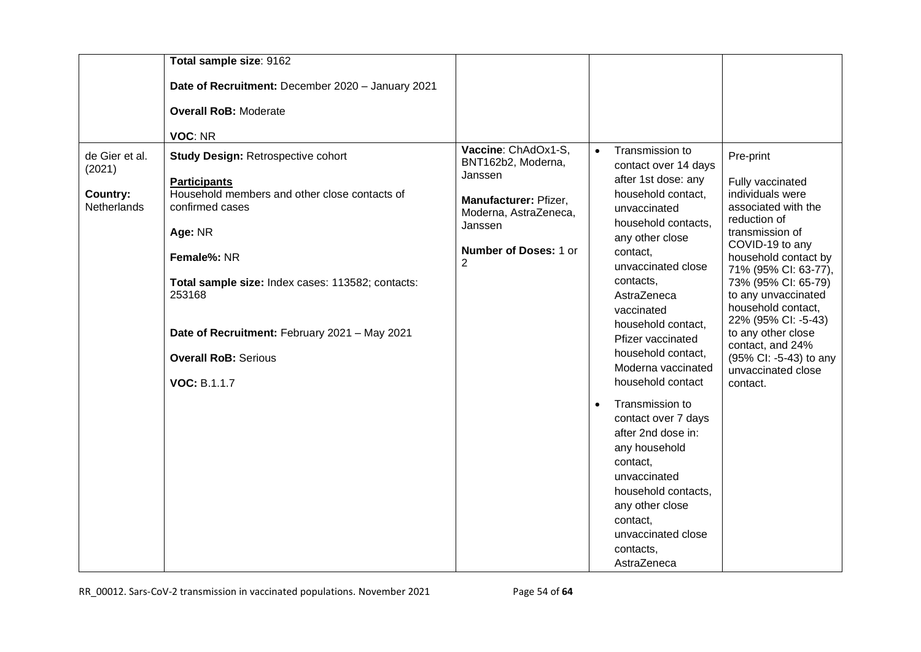| | | | | |
|---|---|---|---|---|
| | **Total sample size**: 9162<br><br>**Date of Recruitment:** December 2020 – January 2021<br><br>**Overall RoB:** Moderate<br><br>**VOC**: NR | | | |
| de Gier et al. (2021)<br><br>**Country:** Netherlands | **Study Design:** Retrospective cohort<br><br>**Participants**<br>Household members and other close contacts of confirmed cases<br><br>**Age:** NR<br><br>**Female%:** NR<br><br>**Total sample size:** Index cases: 113582; contacts: 253168<br><br>**Date of Recruitment:** February 2021 – May 2021<br><br>**Overall RoB:** Serious<br><br>**VOC:** B.1.1.7 | **Vaccine**: ChAdOx1-S, BNT162b2, Moderna, Janssen<br><br>**Manufacturer:** Pfizer, Moderna, AstraZeneca, Janssen<br><br>**Number of Doses:** 1 or 2 | • Transmission to contact over 14 days after 1st dose: any household contact, unvaccinated household contacts, any other close contact, unvaccinated close contacts, AstraZeneca vaccinated household contact, Pfizer vaccinated household contact, Moderna vaccinated household contact<br><br>• Transmission to contact over 7 days after 2nd dose in: any household contact, unvaccinated household contacts, any other close contact, unvaccinated close contacts, AstraZeneca | Pre-print<br><br>Fully vaccinated individuals were associated with the reduction of transmission of COVID-19 to any household contact by 71% (95% CI: 63-77), 73% (95% CI: 65-79) to any unvaccinated household contact, 22% (95% CI: -5-43) to any other close contact, and 24% (95% CI: -5-43) to any unvaccinated close contact. |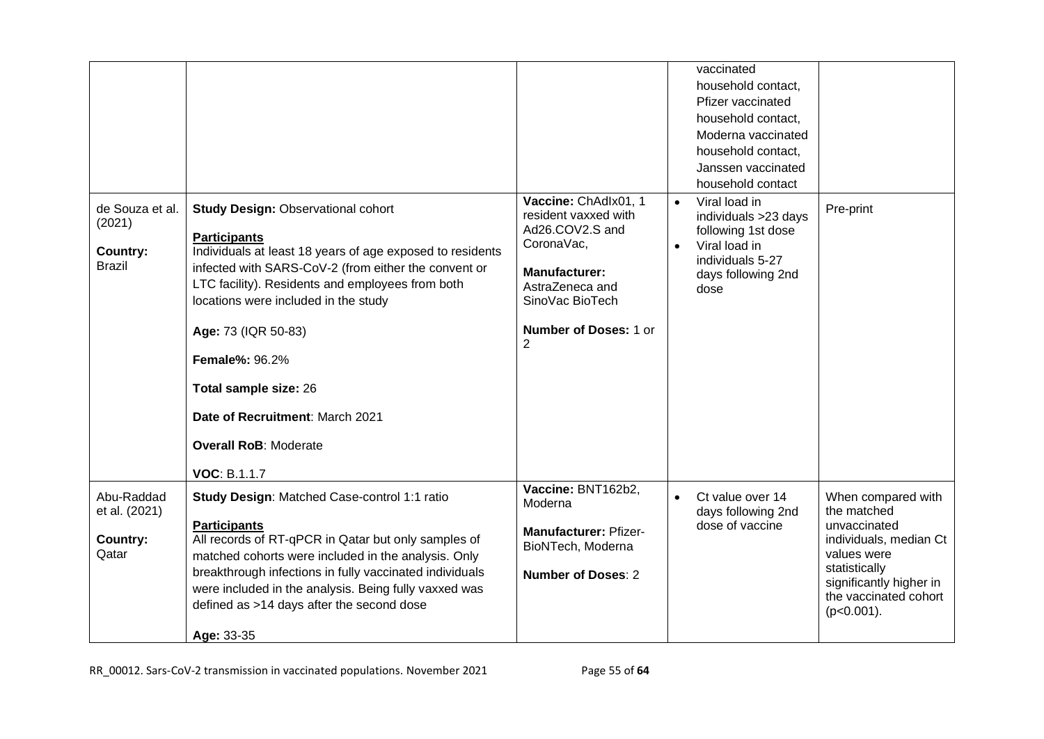| | | | | |
|---|---|---|---|---|
| | | | vaccinated household contact, Pfizer vaccinated household contact, Moderna vaccinated household contact, Janssen vaccinated household contact | |
| de Souza et al. (2021)<br><br>**Country:** Brazil | **Study Design:** Observational cohort<br><br>**Participants**<br>Individuals at least 18 years of age exposed to residents infected with SARS-CoV-2 (from either the convent or LTC facility). Residents and employees from both locations were included in the study<br><br>**Age:** 73 (IQR 50-83)<br><br>**Female%:** 96.2%<br><br>**Total sample size:** 26<br><br>**Date of Recruitment**: March 2021<br><br>**Overall RoB**: Moderate<br><br>**VOC**: B.1.1.7 | **Vaccine:** ChAdIx01, 1 resident vaxxed with Ad26.COV2.S and CoronaVac,<br><br>**Manufacturer:** AstraZeneca and SinoVac BioTech<br><br>**Number of Doses:** 1 or 2 | • Viral load in individuals >23 days following 1st dose<br>• Viral load in individuals 5-27 days following 2nd dose | Pre-print |
| Abu-Raddad et al. (2021)<br><br>**Country:** Qatar | **Study Design**: Matched Case-control 1:1 ratio<br><br>**Participants**<br>All records of RT-qPCR in Qatar but only samples of matched cohorts were included in the analysis. Only breakthrough infections in fully vaccinated individuals were included in the analysis. Being fully vaxxed was defined as >14 days after the second dose<br><br>**Age:** 33-35 | **Vaccine:** BNT162b2, Moderna<br><br>**Manufacturer:** Pfizer-BioNTech, Moderna<br><br>**Number of Doses**: 2 | • Ct value over 14 days following 2nd dose of vaccine | When compared with the matched unvaccinated individuals, median Ct values were statistically significantly higher in the vaccinated cohort ($p<0.001$). |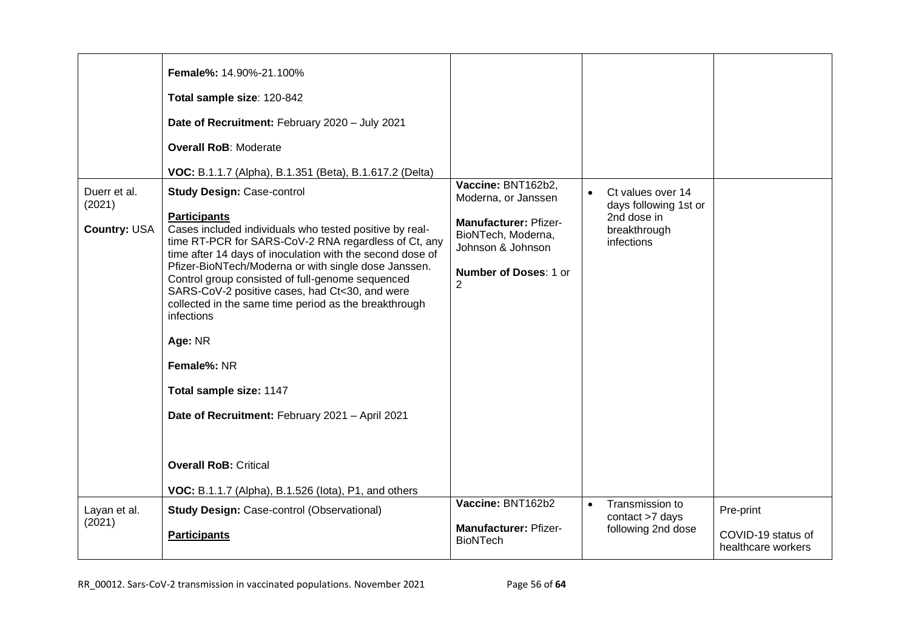| | | | | |
|---|---|---|---|---|
| | **Female%:** 14.90%-21.100%<br><br>**Total sample size**: 120-842<br><br>**Date of Recruitment:** February 2020 – July 2021<br><br>**Overall RoB**: Moderate<br><br>**VOC:** B.1.1.7 (Alpha), B.1.351 (Beta), B.1.617.2 (Delta) | | | |
| Duerr et al. (2021)<br><br>**Country:** USA | **Study Design:** Case-control<br><br>**Participants**<br>Cases included individuals who tested positive by real-time RT-PCR for SARS-CoV-2 RNA regardless of Ct, any time after 14 days of inoculation with the second dose of Pfizer-BioNTech/Moderna or with single dose Janssen. Control group consisted of full-genome sequenced SARS-CoV-2 positive cases, had Ct<30, and were collected in the same time period as the breakthrough infections<br><br>**Age:** NR<br><br>**Female%:** NR<br><br>**Total sample size:** 1147<br><br>**Date of Recruitment:** February 2021 – April 2021<br><br>**Overall RoB:** Critical<br><br>**VOC:** B.1.1.7 (Alpha), B.1.526 (Iota), P1, and others | **Vaccine:** BNT162b2, Moderna, or Janssen<br><br>**Manufacturer:** Pfizer-BioNTech, Moderna, Johnson & Johnson<br><br>**Number of Doses**: 1 or 2 | • Ct values over 14 days following 1st or 2nd dose in breakthrough infections | |
| Layan et al. (2021) | **Study Design:** Case-control (Observational)<br><br>**Participants** | **Vaccine:** BNT162b2<br><br>**Manufacturer:** Pfizer-BioNTech | • Transmission to contact >7 days following 2nd dose | Pre-print<br><br>COVID-19 status of healthcare workers |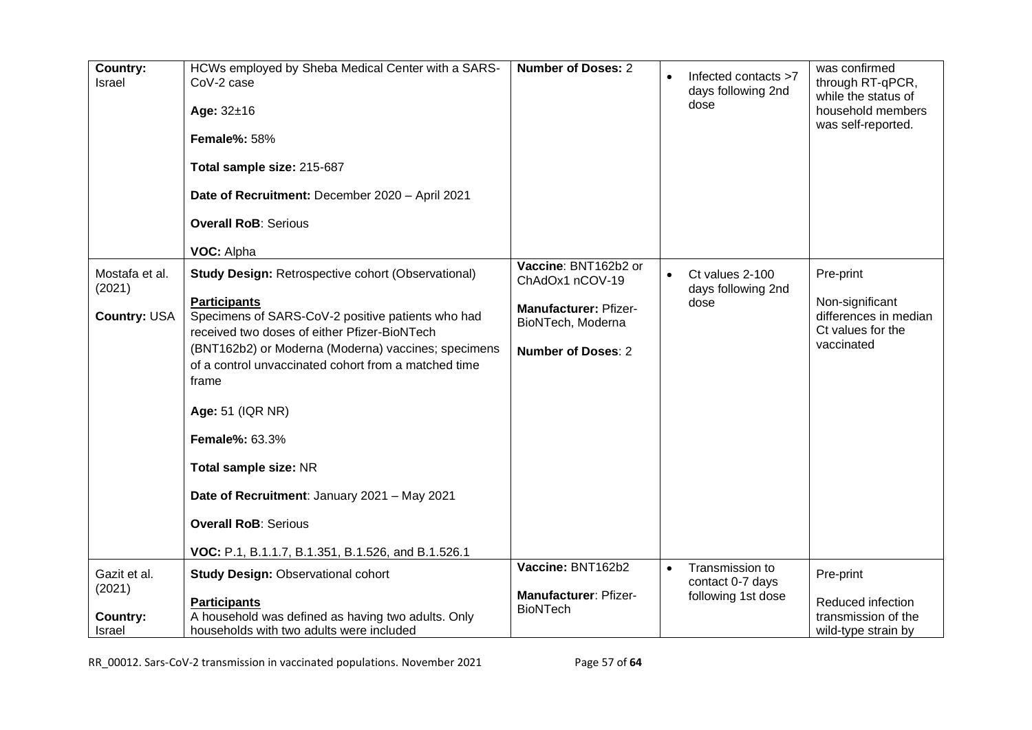| | | | | |
|---|---|---|---|---|
| **Country:** Israel | HCWs employed by Sheba Medical Center with a SARS-CoV-2 case<br><br>**Age:** 32±16<br><br>**Female%:** 58%<br><br>**Total sample size:** 215-687<br><br>**Date of Recruitment:** December 2020 – April 2021<br><br>**Overall RoB**: Serious<br><br>**VOC:** Alpha | **Number of Doses:** 2 | • Infected contacts >7 days following 2nd dose | was confirmed through RT-qPCR, while the status of household members was self-reported. |
| Mostafa et al. (2021)<br><br>**Country:** USA | **Study Design:** Retrospective cohort (Observational)<br><br>**Participants**<br>Specimens of SARS-CoV-2 positive patients who had received two doses of either Pfizer-BioNTech (BNT162b2) or Moderna (Moderna) vaccines; specimens of a control unvaccinated cohort from a matched time frame<br><br>**Age:** 51 (IQR NR)<br><br>**Female%:** 63.3%<br><br>**Total sample size:** NR<br><br>**Date of Recruitment**: January 2021 – May 2021<br><br>**Overall RoB**: Serious<br><br>**VOC:** P.1, B.1.1.7, B.1.351, B.1.526, and B.1.526.1 | **Vaccine**: BNT162b2 or ChAdOx1 nCOV-19<br><br>**Manufacturer:** Pfizer-BioNTech, Moderna<br><br>**Number of Doses**: 2 | • Ct values 2-100 days following 2nd dose | Pre-print<br><br>Non-significant differences in median Ct values for the vaccinated |
| Gazit et al. (2021)<br><br>**Country:** Israel | **Study Design:** Observational cohort<br><br>**Participants**<br>A household was defined as having two adults. Only households with two adults were included | **Vaccine:** BNT162b2<br><br>**Manufacturer**: Pfizer-BioNTech | • Transmission to contact 0-7 days following 1st dose | Pre-print<br><br>Reduced infection transmission of the wild-type strain by |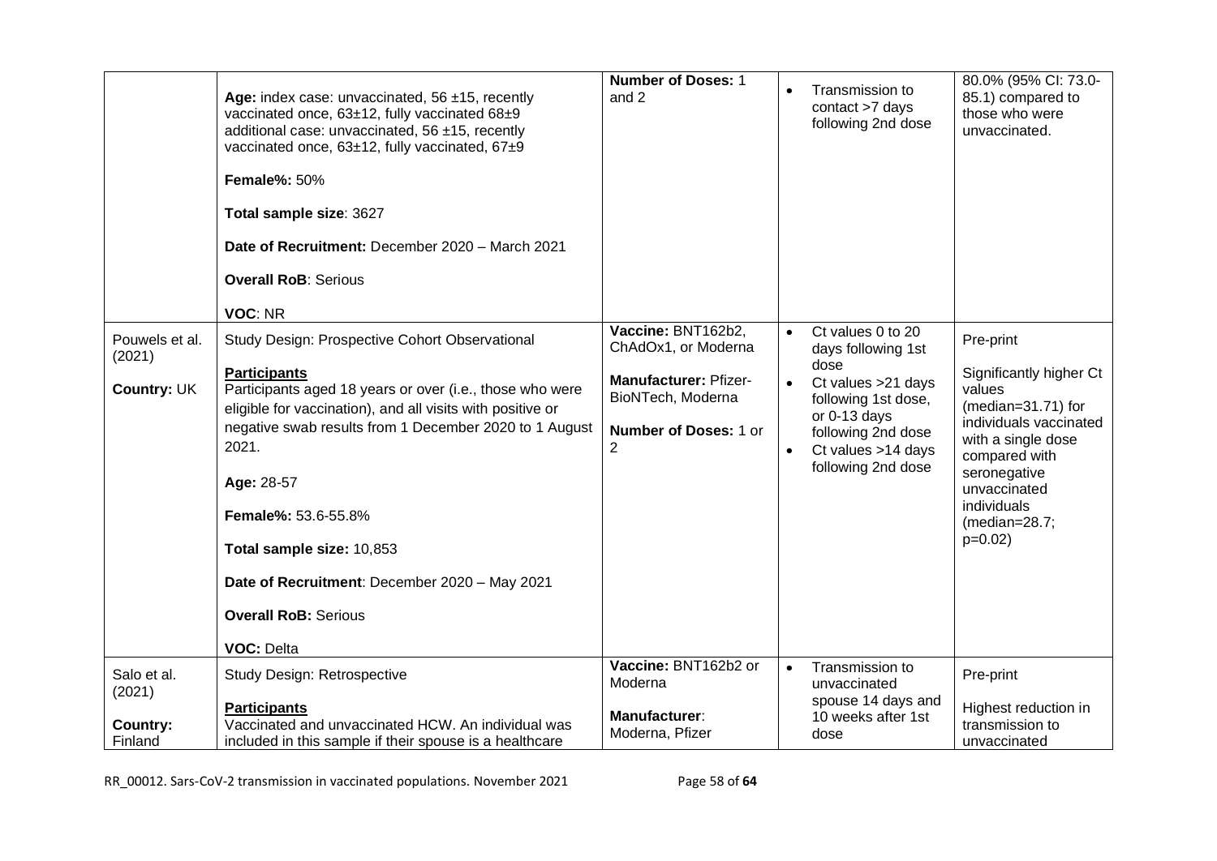| | | | | |
|---|---|---|---|---|
| | **Age:** index case: unvaccinated, 56 ±15, recently vaccinated once, 63±12, fully vaccinated 68±9 additional case: unvaccinated, 56 ±15, recently vaccinated once, 63±12, fully vaccinated, 67±9<br><br>**Female%:** 50%<br><br>**Total sample size**: 3627<br><br>**Date of Recruitment:** December 2020 – March 2021<br><br>**Overall RoB**: Serious<br><br>**VOC**: NR | **Number of Doses:** 1 and 2 | • Transmission to contact >7 days following 2nd dose | 80.0% (95% CI: 73.0-85.1) compared to those who were unvaccinated. |
| Pouwels et al. (2021)<br><br>**Country:** UK | Study Design: Prospective Cohort Observational<br><br>**Participants**<br>Participants aged 18 years or over (i.e., those who were eligible for vaccination), and all visits with positive or negative swab results from 1 December 2020 to 1 August 2021.<br><br>**Age:** 28-57<br><br>**Female%:** 53.6-55.8%<br><br>**Total sample size:** 10,853<br><br>**Date of Recruitment**: December 2020 – May 2021<br><br>**Overall RoB:** Serious<br><br>**VOC:** Delta | **Vaccine:** BNT162b2, ChAdOx1, or Moderna<br><br>**Manufacturer:** Pfizer-BioNTech, Moderna<br><br>**Number of Doses:** 1 or 2 | • Ct values 0 to 20 days following 1st dose<br>• Ct values >21 days following 1st dose, or 0-13 days following 2nd dose<br>• Ct values >14 days following 2nd dose | Pre-print<br><br>Significantly higher Ct values (median=31.71) for individuals vaccinated with a single dose compared with seronegative unvaccinated individuals (median=28.7; p=0.02) |
| Salo et al. (2021)<br><br>**Country:** Finland | Study Design: Retrospective<br><br>**Participants**<br>Vaccinated and unvaccinated HCW. An individual was included in this sample if their spouse is a healthcare | **Vaccine:** BNT162b2 or Moderna<br><br>**Manufacturer**: Moderna, Pfizer | • Transmission to unvaccinated spouse 14 days and 10 weeks after 1st dose | Pre-print<br><br>Highest reduction in transmission to unvaccinated |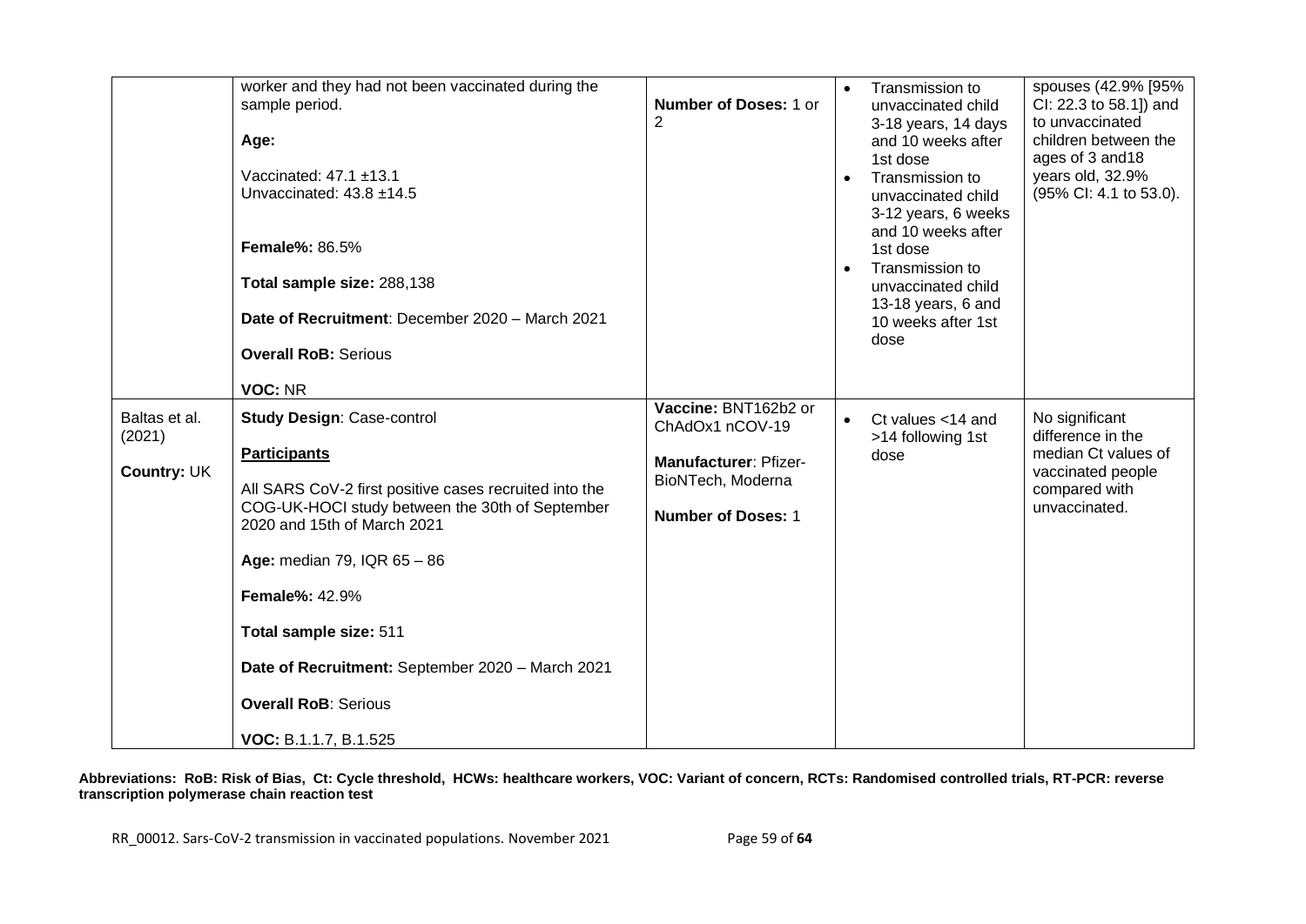| | | | | |
|---|---|---|---|---|
| | worker and they had not been vaccinated during the sample period.<br><br>**Age:**<br><br>Vaccinated: 47.1 ±13.1<br>Unvaccinated: 43.8 ±14.5<br><br>**Female%:** 86.5%<br><br>**Total sample size:** 288,138<br><br>**Date of Recruitment**: December 2020 – March 2021<br><br>**Overall RoB:** Serious<br><br>**VOC:** NR | **Number of Doses:** 1 or 2 | • Transmission to unvaccinated child 3-18 years, 14 days and 10 weeks after 1st dose<br>• Transmission to unvaccinated child 3-12 years, 6 weeks and 10 weeks after 1st dose<br>• Transmission to unvaccinated child 13-18 years, 6 and 10 weeks after 1st dose | spouses (42.9% [95% CI: 22.3 to 58.1]) and to unvaccinated children between the ages of 3 and18 years old, 32.9% (95% CI: 4.1 to 53.0). |
| Baltas et al. (2021)<br><br>**Country:** UK | **Study Design**: Case-control<br><br>**Participants**<br><br>All SARS CoV-2 first positive cases recruited into the COG-UK-HOCI study between the 30th of September 2020 and 15th of March 2021<br><br>**Age:** median 79, IQR 65 – 86<br><br>**Female%:** 42.9%<br><br>**Total sample size:** 511<br><br>**Date of Recruitment:** September 2020 – March 2021<br><br>**Overall RoB**: Serious<br><br>**VOC:** B.1.1.7, B.1.525 | **Vaccine:** BNT162b2 or ChAdOx1 nCOV-19<br><br>**Manufacturer**: Pfizer-BioNTech, Moderna<br><br>**Number of Doses:** 1 | • Ct values <14 and >14 following 1st dose | No significant difference in the median Ct values of vaccinated people compared with unvaccinated. |

**Abbreviations: RoB: Risk of Bias, Ct: Cycle threshold, HCWs: healthcare workers, VOC: Variant of concern, RCTs: Randomised controlled trials, RT-PCR: reverse transcription polymerase chain reaction test**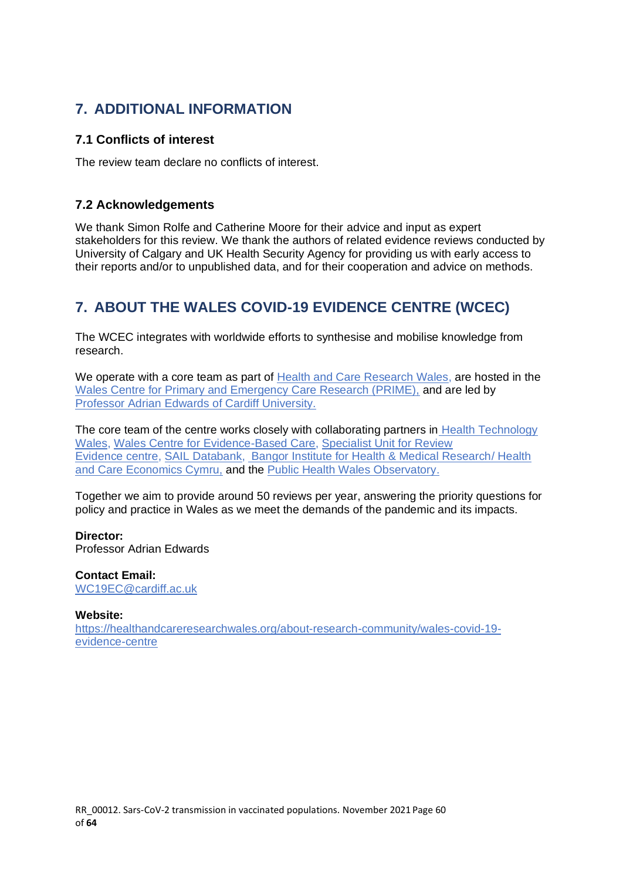# 7. ADDITIONAL INFORMATION

## 7.1 Conflicts of interest

The review team declare no conflicts of interest.

## 7.2 Acknowledgements

We thank Simon Rolfe and Catherine Moore for their advice and input as expert stakeholders for this review. We thank the authors of related evidence reviews conducted by University of Calgary and UK Health Security Agency for providing us with early access to their reports and/or to unpublished data, and for their cooperation and advice on methods.

# 7. ABOUT THE WALES COVID-19 EVIDENCE CENTRE (WCEC)

The WCEC integrates with worldwide efforts to synthesise and mobilise knowledge from research.

We operate with a core team as part of Health and Care Research Wales, are hosted in the Wales Centre for Primary and Emergency Care Research (PRIME), and are led by Professor Adrian Edwards of Cardiff University.

The core team of the centre works closely with collaborating partners in Health Technology Wales, Wales Centre for Evidence-Based Care, Specialist Unit for Review Evidence centre, SAIL Databank, Bangor Institute for Health & Medical Research/ Health and Care Economics Cymru, and the Public Health Wales Observatory.

Together we aim to provide around 50 reviews per year, answering the priority questions for policy and practice in Wales as we meet the demands of the pandemic and its impacts.

**Director:**
Professor Adrian Edwards

**Contact Email:**
WC19EC@cardiff.ac.uk

**Website:**
https://healthandcareresearchwales.org/about-research-community/wales-covid-19-evidence-centre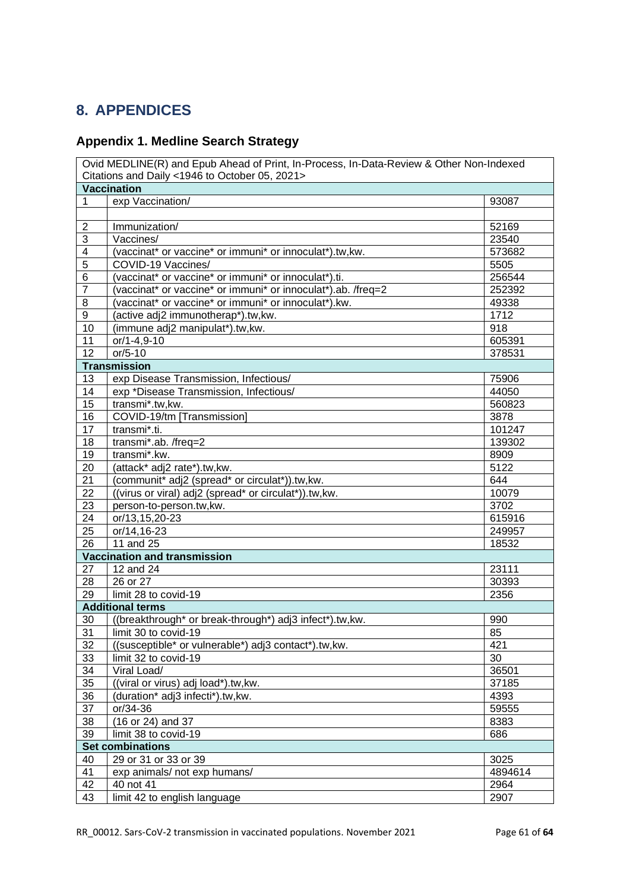# 8. APPENDICES

## Appendix 1. Medline Search Strategy

| Ovid MEDLINE(R) and Epub Ahead of Print, In-Process, In-Data-Review & Other Non-Indexed Citations and Daily <1946 to October 05, 2021> | | |
|---|---|---|
| **Vaccination** | | |
| 1 | exp Vaccination/ | 93087 |
| | | |
| 2 | Immunization/ | 52169 |
| 3 | Vaccines/ | 23540 |
| 4 | (vaccinat* or vaccine* or immuni* or innoculat*).tw,kw. | 573682 |
| 5 | COVID-19 Vaccines/ | 5505 |
| 6 | (vaccinat* or vaccine* or immuni* or innoculat*).ti. | 256544 |
| 7 | (vaccinat* or vaccine* or immuni* or innoculat*).ab. /freq=2 | 252392 |
| 8 | (vaccinat* or vaccine* or immuni* or innoculat*).kw. | 49338 |
| 9 | (active adj2 immunotherap*).tw,kw. | 1712 |
| 10 | (immune adj2 manipulat*).tw,kw. | 918 |
| 11 | or/1-4,9-10 | 605391 |
| 12 | or/5-10 | 378531 |
| **Transmission** | | |
| 13 | exp Disease Transmission, Infectious/ | 75906 |
| 14 | exp *Disease Transmission, Infectious/ | 44050 |
| 15 | transmi*.tw,kw. | 560823 |
| 16 | COVID-19/tm [Transmission] | 3878 |
| 17 | transmi*.ti. | 101247 |
| 18 | transmi*.ab. /freq=2 | 139302 |
| 19 | transmi*.kw. | 8909 |
| 20 | (attack* adj2 rate*).tw,kw. | 5122 |
| 21 | (communit* adj2 (spread* or circulat*)).tw,kw. | 644 |
| 22 | ((virus or viral) adj2 (spread* or circulat*)).tw,kw. | 10079 |
| 23 | person-to-person.tw,kw. | 3702 |
| 24 | or/13,15,20-23 | 615916 |
| 25 | or/14,16-23 | 249957 |
| 26 | 11 and 25 | 18532 |
| **Vaccination and transmission** | | |
| 27 | 12 and 24 | 23111 |
| 28 | 26 or 27 | 30393 |
| 29 | limit 28 to covid-19 | 2356 |
| **Additional terms** | | |
| 30 | ((breakthrough* or break-through*) adj3 infect*).tw,kw. | 990 |
| 31 | limit 30 to covid-19 | 85 |
| 32 | ((susceptible* or vulnerable*) adj3 contact*).tw,kw. | 421 |
| 33 | limit 32 to covid-19 | 30 |
| 34 | Viral Load/ | 36501 |
| 35 | ((viral or virus) adj load*).tw,kw. | 37185 |
| 36 | (duration* adj3 infecti*).tw,kw. | 4393 |
| 37 | or/34-36 | 59555 |
| 38 | (16 or 24) and 37 | 8383 |
| 39 | limit 38 to covid-19 | 686 |
| **Set combinations** | | |
| 40 | 29 or 31 or 33 or 39 | 3025 |
| 41 | exp animals/ not exp humans/ | 4894614 |
| 42 | 40 not 41 | 2964 |
| 43 | limit 42 to english language | 2907 |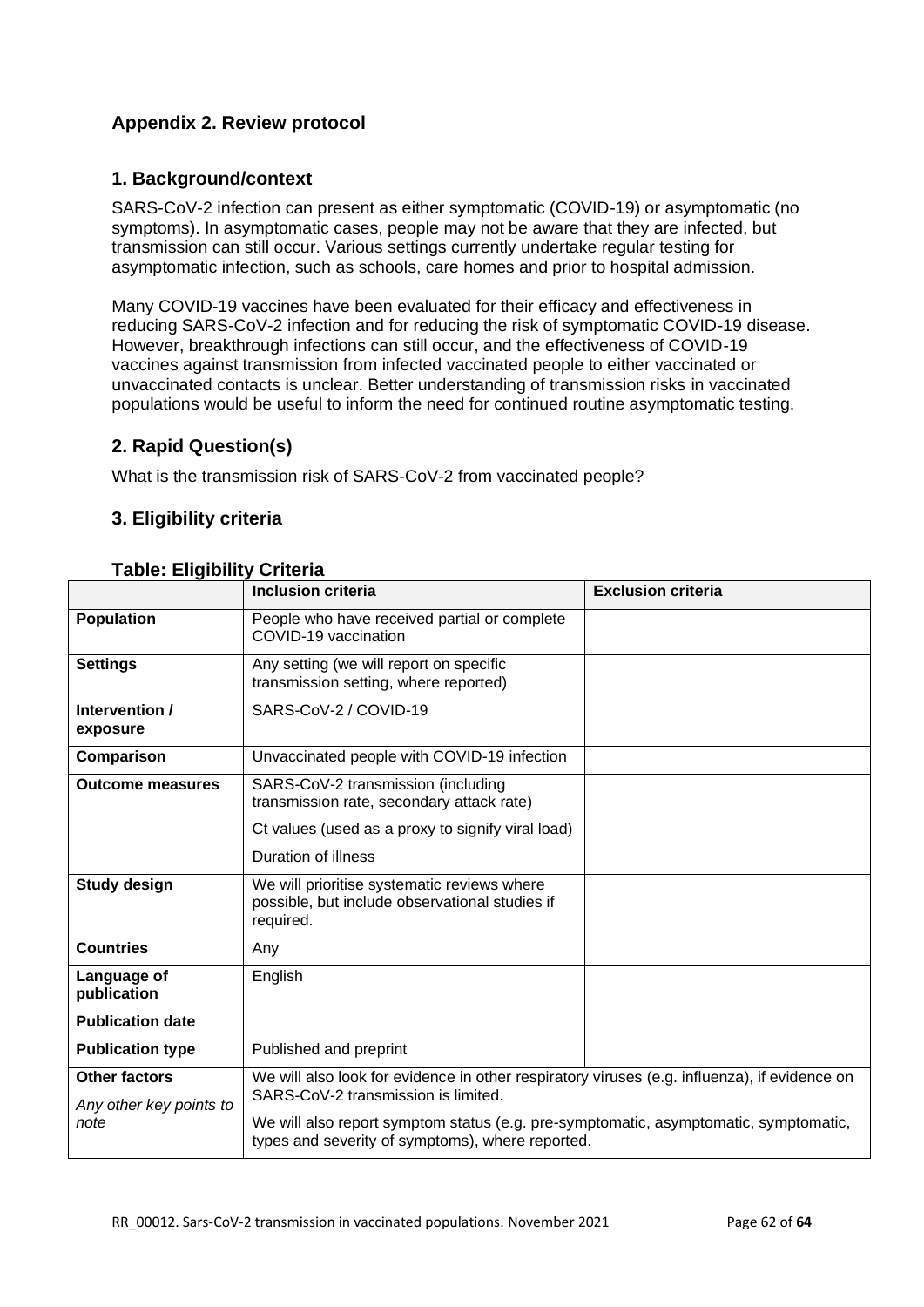## Appendix 2. Review protocol

### 1. Background/context

SARS-CoV-2 infection can present as either symptomatic (COVID-19) or asymptomatic (no symptoms). In asymptomatic cases, people may not be aware that they are infected, but transmission can still occur. Various settings currently undertake regular testing for asymptomatic infection, such as schools, care homes and prior to hospital admission.

Many COVID-19 vaccines have been evaluated for their efficacy and effectiveness in reducing SARS-CoV-2 infection and for reducing the risk of symptomatic COVID-19 disease. However, breakthrough infections can still occur, and the effectiveness of COVID-19 vaccines against transmission from infected vaccinated people to either vaccinated or unvaccinated contacts is unclear. Better understanding of transmission risks in vaccinated populations would be useful to inform the need for continued routine asymptomatic testing.

### 2. Rapid Question(s)

What is the transmission risk of SARS-CoV-2 from vaccinated people?

### 3. Eligibility criteria

**Table: Eligibility Criteria**

| | Inclusion criteria | Exclusion criteria |
|---|---|---|
| **Population** | People who have received partial or complete COVID-19 vaccination | |
| **Settings** | Any setting (we will report on specific transmission setting, where reported) | |
| **Intervention / exposure** | SARS-CoV-2 / COVID-19 | |
| **Comparison** | Unvaccinated people with COVID-19 infection | |
| **Outcome measures** | SARS-CoV-2 transmission (including transmission rate, secondary attack rate)<br>Ct values (used as a proxy to signify viral load)<br>Duration of illness | |
| **Study design** | We will prioritise systematic reviews where possible, but include observational studies if required. | |
| **Countries** | Any | |
| **Language of publication** | English | |
| **Publication date** | | |
| **Publication type** | Published and preprint | |
| **Other factors**<br>*Any other key points to note* | We will also look for evidence in other respiratory viruses (e.g. influenza), if evidence on SARS-CoV-2 transmission is limited.<br>We will also report symptom status (e.g. pre-symptomatic, asymptomatic, symptomatic, types and severity of symptoms), where reported. | |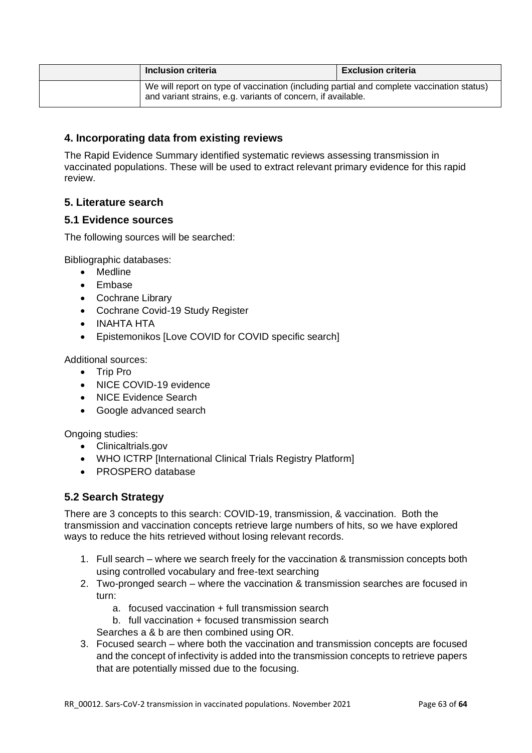| | Inclusion criteria | Exclusion criteria |
|---|---|---|
| | We will report on type of vaccination (including partial and complete vaccination status) and variant strains, e.g. variants of concern, if available. | |

## 4. Incorporating data from existing reviews

The Rapid Evidence Summary identified systematic reviews assessing transmission in vaccinated populations. These will be used to extract relevant primary evidence for this rapid review.

## 5. Literature search

### 5.1 Evidence sources

The following sources will be searched:

Bibliographic databases:

- Medline
- Embase
- Cochrane Library
- Cochrane Covid-19 Study Register
- INAHTA HTA
- Epistemonikos [Love COVID for COVID specific search]

Additional sources:

- Trip Pro
- NICE COVID-19 evidence
- NICE Evidence Search
- Google advanced search

Ongoing studies:

- Clinicaltrials.gov
- WHO ICTRP [International Clinical Trials Registry Platform]
- PROSPERO database

### 5.2 Search Strategy

There are 3 concepts to this search: COVID-19, transmission, & vaccination. Both the transmission and vaccination concepts retrieve large numbers of hits, so we have explored ways to reduce the hits retrieved without losing relevant records.

1. Full search – where we search freely for the vaccination & transmission concepts both using controlled vocabulary and free-text searching
2. Two-pronged search – where the vaccination & transmission searches are focused in turn:
   a. focused vaccination + full transmission search
   b. full vaccination + focused transmission search

   Searches a & b are then combined using OR.
3. Focused search – where both the vaccination and transmission concepts are focused and the concept of infectivity is added into the transmission concepts to retrieve papers that are potentially missed due to the focusing.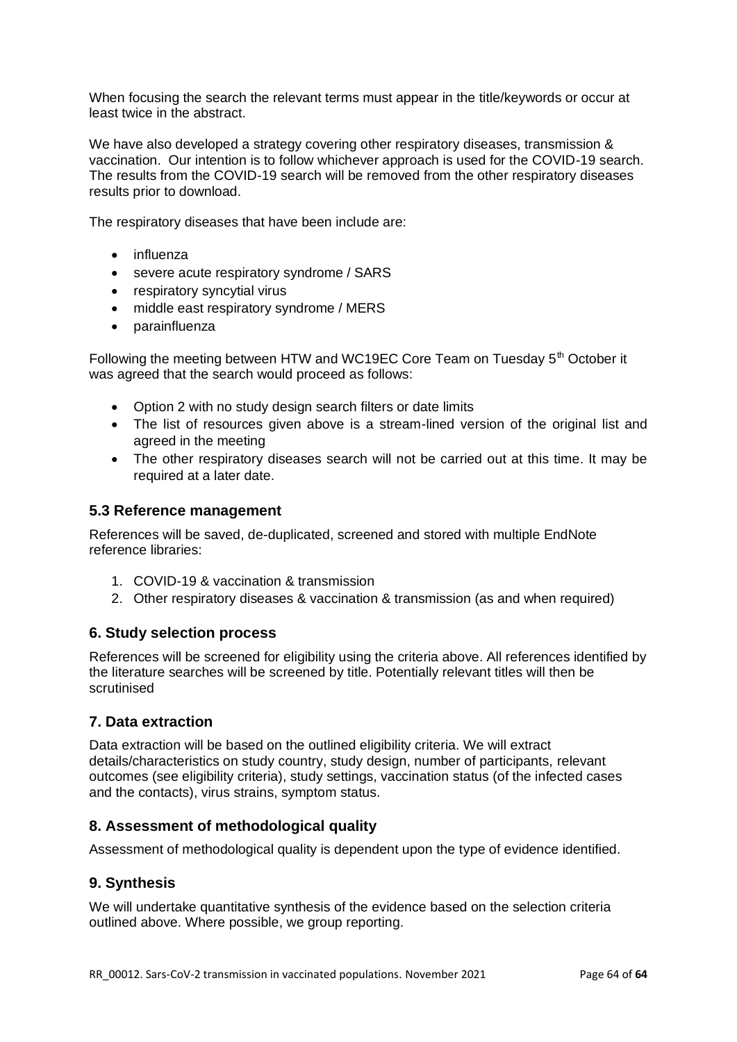When focusing the search the relevant terms must appear in the title/keywords or occur at least twice in the abstract.

We have also developed a strategy covering other respiratory diseases, transmission & vaccination. Our intention is to follow whichever approach is used for the COVID-19 search. The results from the COVID-19 search will be removed from the other respiratory diseases results prior to download.

The respiratory diseases that have been include are:

- influenza
- severe acute respiratory syndrome / SARS
- respiratory syncytial virus
- middle east respiratory syndrome / MERS
- parainfluenza

Following the meeting between HTW and WC19EC Core Team on Tuesday 5th October it was agreed that the search would proceed as follows:

- Option 2 with no study design search filters or date limits
- The list of resources given above is a stream-lined version of the original list and agreed in the meeting
- The other respiratory diseases search will not be carried out at this time. It may be required at a later date.

### 5.3 Reference management

References will be saved, de-duplicated, screened and stored with multiple EndNote reference libraries:

1. COVID-19 & vaccination & transmission
2. Other respiratory diseases & vaccination & transmission (as and when required)

## 6. Study selection process

References will be screened for eligibility using the criteria above. All references identified by the literature searches will be screened by title. Potentially relevant titles will then be scrutinised

## 7. Data extraction

Data extraction will be based on the outlined eligibility criteria. We will extract details/characteristics on study country, study design, number of participants, relevant outcomes (see eligibility criteria), study settings, vaccination status (of the infected cases and the contacts), virus strains, symptom status.

## 8. Assessment of methodological quality

Assessment of methodological quality is dependent upon the type of evidence identified.

## 9. Synthesis

We will undertake quantitative synthesis of the evidence based on the selection criteria outlined above. Where possible, we group reporting.